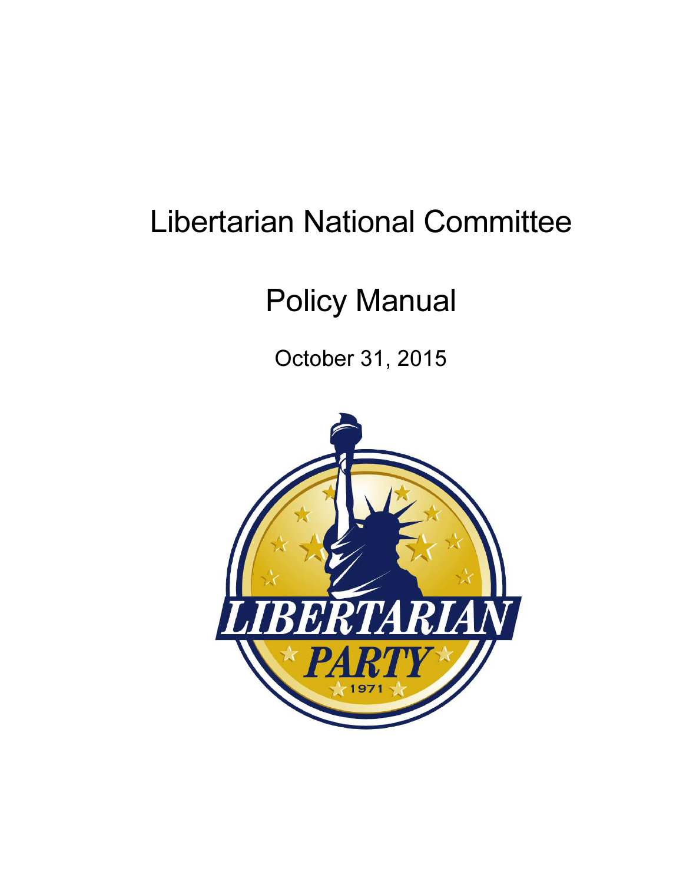# Libertarian National Committee

# Policy Manual

October 31, 2015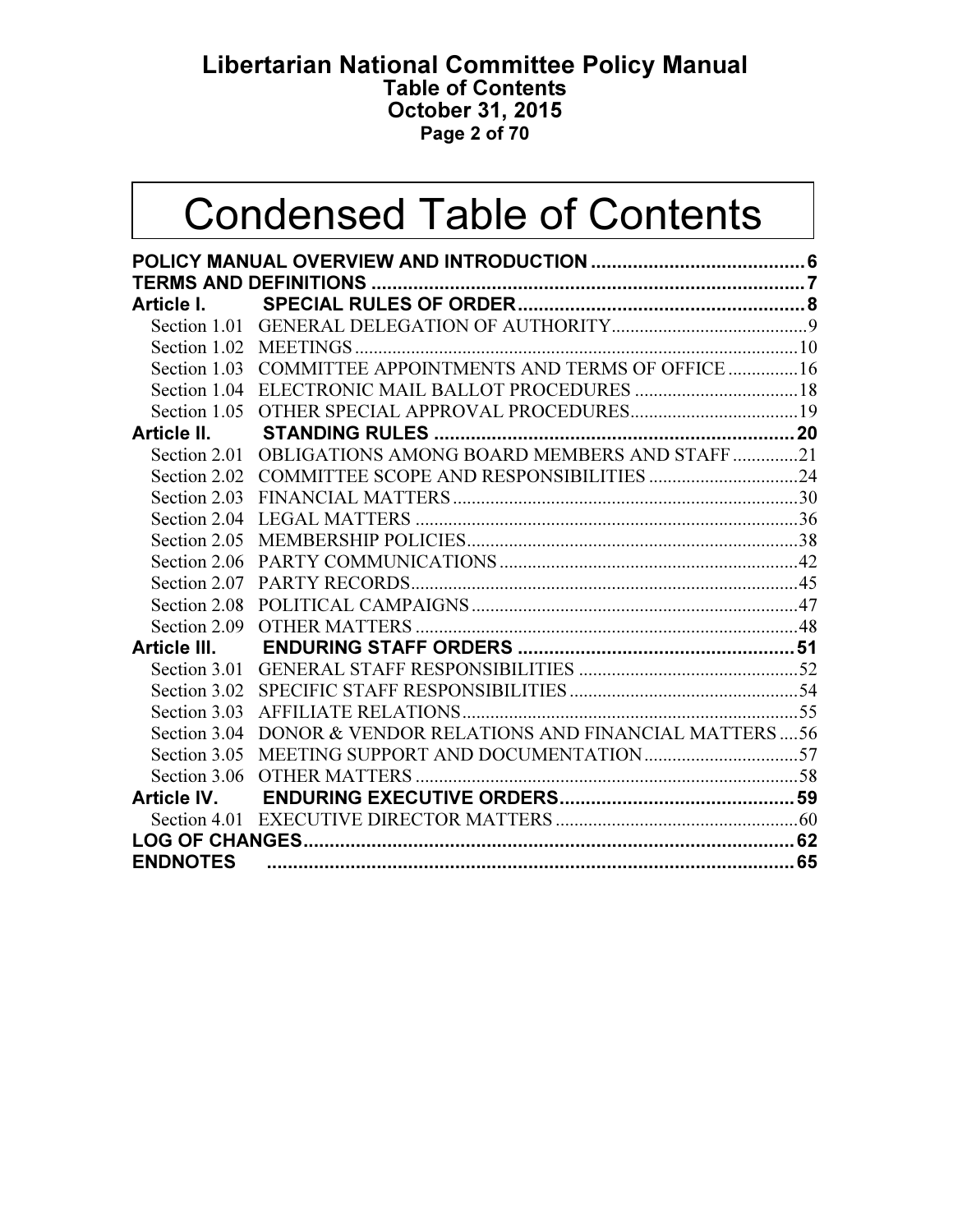# Condensed Table of Contents

**POLICY MANUAL OVERVIEW AND INTRODUCTION** ..... 6
**TERMS AND DEFINITIONS** ..... 7
**Article I. SPECIAL RULES OF ORDER** ..... 8
- Section 1.01 GENERAL DELEGATION OF AUTHORITY ..... 9
- Section 1.02 MEETINGS ..... 10
- Section 1.03 COMMITTEE APPOINTMENTS AND TERMS OF OFFICE ..... 16
- Section 1.04 ELECTRONIC MAIL BALLOT PROCEDURES ..... 18
- Section 1.05 OTHER SPECIAL APPROVAL PROCEDURES ..... 19

**Article II. STANDING RULES** ..... 20
- Section 2.01 OBLIGATIONS AMONG BOARD MEMBERS AND STAFF ..... 21
- Section 2.02 COMMITTEE SCOPE AND RESPONSIBILITIES ..... 24
- Section 2.03 FINANCIAL MATTERS ..... 30
- Section 2.04 LEGAL MATTERS ..... 36
- Section 2.05 MEMBERSHIP POLICIES ..... 38
- Section 2.06 PARTY COMMUNICATIONS ..... 42
- Section 2.07 PARTY RECORDS ..... 45
- Section 2.08 POLITICAL CAMPAIGNS ..... 47
- Section 2.09 OTHER MATTERS ..... 48

**Article III. ENDURING STAFF ORDERS** ..... 51
- Section 3.01 GENERAL STAFF RESPONSIBILITIES ..... 52
- Section 3.02 SPECIFIC STAFF RESPONSIBILITIES ..... 54
- Section 3.03 AFFILIATE RELATIONS ..... 55
- Section 3.04 DONOR & VENDOR RELATIONS AND FINANCIAL MATTERS ..... 56
- Section 3.05 MEETING SUPPORT AND DOCUMENTATION ..... 57
- Section 3.06 OTHER MATTERS ..... 58

**Article IV. ENDURING EXECUTIVE ORDERS** ..... 59
- Section 4.01 EXECUTIVE DIRECTOR MATTERS ..... 60

**LOG OF CHANGES** ..... 62
**ENDNOTES** ..... 65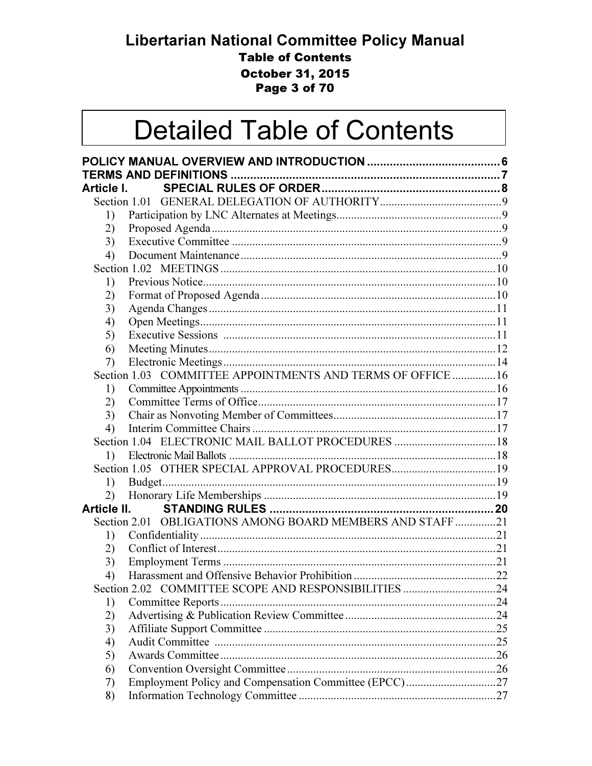# Detailed Table of Contents

**POLICY MANUAL OVERVIEW AND INTRODUCTION** .......................................... 6
**TERMS AND DEFINITIONS** .................................................................................. 7
**Article I. SPECIAL RULES OF ORDER** ....................................................... 8

- Section 1.01 GENERAL DELEGATION OF AUTHORITY ........................................ 9
  1) Participation by LNC Alternates at Meetings ........................................ 9
  2) Proposed Agenda ........................................................................ 9
  3) Executive Committee ................................................................... 9
  4) Document Maintenance ................................................................ 9
- Section 1.02 MEETINGS ................................................................................ 10
  1) Previous Notice ......................................................................... 10
  2) Format of Proposed Agenda ........................................................... 10
  3) Agenda Changes ......................................................................... 11
  4) Open Meetings ........................................................................... 11
  5) Executive Sessions ...................................................................... 11
  6) Meeting Minutes ......................................................................... 12
  7) Electronic Meetings ..................................................................... 14
- Section 1.03 COMMITTEE APPOINTMENTS AND TERMS OF OFFICE .............. 16
  1) Committee Appointments ............................................................... 16
  2) Committee Terms of Office ............................................................ 17
  3) Chair as Nonvoting Member of Committees ........................................ 17
  4) Interim Committee Chairs .............................................................. 17
- Section 1.04 ELECTRONIC MAIL BALLOT PROCEDURES .................................. 18
  1) Electronic Mail Ballots ................................................................. 18
- Section 1.05 OTHER SPECIAL APPROVAL PROCEDURES ................................... 19
  1) Budget ..................................................................................... 19
  2) Honorary Life Memberships ........................................................... 19

**Article II. STANDING RULES** ........................................................................ 20

- Section 2.01 OBLIGATIONS AMONG BOARD MEMBERS AND STAFF ............. 21
  1) Confidentiality ............................................................................ 21
  2) Conflict of Interest ....................................................................... 21
  3) Employment Terms ........................................................................ 21
  4) Harassment and Offensive Behavior Prohibition ................................... 22
- Section 2.02 COMMITTEE SCOPE AND RESPONSIBILITIES ................................ 24
  1) Committee Reports ........................................................................ 24
  2) Advertising & Publication Review Committee ...................................... 24
  3) Affiliate Support Committee ............................................................ 25
  4) Audit Committee .......................................................................... 25
  5) Awards Committee ........................................................................ 26
  6) Convention Oversight Committee ...................................................... 26
  7) Employment Policy and Compensation Committee (EPCC) ........................ 27
  8) Information Technology Committee .................................................... 27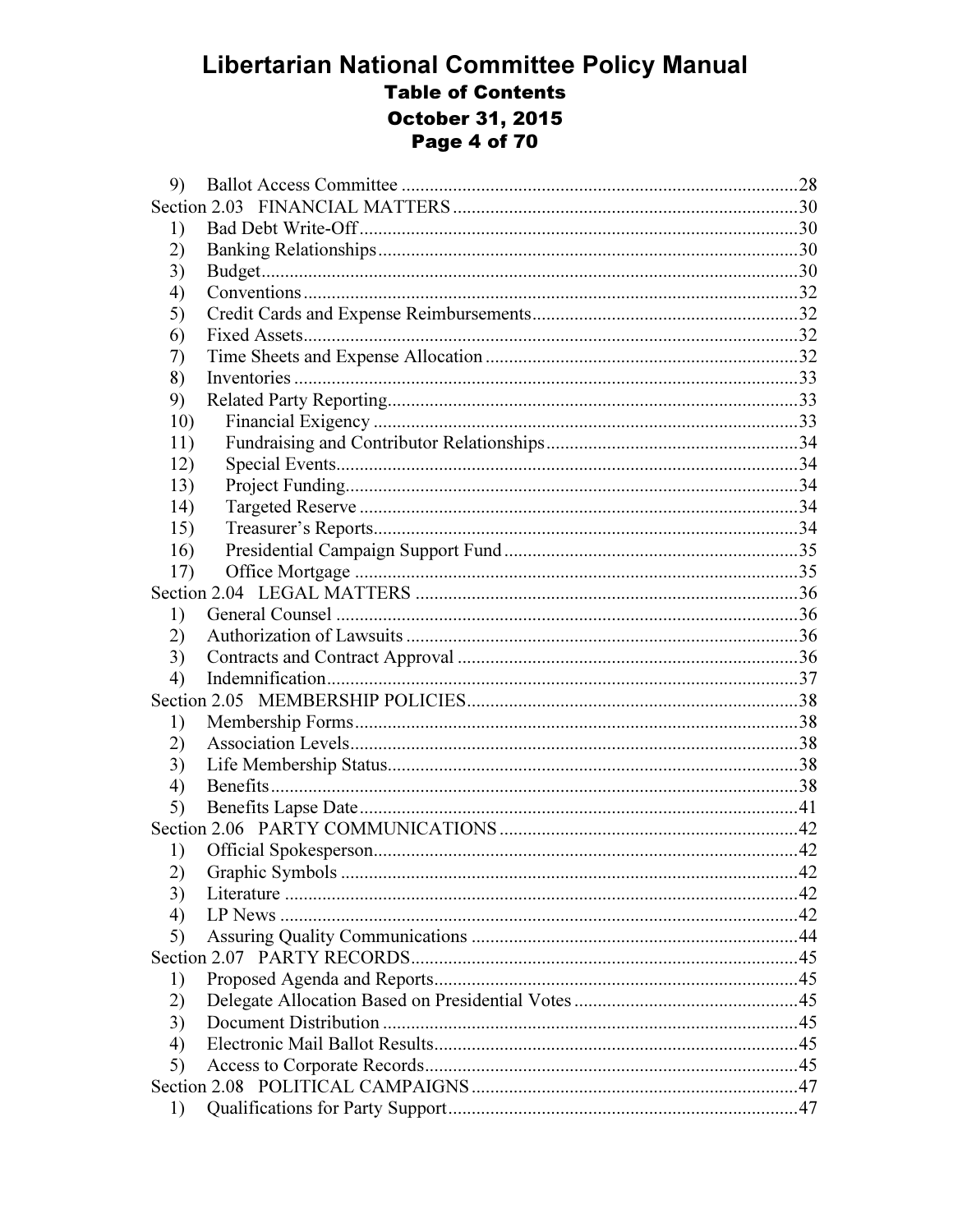9) Ballot Access Committee ....................................................................................28

Section 2.03 FINANCIAL MATTERS ..........................................................................30

1) Bad Debt Write-Off .............................................................................................30
2) Banking Relationships ..........................................................................................30
3) Budget ...................................................................................................................30
4) Conventions ..........................................................................................................32
5) Credit Cards and Expense Reimbursements .........................................................32
6) Fixed Assets ..........................................................................................................32
7) Time Sheets and Expense Allocation ...................................................................32
8) Inventories ............................................................................................................33
9) Related Party Reporting ........................................................................................33
10) Financial Exigency ...........................................................................................33
11) Fundraising and Contributor Relationships ......................................................34
12) Special Events ..................................................................................................34
13) Project Funding ................................................................................................34
14) Targeted Reserve .............................................................................................34
15) Treasurer's Reports ...........................................................................................34
16) Presidential Campaign Support Fund ...............................................................35
17) Office Mortgage ...............................................................................................35

Section 2.04 LEGAL MATTERS ..................................................................................36

1) General Counsel ...................................................................................................36
2) Authorization of Lawsuits ....................................................................................36
3) Contracts and Contract Approval .........................................................................36
4) Indemnification .....................................................................................................37

Section 2.05 MEMBERSHIP POLICIES .......................................................................38

1) Membership Forms ...............................................................................................38
2) Association Levels ................................................................................................38
3) Life Membership Status ........................................................................................38
4) Benefits .................................................................................................................38
5) Benefits Lapse Date ..............................................................................................41

Section 2.06 PARTY COMMUNICATIONS ................................................................42

1) Official Spokesperson ...........................................................................................42
2) Graphic Symbols ..................................................................................................42
3) Literature ..............................................................................................................42
4) LP News ...............................................................................................................42
5) Assuring Quality Communications ......................................................................44

Section 2.07 PARTY RECORDS ...................................................................................45

1) Proposed Agenda and Reports ..............................................................................45
2) Delegate Allocation Based on Presidential Votes .................................................45
3) Document Distribution .........................................................................................45
4) Electronic Mail Ballot Results ..............................................................................45
5) Access to Corporate Records ................................................................................45

Section 2.08 POLITICAL CAMPAIGNS ......................................................................47

1) Qualifications for Party Support ...........................................................................47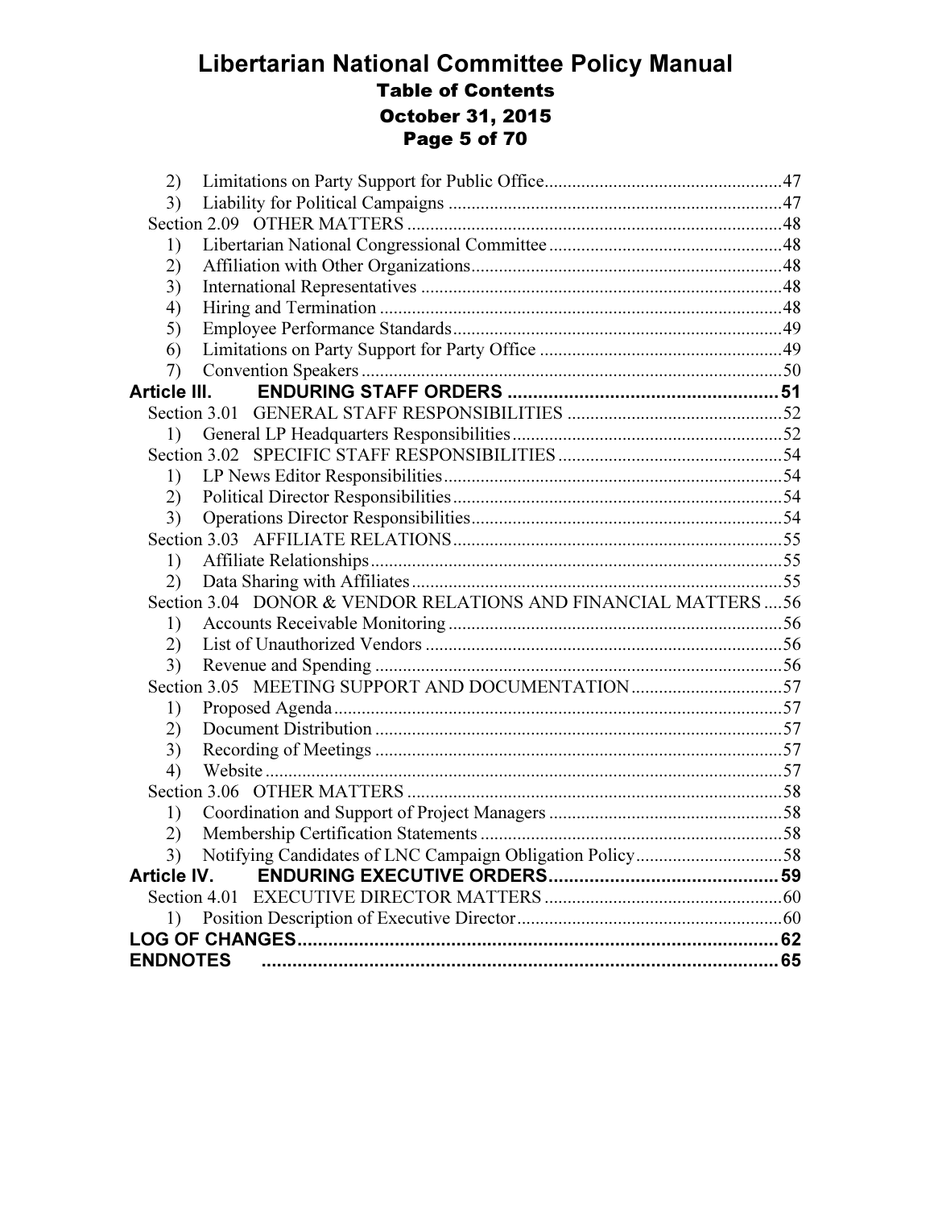2) Limitations on Party Support for Public Office ... 47
3) Liability for Political Campaigns ... 47

Section 2.09 OTHER MATTERS ... 48

1) Libertarian National Congressional Committee ... 48
2) Affiliation with Other Organizations ... 48
3) International Representatives ... 48
4) Hiring and Termination ... 48
5) Employee Performance Standards ... 49
6) Limitations on Party Support for Party Office ... 49
7) Convention Speakers ... 50

**Article III. ENDURING STAFF ORDERS ... 51**

Section 3.01 GENERAL STAFF RESPONSIBILITIES ... 52

1) General LP Headquarters Responsibilities ... 52

Section 3.02 SPECIFIC STAFF RESPONSIBILITIES ... 54

1) LP News Editor Responsibilities ... 54
2) Political Director Responsibilities ... 54
3) Operations Director Responsibilities ... 54

Section 3.03 AFFILIATE RELATIONS ... 55

1) Affiliate Relationships ... 55
2) Data Sharing with Affiliates ... 55

Section 3.04 DONOR & VENDOR RELATIONS AND FINANCIAL MATTERS ... 56

1) Accounts Receivable Monitoring ... 56
2) List of Unauthorized Vendors ... 56
3) Revenue and Spending ... 56

Section 3.05 MEETING SUPPORT AND DOCUMENTATION ... 57

1) Proposed Agenda ... 57
2) Document Distribution ... 57
3) Recording of Meetings ... 57
4) Website ... 57

Section 3.06 OTHER MATTERS ... 58

1) Coordination and Support of Project Managers ... 58
2) Membership Certification Statements ... 58
3) Notifying Candidates of LNC Campaign Obligation Policy ... 58

**Article IV. ENDURING EXECUTIVE ORDERS ... 59**

Section 4.01 EXECUTIVE DIRECTOR MATTERS ... 60

1) Position Description of Executive Director ... 60

**LOG OF CHANGES ... 62**

**ENDNOTES ... 65**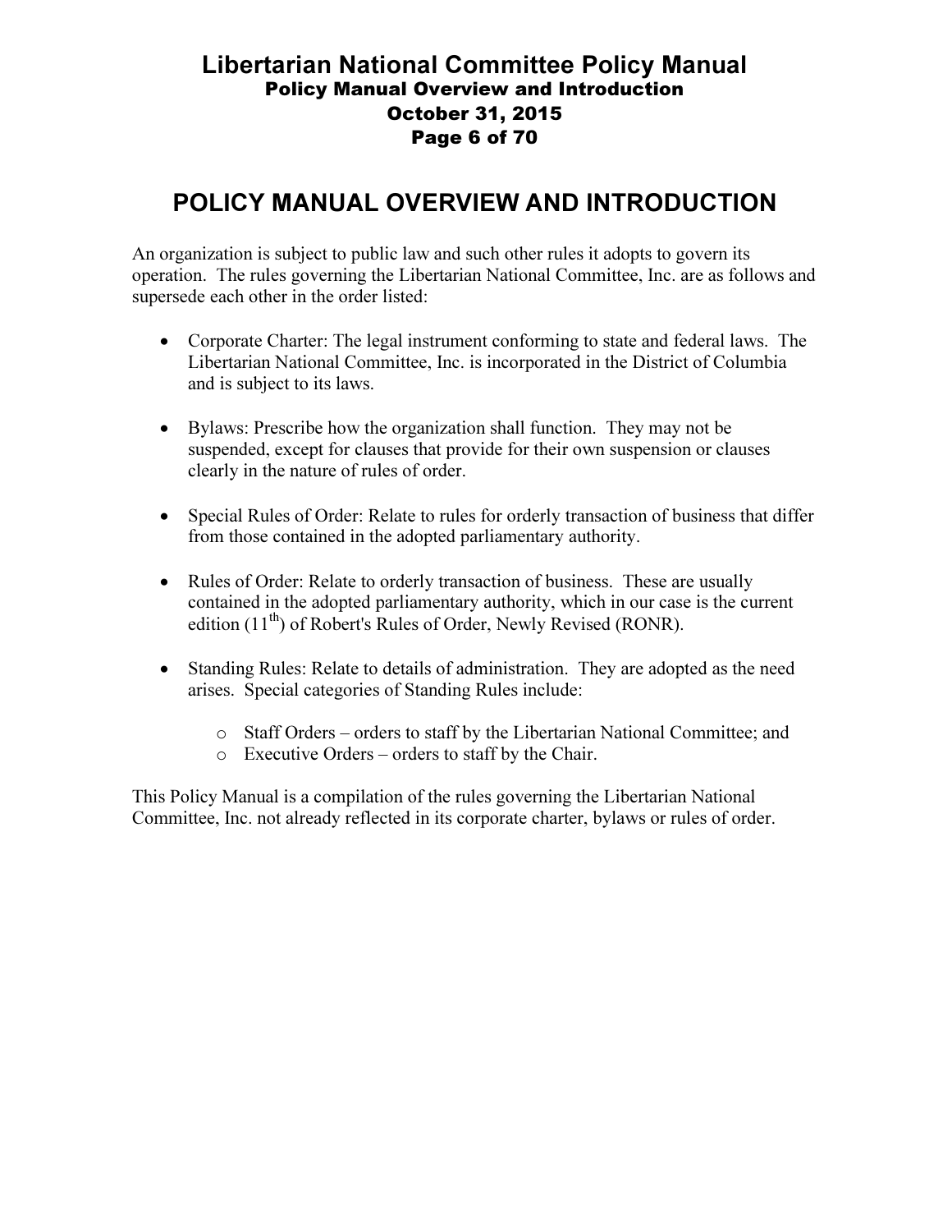# POLICY MANUAL OVERVIEW AND INTRODUCTION

An organization is subject to public law and such other rules it adopts to govern its operation. The rules governing the Libertarian National Committee, Inc. are as follows and supersede each other in the order listed:

- Corporate Charter: The legal instrument conforming to state and federal laws. The Libertarian National Committee, Inc. is incorporated in the District of Columbia and is subject to its laws.

- Bylaws: Prescribe how the organization shall function. They may not be suspended, except for clauses that provide for their own suspension or clauses clearly in the nature of rules of order.

- Special Rules of Order: Relate to rules for orderly transaction of business that differ from those contained in the adopted parliamentary authority.

- Rules of Order: Relate to orderly transaction of business. These are usually contained in the adopted parliamentary authority, which in our case is the current edition (11th) of Robert's Rules of Order, Newly Revised (RONR).

- Standing Rules: Relate to details of administration. They are adopted as the need arises. Special categories of Standing Rules include:
    - Staff Orders – orders to staff by the Libertarian National Committee; and
    - Executive Orders – orders to staff by the Chair.

This Policy Manual is a compilation of the rules governing the Libertarian National Committee, Inc. not already reflected in its corporate charter, bylaws or rules of order.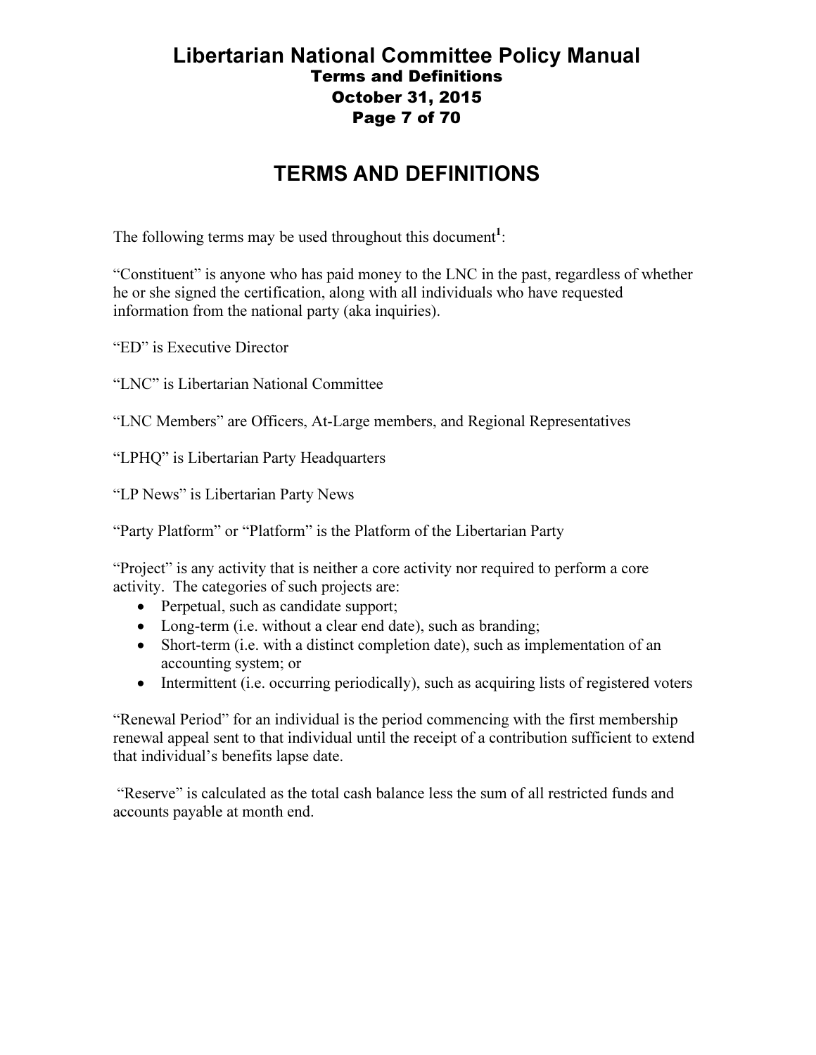# TERMS AND DEFINITIONS

The following terms may be used throughout this document[1]:

"Constituent" is anyone who has paid money to the LNC in the past, regardless of whether he or she signed the certification, along with all individuals who have requested information from the national party (aka inquiries).

"ED" is Executive Director

"LNC" is Libertarian National Committee

"LNC Members" are Officers, At-Large members, and Regional Representatives

"LPHQ" is Libertarian Party Headquarters

"LP News" is Libertarian Party News

"Party Platform" or "Platform" is the Platform of the Libertarian Party

"Project" is any activity that is neither a core activity nor required to perform a core activity. The categories of such projects are:

- Perpetual, such as candidate support;
- Long-term (i.e. without a clear end date), such as branding;
- Short-term (i.e. with a distinct completion date), such as implementation of an accounting system; or
- Intermittent (i.e. occurring periodically), such as acquiring lists of registered voters

"Renewal Period" for an individual is the period commencing with the first membership renewal appeal sent to that individual until the receipt of a contribution sufficient to extend that individual's benefits lapse date.

"Reserve" is calculated as the total cash balance less the sum of all restricted funds and accounts payable at month end.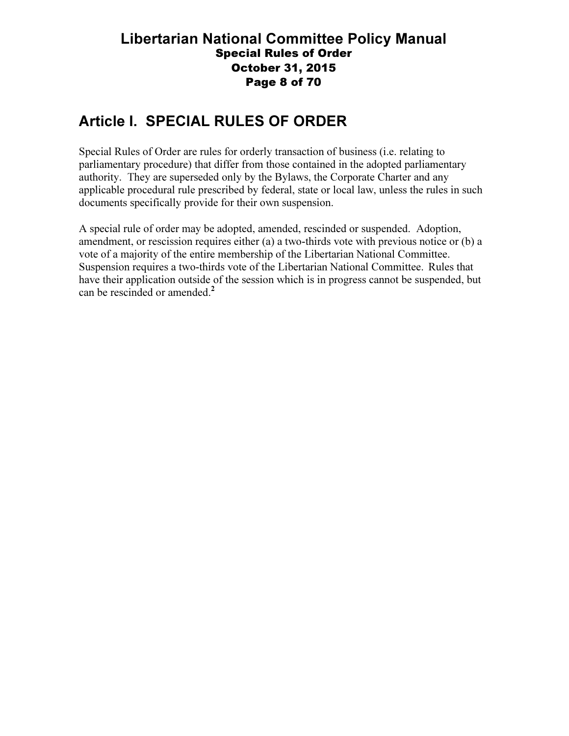# Article I. SPECIAL RULES OF ORDER

Special Rules of Order are rules for orderly transaction of business (i.e. relating to parliamentary procedure) that differ from those contained in the adopted parliamentary authority. They are superseded only by the Bylaws, the Corporate Charter and any applicable procedural rule prescribed by federal, state or local law, unless the rules in such documents specifically provide for their own suspension.

A special rule of order may be adopted, amended, rescinded or suspended. Adoption, amendment, or rescission requires either (a) a two-thirds vote with previous notice or (b) a vote of a majority of the entire membership of the Libertarian National Committee. Suspension requires a two-thirds vote of the Libertarian National Committee. Rules that have their application outside of the session which is in progress cannot be suspended, but can be rescinded or amended.[2]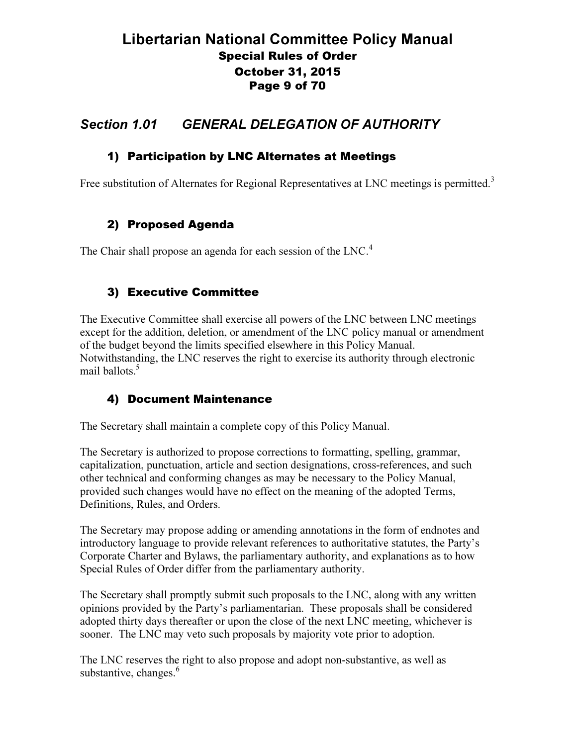## Section 1.01 GENERAL DELEGATION OF AUTHORITY

### 1) Participation by LNC Alternates at Meetings

Free substitution of Alternates for Regional Representatives at LNC meetings is permitted.[3]

### 2) Proposed Agenda

The Chair shall propose an agenda for each session of the LNC.[4]

### 3) Executive Committee

The Executive Committee shall exercise all powers of the LNC between LNC meetings except for the addition, deletion, or amendment of the LNC policy manual or amendment of the budget beyond the limits specified elsewhere in this Policy Manual. Notwithstanding, the LNC reserves the right to exercise its authority through electronic mail ballots.[5]

### 4) Document Maintenance

The Secretary shall maintain a complete copy of this Policy Manual.

The Secretary is authorized to propose corrections to formatting, spelling, grammar, capitalization, punctuation, article and section designations, cross-references, and such other technical and conforming changes as may be necessary to the Policy Manual, provided such changes would have no effect on the meaning of the adopted Terms, Definitions, Rules, and Orders.

The Secretary may propose adding or amending annotations in the form of endnotes and introductory language to provide relevant references to authoritative statutes, the Party's Corporate Charter and Bylaws, the parliamentary authority, and explanations as to how Special Rules of Order differ from the parliamentary authority.

The Secretary shall promptly submit such proposals to the LNC, along with any written opinions provided by the Party's parliamentarian. These proposals shall be considered adopted thirty days thereafter or upon the close of the next LNC meeting, whichever is sooner. The LNC may veto such proposals by majority vote prior to adoption.

The LNC reserves the right to also propose and adopt non-substantive, as well as substantive, changes.[6]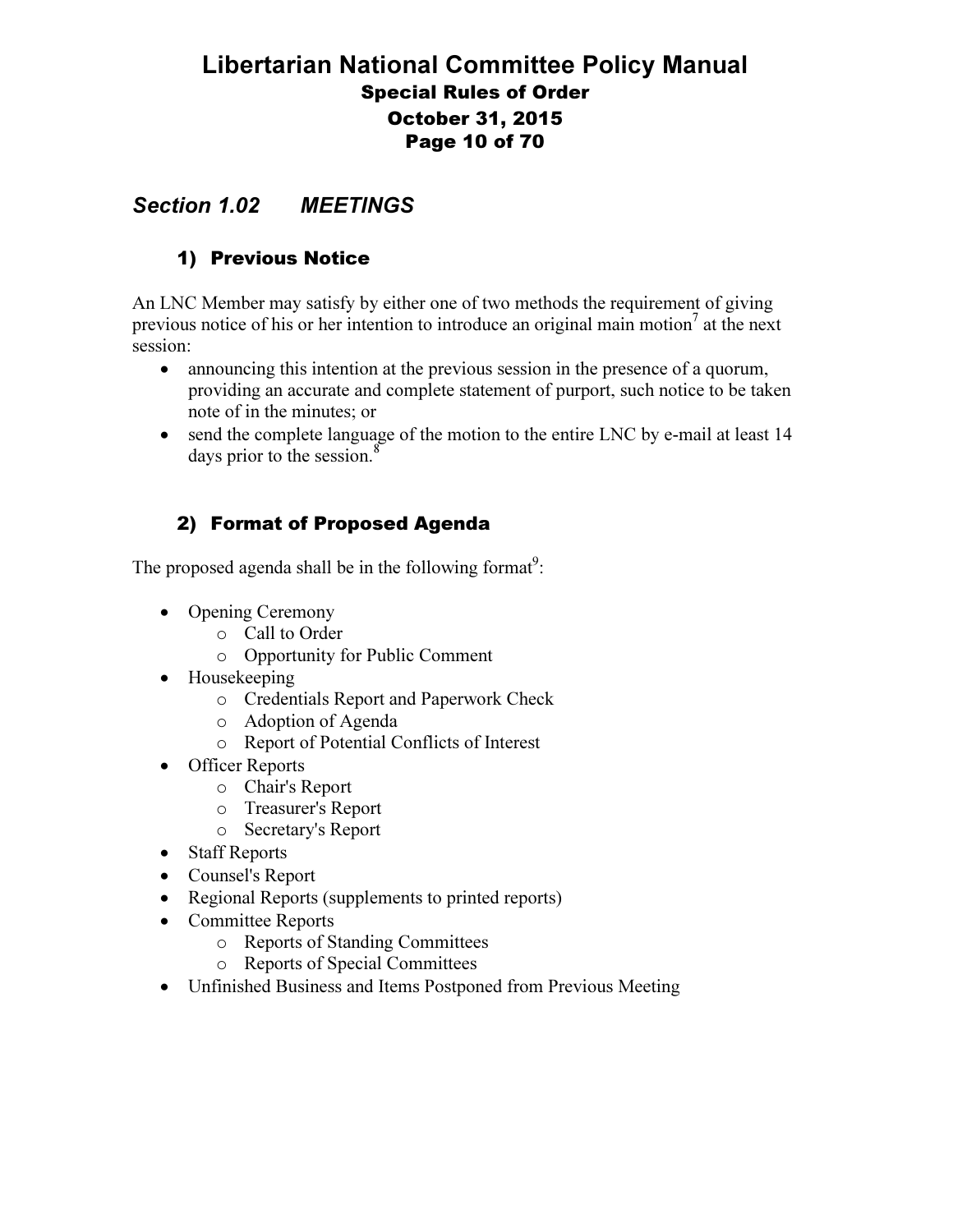## *Section 1.02 MEETINGS*

### 1) Previous Notice

An LNC Member may satisfy by either one of two methods the requirement of giving previous notice of his or her intention to introduce an original main motion[7] at the next session:

- announcing this intention at the previous session in the presence of a quorum, providing an accurate and complete statement of purport, such notice to be taken note of in the minutes; or
- send the complete language of the motion to the entire LNC by e-mail at least 14 days prior to the session.[8]

### 2) Format of Proposed Agenda

The proposed agenda shall be in the following format[9]:

- Opening Ceremony
  - Call to Order
  - Opportunity for Public Comment
- Housekeeping
  - Credentials Report and Paperwork Check
  - Adoption of Agenda
  - Report of Potential Conflicts of Interest
- Officer Reports
  - Chair's Report
  - Treasurer's Report
  - Secretary's Report
- Staff Reports
- Counsel's Report
- Regional Reports (supplements to printed reports)
- Committee Reports
  - Reports of Standing Committees
  - Reports of Special Committees
- Unfinished Business and Items Postponed from Previous Meeting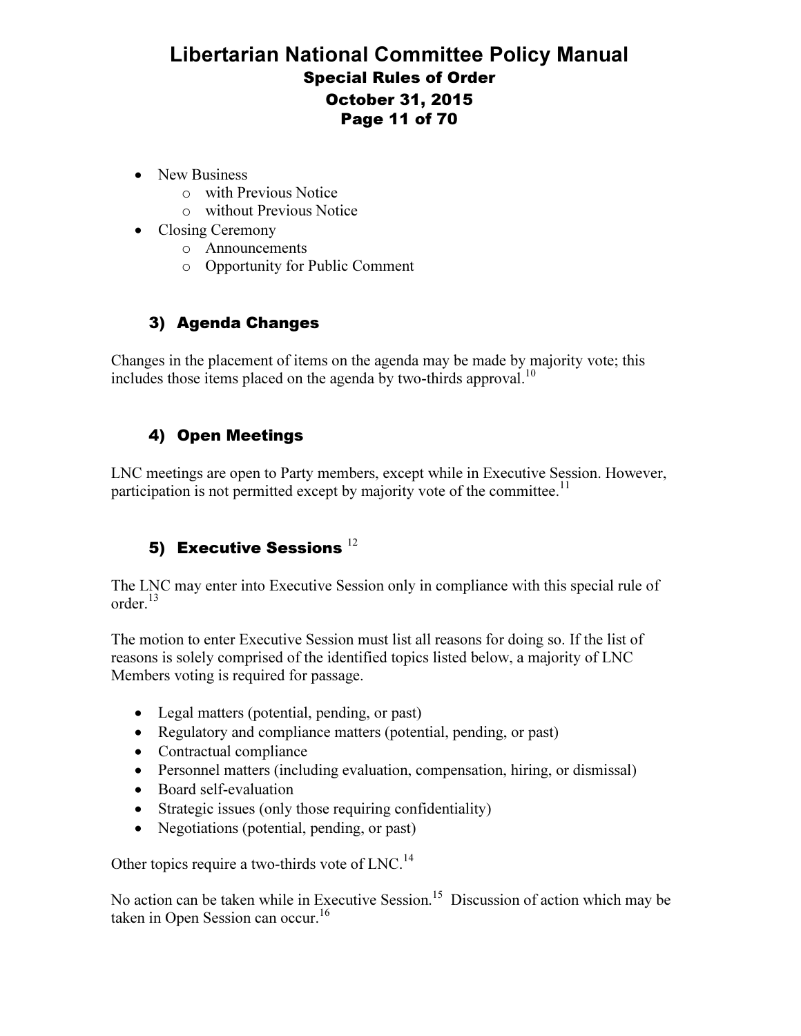- New Business
  - with Previous Notice
  - without Previous Notice
- Closing Ceremony
  - Announcements
  - Opportunity for Public Comment

### 3) Agenda Changes

Changes in the placement of items on the agenda may be made by majority vote; this includes those items placed on the agenda by two-thirds approval.[10]

### 4) Open Meetings

LNC meetings are open to Party members, except while in Executive Session. However, participation is not permitted except by majority vote of the committee.[11]

### 5) Executive Sessions [12]

The LNC may enter into Executive Session only in compliance with this special rule of order.[13]

The motion to enter Executive Session must list all reasons for doing so. If the list of reasons is solely comprised of the identified topics listed below, a majority of LNC Members voting is required for passage.

- Legal matters (potential, pending, or past)
- Regulatory and compliance matters (potential, pending, or past)
- Contractual compliance
- Personnel matters (including evaluation, compensation, hiring, or dismissal)
- Board self-evaluation
- Strategic issues (only those requiring confidentiality)
- Negotiations (potential, pending, or past)

Other topics require a two-thirds vote of LNC.[14]

No action can be taken while in Executive Session.[15] Discussion of action which may be taken in Open Session can occur.[16]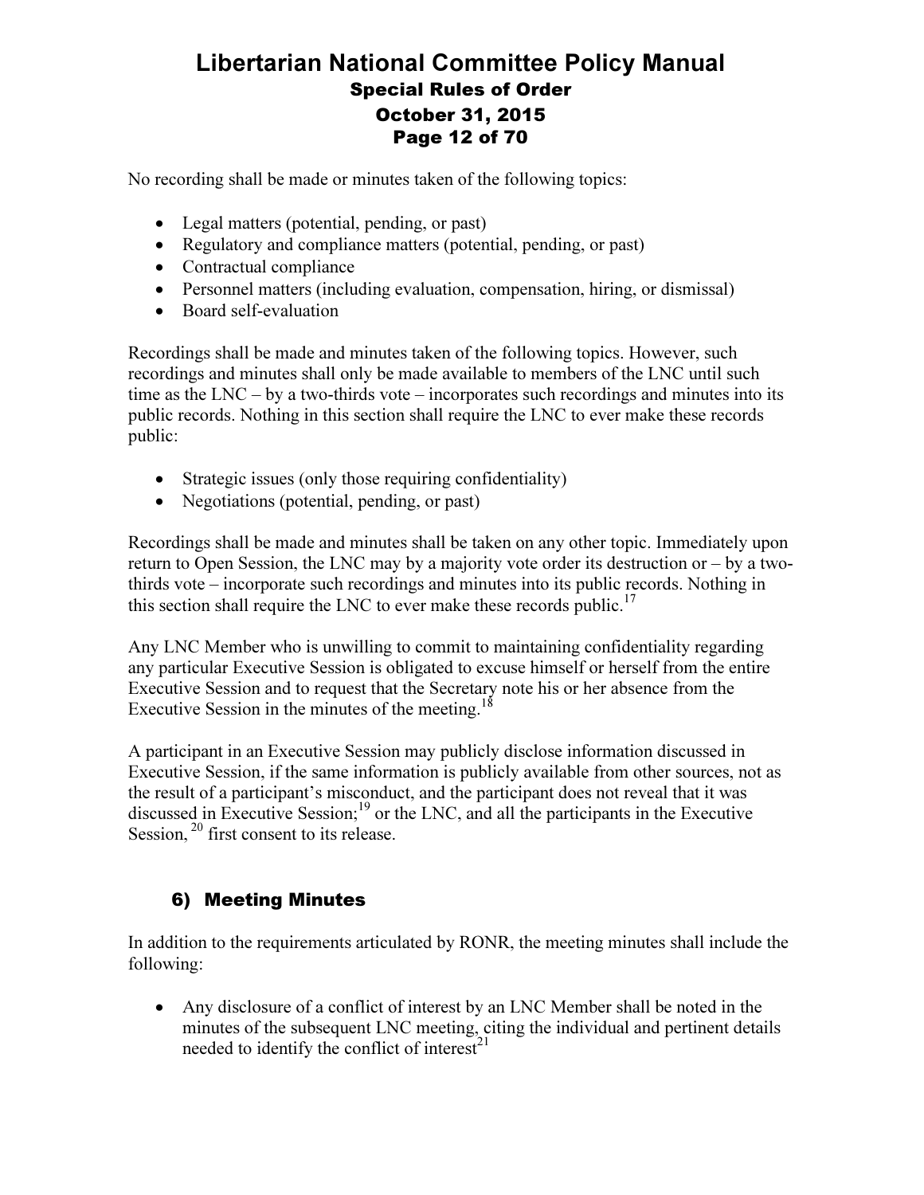No recording shall be made or minutes taken of the following topics:

- Legal matters (potential, pending, or past)
- Regulatory and compliance matters (potential, pending, or past)
- Contractual compliance
- Personnel matters (including evaluation, compensation, hiring, or dismissal)
- Board self-evaluation

Recordings shall be made and minutes taken of the following topics. However, such recordings and minutes shall only be made available to members of the LNC until such time as the LNC – by a two-thirds vote – incorporates such recordings and minutes into its public records. Nothing in this section shall require the LNC to ever make these records public:

- Strategic issues (only those requiring confidentiality)
- Negotiations (potential, pending, or past)

Recordings shall be made and minutes shall be taken on any other topic. Immediately upon return to Open Session, the LNC may by a majority vote order its destruction or – by a two-thirds vote – incorporate such recordings and minutes into its public records. Nothing in this section shall require the LNC to ever make these records public.[17]

Any LNC Member who is unwilling to commit to maintaining confidentiality regarding any particular Executive Session is obligated to excuse himself or herself from the entire Executive Session and to request that the Secretary note his or her absence from the Executive Session in the minutes of the meeting.[18]

A participant in an Executive Session may publicly disclose information discussed in Executive Session, if the same information is publicly available from other sources, not as the result of a participant's misconduct, and the participant does not reveal that it was discussed in Executive Session;[19] or the LNC, and all the participants in the Executive Session,[20] first consent to its release.

## 6) Meeting Minutes

In addition to the requirements articulated by RONR, the meeting minutes shall include the following:

- Any disclosure of a conflict of interest by an LNC Member shall be noted in the minutes of the subsequent LNC meeting, citing the individual and pertinent details needed to identify the conflict of interest[21]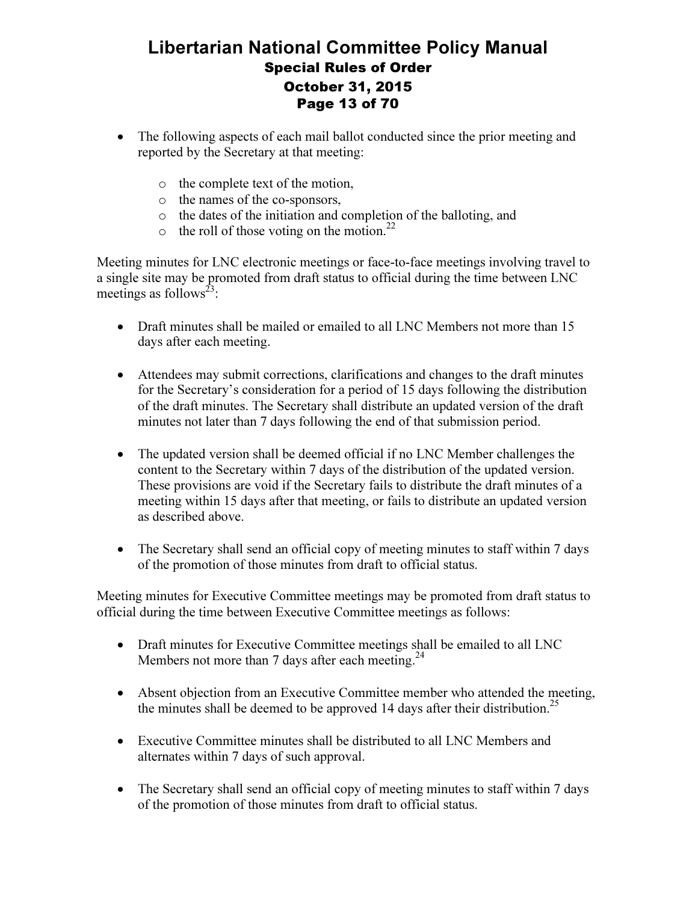- The following aspects of each mail ballot conducted since the prior meeting and reported by the Secretary at that meeting:

    - the complete text of the motion,
    - the names of the co-sponsors,
    - the dates of the initiation and completion of the balloting, and
    - the roll of those voting on the motion.[22]

Meeting minutes for LNC electronic meetings or face-to-face meetings involving travel to a single site may be promoted from draft status to official during the time between LNC meetings as follows[23]:

- Draft minutes shall be mailed or emailed to all LNC Members not more than 15 days after each meeting.

- Attendees may submit corrections, clarifications and changes to the draft minutes for the Secretary's consideration for a period of 15 days following the distribution of the draft minutes. The Secretary shall distribute an updated version of the draft minutes not later than 7 days following the end of that submission period.

- The updated version shall be deemed official if no LNC Member challenges the content to the Secretary within 7 days of the distribution of the updated version. These provisions are void if the Secretary fails to distribute the draft minutes of a meeting within 15 days after that meeting, or fails to distribute an updated version as described above.

- The Secretary shall send an official copy of meeting minutes to staff within 7 days of the promotion of those minutes from draft to official status.

Meeting minutes for Executive Committee meetings may be promoted from draft status to official during the time between Executive Committee meetings as follows:

- Draft minutes for Executive Committee meetings shall be emailed to all LNC Members not more than 7 days after each meeting.[24]

- Absent objection from an Executive Committee member who attended the meeting, the minutes shall be deemed to be approved 14 days after their distribution.[25]

- Executive Committee minutes shall be distributed to all LNC Members and alternates within 7 days of such approval.

- The Secretary shall send an official copy of meeting minutes to staff within 7 days of the promotion of those minutes from draft to official status.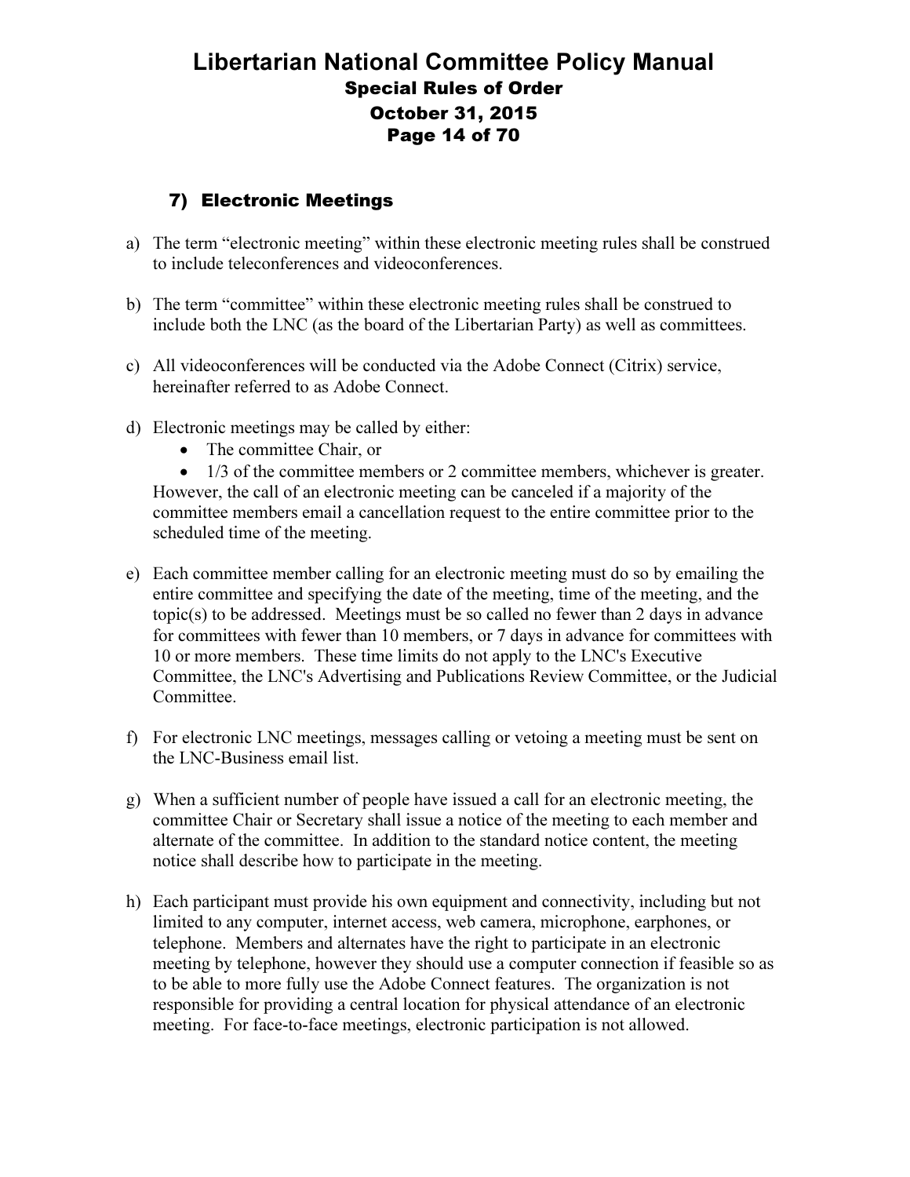## 7) Electronic Meetings

a) The term "electronic meeting" within these electronic meeting rules shall be construed to include teleconferences and videoconferences.

b) The term "committee" within these electronic meeting rules shall be construed to include both the LNC (as the board of the Libertarian Party) as well as committees.

c) All videoconferences will be conducted via the Adobe Connect (Citrix) service, hereinafter referred to as Adobe Connect.

d) Electronic meetings may be called by either:
   - The committee Chair, or
   - 1/3 of the committee members or 2 committee members, whichever is greater.

   However, the call of an electronic meeting can be canceled if a majority of the committee members email a cancellation request to the entire committee prior to the scheduled time of the meeting.

e) Each committee member calling for an electronic meeting must do so by emailing the entire committee and specifying the date of the meeting, time of the meeting, and the topic(s) to be addressed. Meetings must be so called no fewer than 2 days in advance for committees with fewer than 10 members, or 7 days in advance for committees with 10 or more members. These time limits do not apply to the LNC's Executive Committee, the LNC's Advertising and Publications Review Committee, or the Judicial Committee.

f) For electronic LNC meetings, messages calling or vetoing a meeting must be sent on the LNC-Business email list.

g) When a sufficient number of people have issued a call for an electronic meeting, the committee Chair or Secretary shall issue a notice of the meeting to each member and alternate of the committee. In addition to the standard notice content, the meeting notice shall describe how to participate in the meeting.

h) Each participant must provide his own equipment and connectivity, including but not limited to any computer, internet access, web camera, microphone, earphones, or telephone. Members and alternates have the right to participate in an electronic meeting by telephone, however they should use a computer connection if feasible so as to be able to more fully use the Adobe Connect features. The organization is not responsible for providing a central location for physical attendance of an electronic meeting. For face-to-face meetings, electronic participation is not allowed.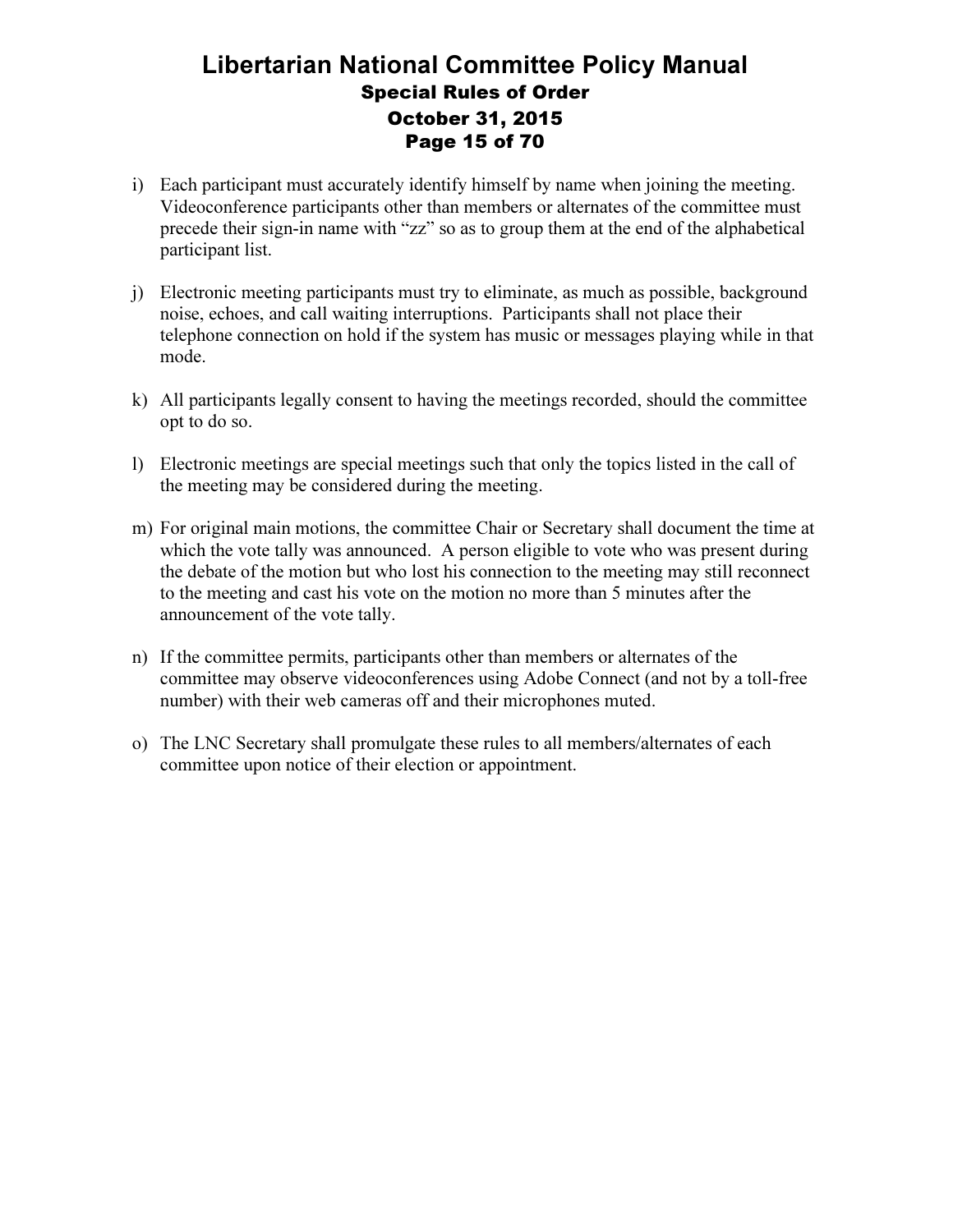i) Each participant must accurately identify himself by name when joining the meeting. Videoconference participants other than members or alternates of the committee must precede their sign-in name with "zz" so as to group them at the end of the alphabetical participant list.

j) Electronic meeting participants must try to eliminate, as much as possible, background noise, echoes, and call waiting interruptions. Participants shall not place their telephone connection on hold if the system has music or messages playing while in that mode.

k) All participants legally consent to having the meetings recorded, should the committee opt to do so.

l) Electronic meetings are special meetings such that only the topics listed in the call of the meeting may be considered during the meeting.

m) For original main motions, the committee Chair or Secretary shall document the time at which the vote tally was announced. A person eligible to vote who was present during the debate of the motion but who lost his connection to the meeting may still reconnect to the meeting and cast his vote on the motion no more than 5 minutes after the announcement of the vote tally.

n) If the committee permits, participants other than members or alternates of the committee may observe videoconferences using Adobe Connect (and not by a toll-free number) with their web cameras off and their microphones muted.

o) The LNC Secretary shall promulgate these rules to all members/alternates of each committee upon notice of their election or appointment.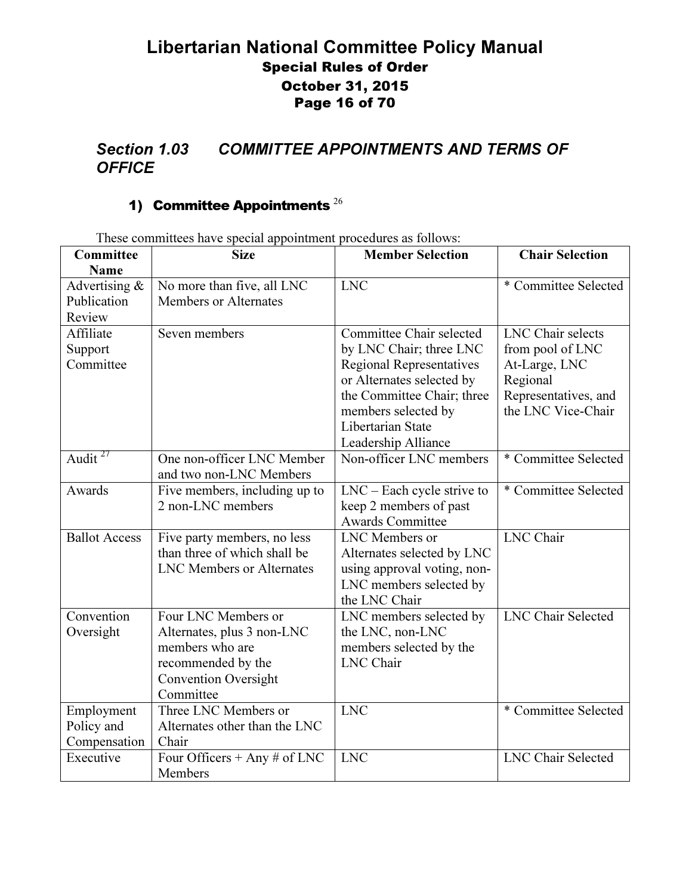## *Section 1.03 COMMITTEE APPOINTMENTS AND TERMS OF OFFICE*

### 1) Committee Appointments [26]

These committees have special appointment procedures as follows:

| Committee Name | Size | Member Selection | Chair Selection |
|---|---|---|---|
| Advertising & Publication Review | No more than five, all LNC Members or Alternates | LNC | * Committee Selected |
| Affiliate Support Committee | Seven members | Committee Chair selected by LNC Chair; three LNC Regional Representatives or Alternates selected by the Committee Chair; three members selected by Libertarian State Leadership Alliance | LNC Chair selects from pool of LNC At-Large, LNC Regional Representatives, and the LNC Vice-Chair |
| Audit [27] | One non-officer LNC Member and two non-LNC Members | Non-officer LNC members | * Committee Selected |
| Awards | Five members, including up to 2 non-LNC members | LNC – Each cycle strive to keep 2 members of past Awards Committee | * Committee Selected |
| Ballot Access | Five party members, no less than three of which shall be LNC Members or Alternates | LNC Members or Alternates selected by LNC using approval voting, non-LNC members selected by the LNC Chair | LNC Chair |
| Convention Oversight | Four LNC Members or Alternates, plus 3 non-LNC members who are recommended by the Convention Oversight Committee | LNC members selected by the LNC, non-LNC members selected by the LNC Chair | LNC Chair Selected |
| Employment Policy and Compensation | Three LNC Members or Alternates other than the LNC Chair | LNC | * Committee Selected |
| Executive | Four Officers + Any # of LNC Members | LNC | LNC Chair Selected |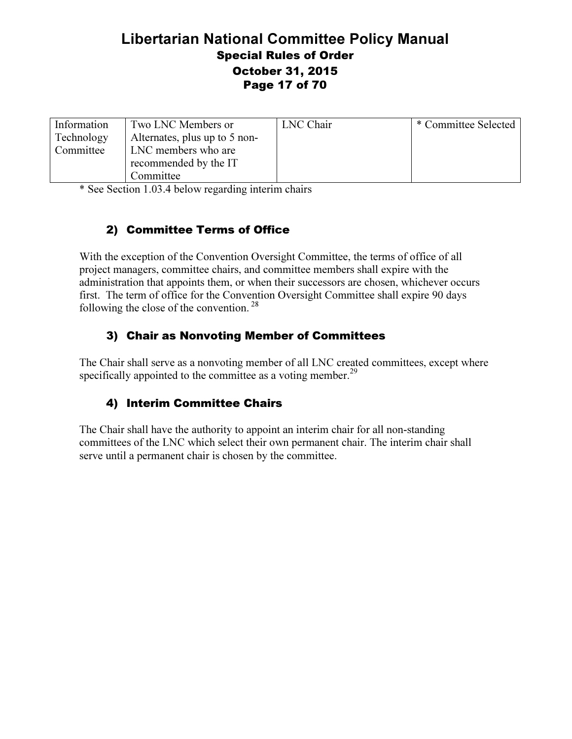| Information Technology Committee | Two LNC Members or Alternates, plus up to 5 non-LNC members who are recommended by the IT Committee | LNC Chair | * Committee Selected |
|---|---|---|---|

* See Section 1.03.4 below regarding interim chairs

### 2) Committee Terms of Office

With the exception of the Convention Oversight Committee, the terms of office of all project managers, committee chairs, and committee members shall expire with the administration that appoints them, or when their successors are chosen, whichever occurs first. The term of office for the Convention Oversight Committee shall expire 90 days following the close of the convention. [28]

### 3) Chair as Nonvoting Member of Committees

The Chair shall serve as a nonvoting member of all LNC created committees, except where specifically appointed to the committee as a voting member.[29]

### 4) Interim Committee Chairs

The Chair shall have the authority to appoint an interim chair for all non-standing committees of the LNC which select their own permanent chair. The interim chair shall serve until a permanent chair is chosen by the committee.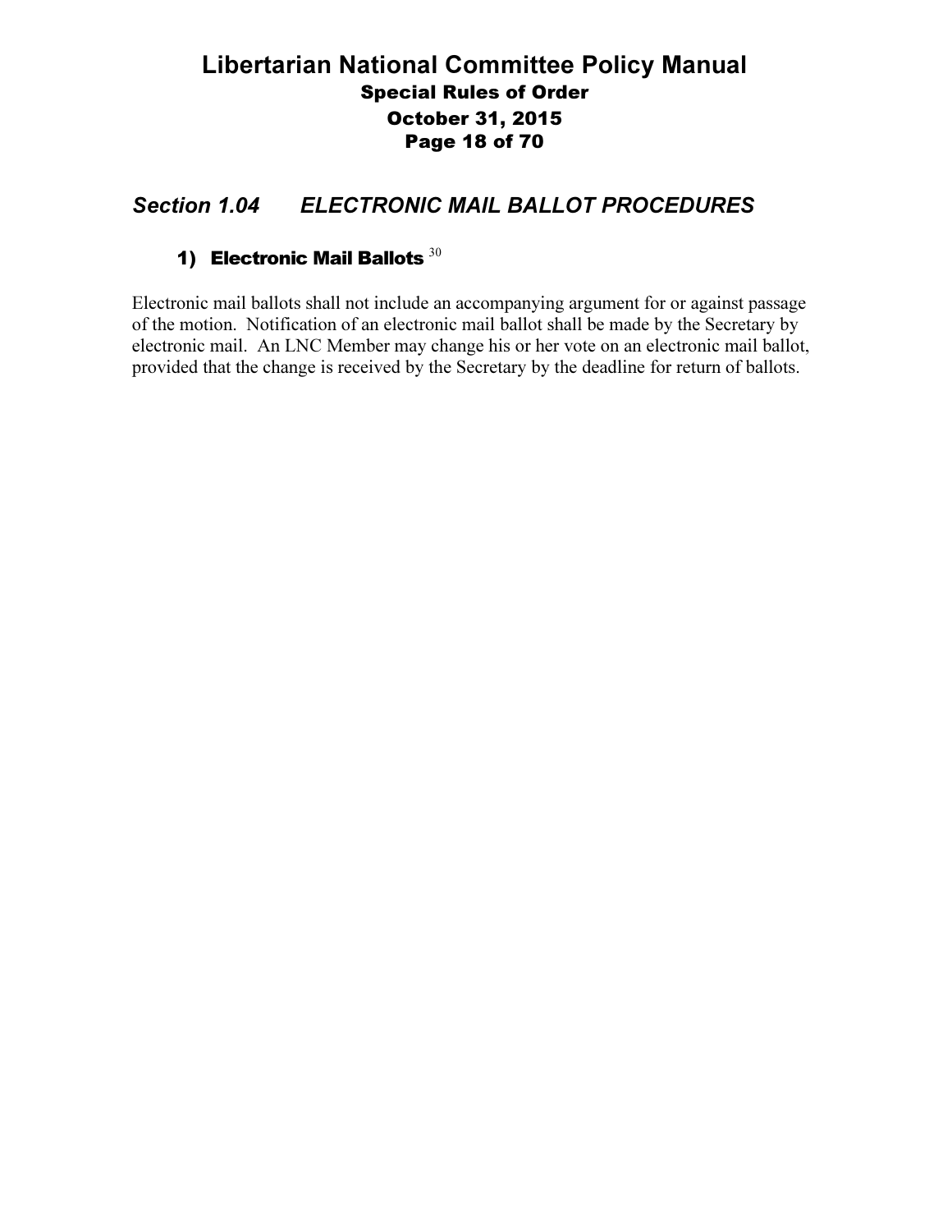## *Section 1.04 ELECTRONIC MAIL BALLOT PROCEDURES*

### 1) Electronic Mail Ballots [30]

Electronic mail ballots shall not include an accompanying argument for or against passage of the motion. Notification of an electronic mail ballot shall be made by the Secretary by electronic mail. An LNC Member may change his or her vote on an electronic mail ballot, provided that the change is received by the Secretary by the deadline for return of ballots.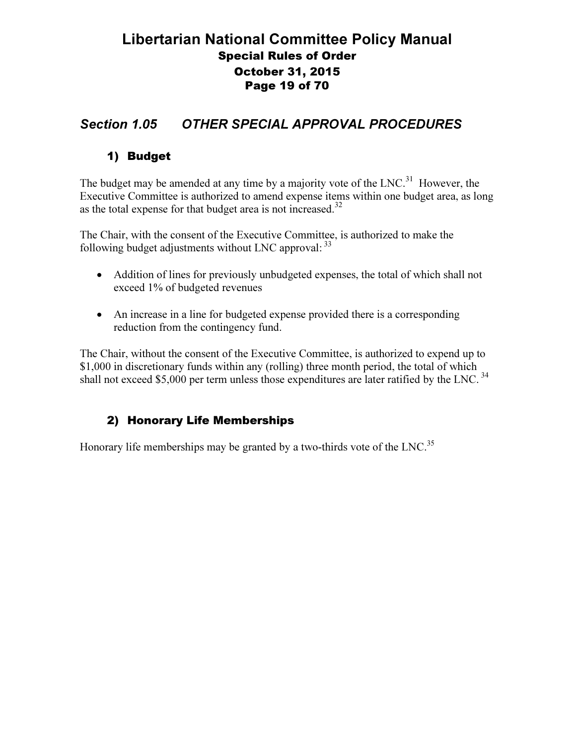## Section 1.05 OTHER SPECIAL APPROVAL PROCEDURES

### 1) Budget

The budget may be amended at any time by a majority vote of the LNC.[31] However, the Executive Committee is authorized to amend expense items within one budget area, as long as the total expense for that budget area is not increased.[32]

The Chair, with the consent of the Executive Committee, is authorized to make the following budget adjustments without LNC approval: [33]

- Addition of lines for previously unbudgeted expenses, the total of which shall not exceed 1% of budgeted revenues
- An increase in a line for budgeted expense provided there is a corresponding reduction from the contingency fund.

The Chair, without the consent of the Executive Committee, is authorized to expend up to $1,000 in discretionary funds within any (rolling) three month period, the total of which shall not exceed $5,000 per term unless those expenditures are later ratified by the LNC. [34]

### 2) Honorary Life Memberships

Honorary life memberships may be granted by a two-thirds vote of the LNC.[35]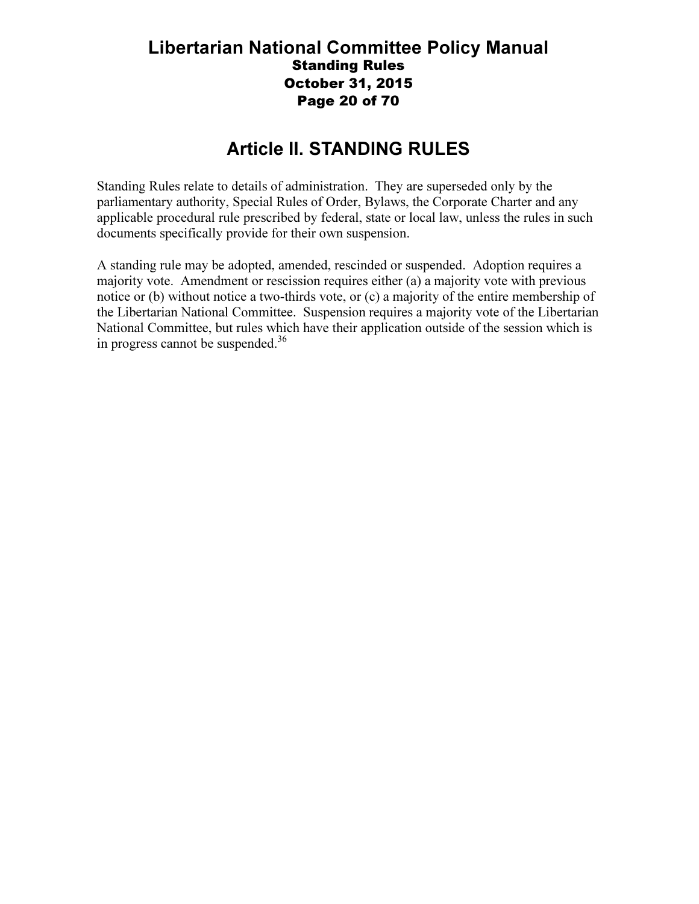# Article II. STANDING RULES

Standing Rules relate to details of administration. They are superseded only by the parliamentary authority, Special Rules of Order, Bylaws, the Corporate Charter and any applicable procedural rule prescribed by federal, state or local law, unless the rules in such documents specifically provide for their own suspension.

A standing rule may be adopted, amended, rescinded or suspended. Adoption requires a majority vote. Amendment or rescission requires either (a) a majority vote with previous notice or (b) without notice a two-thirds vote, or (c) a majority of the entire membership of the Libertarian National Committee. Suspension requires a majority vote of the Libertarian National Committee, but rules which have their application outside of the session which is in progress cannot be suspended.[36]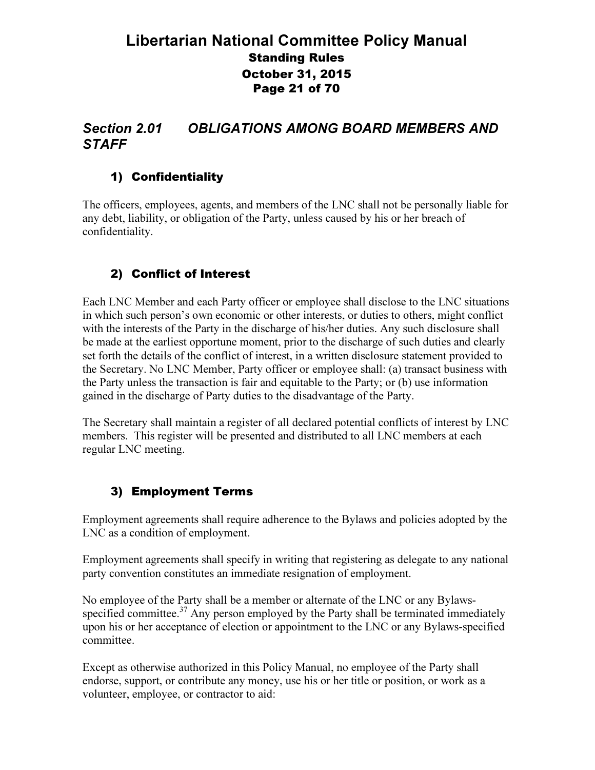## *Section 2.01 OBLIGATIONS AMONG BOARD MEMBERS AND STAFF*

### 1) Confidentiality

The officers, employees, agents, and members of the LNC shall not be personally liable for any debt, liability, or obligation of the Party, unless caused by his or her breach of confidentiality.

### 2) Conflict of Interest

Each LNC Member and each Party officer or employee shall disclose to the LNC situations in which such person's own economic or other interests, or duties to others, might conflict with the interests of the Party in the discharge of his/her duties. Any such disclosure shall be made at the earliest opportune moment, prior to the discharge of such duties and clearly set forth the details of the conflict of interest, in a written disclosure statement provided to the Secretary. No LNC Member, Party officer or employee shall: (a) transact business with the Party unless the transaction is fair and equitable to the Party; or (b) use information gained in the discharge of Party duties to the disadvantage of the Party.

The Secretary shall maintain a register of all declared potential conflicts of interest by LNC members. This register will be presented and distributed to all LNC members at each regular LNC meeting.

### 3) Employment Terms

Employment agreements shall require adherence to the Bylaws and policies adopted by the LNC as a condition of employment.

Employment agreements shall specify in writing that registering as delegate to any national party convention constitutes an immediate resignation of employment.

No employee of the Party shall be a member or alternate of the LNC or any Bylaws-specified committee.[37] Any person employed by the Party shall be terminated immediately upon his or her acceptance of election or appointment to the LNC or any Bylaws-specified committee.

Except as otherwise authorized in this Policy Manual, no employee of the Party shall endorse, support, or contribute any money, use his or her title or position, or work as a volunteer, employee, or contractor to aid: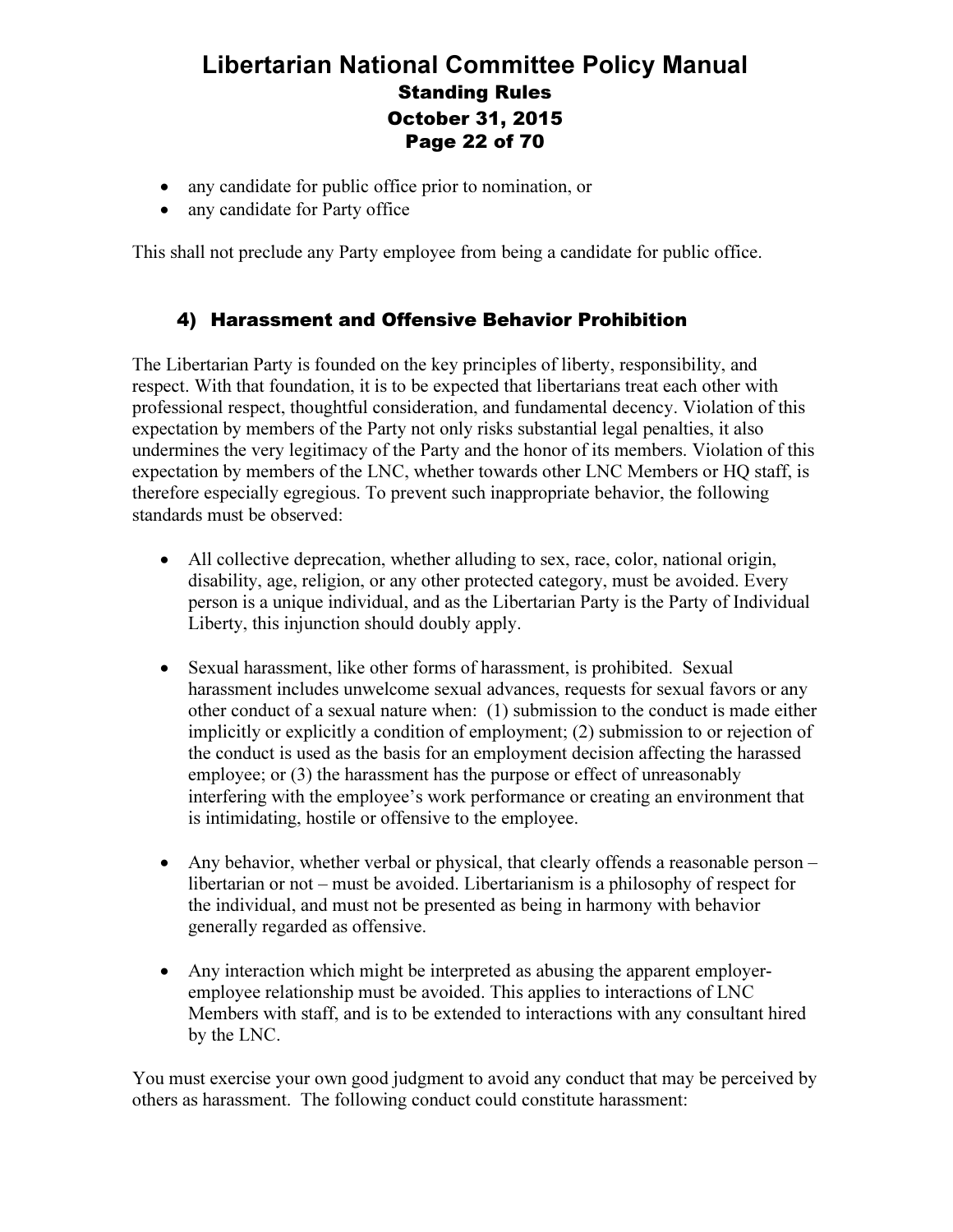- any candidate for public office prior to nomination, or
- any candidate for Party office

This shall not preclude any Party employee from being a candidate for public office.

### 4) Harassment and Offensive Behavior Prohibition

The Libertarian Party is founded on the key principles of liberty, responsibility, and respect. With that foundation, it is to be expected that libertarians treat each other with professional respect, thoughtful consideration, and fundamental decency. Violation of this expectation by members of the Party not only risks substantial legal penalties, it also undermines the very legitimacy of the Party and the honor of its members. Violation of this expectation by members of the LNC, whether towards other LNC Members or HQ staff, is therefore especially egregious. To prevent such inappropriate behavior, the following standards must be observed:

- All collective deprecation, whether alluding to sex, race, color, national origin, disability, age, religion, or any other protected category, must be avoided. Every person is a unique individual, and as the Libertarian Party is the Party of Individual Liberty, this injunction should doubly apply.

- Sexual harassment, like other forms of harassment, is prohibited. Sexual harassment includes unwelcome sexual advances, requests for sexual favors or any other conduct of a sexual nature when: (1) submission to the conduct is made either implicitly or explicitly a condition of employment; (2) submission to or rejection of the conduct is used as the basis for an employment decision affecting the harassed employee; or (3) the harassment has the purpose or effect of unreasonably interfering with the employee's work performance or creating an environment that is intimidating, hostile or offensive to the employee.

- Any behavior, whether verbal or physical, that clearly offends a reasonable person – libertarian or not – must be avoided. Libertarianism is a philosophy of respect for the individual, and must not be presented as being in harmony with behavior generally regarded as offensive.

- Any interaction which might be interpreted as abusing the apparent employer-employee relationship must be avoided. This applies to interactions of LNC Members with staff, and is to be extended to interactions with any consultant hired by the LNC.

You must exercise your own good judgment to avoid any conduct that may be perceived by others as harassment. The following conduct could constitute harassment: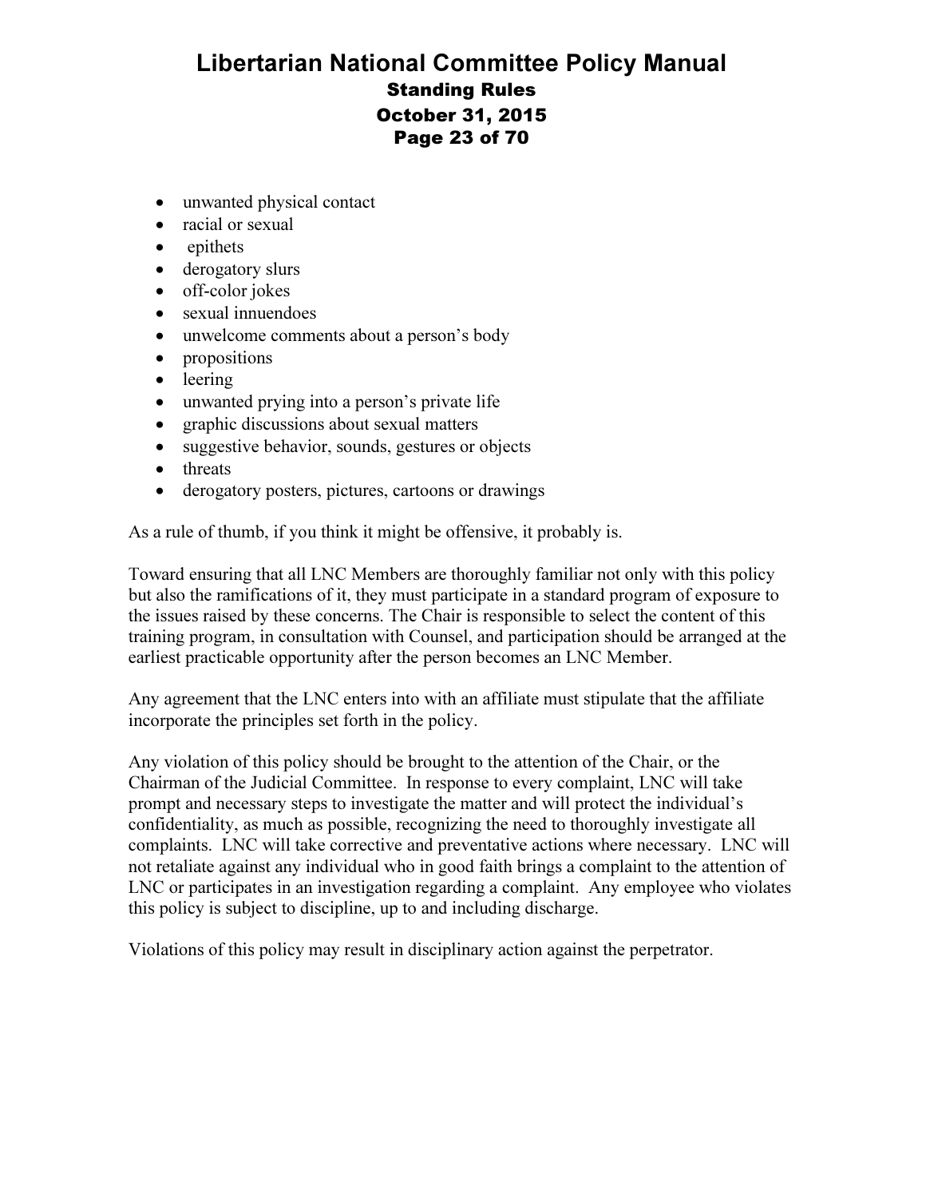- unwanted physical contact
- racial or sexual
- epithets
- derogatory slurs
- off-color jokes
- sexual innuendoes
- unwelcome comments about a person's body
- propositions
- leering
- unwanted prying into a person's private life
- graphic discussions about sexual matters
- suggestive behavior, sounds, gestures or objects
- threats
- derogatory posters, pictures, cartoons or drawings

As a rule of thumb, if you think it might be offensive, it probably is.

Toward ensuring that all LNC Members are thoroughly familiar not only with this policy but also the ramifications of it, they must participate in a standard program of exposure to the issues raised by these concerns. The Chair is responsible to select the content of this training program, in consultation with Counsel, and participation should be arranged at the earliest practicable opportunity after the person becomes an LNC Member.

Any agreement that the LNC enters into with an affiliate must stipulate that the affiliate incorporate the principles set forth in the policy.

Any violation of this policy should be brought to the attention of the Chair, or the Chairman of the Judicial Committee. In response to every complaint, LNC will take prompt and necessary steps to investigate the matter and will protect the individual's confidentiality, as much as possible, recognizing the need to thoroughly investigate all complaints. LNC will take corrective and preventative actions where necessary. LNC will not retaliate against any individual who in good faith brings a complaint to the attention of LNC or participates in an investigation regarding a complaint. Any employee who violates this policy is subject to discipline, up to and including discharge.

Violations of this policy may result in disciplinary action against the perpetrator.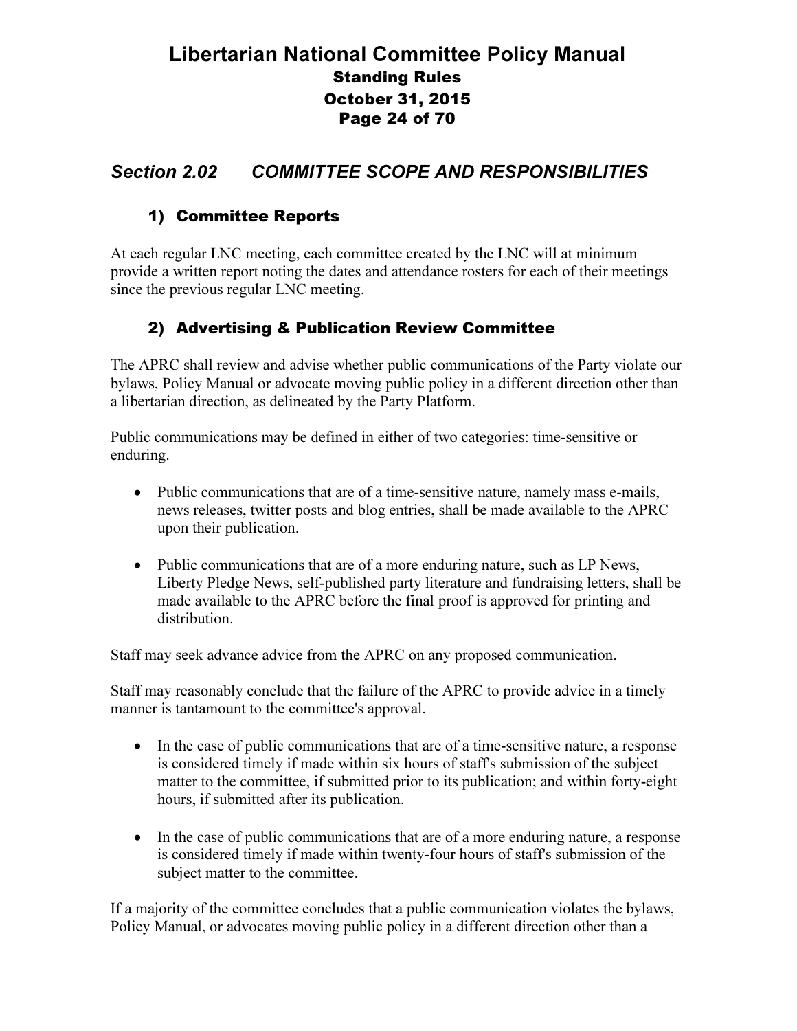## Section 2.02 COMMITTEE SCOPE AND RESPONSIBILITIES

### 1) Committee Reports

At each regular LNC meeting, each committee created by the LNC will at minimum provide a written report noting the dates and attendance rosters for each of their meetings since the previous regular LNC meeting.

### 2) Advertising & Publication Review Committee

The APRC shall review and advise whether public communications of the Party violate our bylaws, Policy Manual or advocate moving public policy in a different direction other than a libertarian direction, as delineated by the Party Platform.

Public communications may be defined in either of two categories: time-sensitive or enduring.

- Public communications that are of a time-sensitive nature, namely mass e-mails, news releases, twitter posts and blog entries, shall be made available to the APRC upon their publication.
- Public communications that are of a more enduring nature, such as LP News, Liberty Pledge News, self-published party literature and fundraising letters, shall be made available to the APRC before the final proof is approved for printing and distribution.

Staff may seek advance advice from the APRC on any proposed communication.

Staff may reasonably conclude that the failure of the APRC to provide advice in a timely manner is tantamount to the committee's approval.

- In the case of public communications that are of a time-sensitive nature, a response is considered timely if made within six hours of staff's submission of the subject matter to the committee, if submitted prior to its publication; and within forty-eight hours, if submitted after its publication.
- In the case of public communications that are of a more enduring nature, a response is considered timely if made within twenty-four hours of staff's submission of the subject matter to the committee.

If a majority of the committee concludes that a public communication violates the bylaws, Policy Manual, or advocates moving public policy in a different direction other than a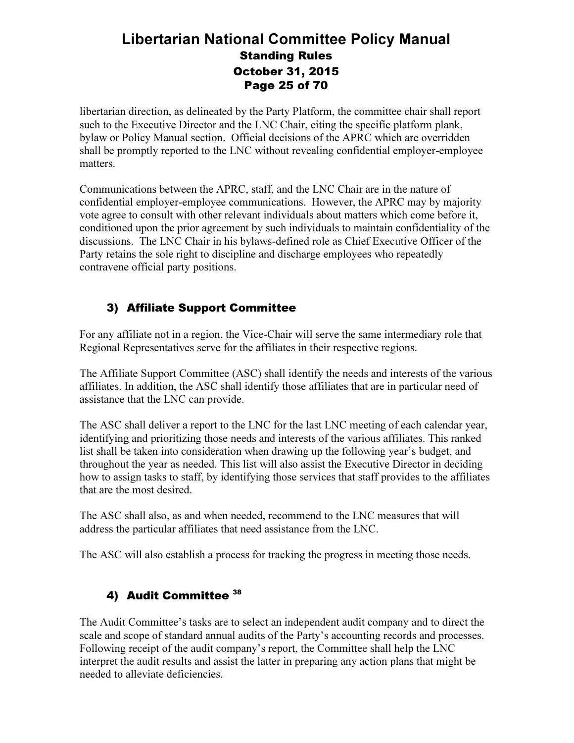libertarian direction, as delineated by the Party Platform, the committee chair shall report such to the Executive Director and the LNC Chair, citing the specific platform plank, bylaw or Policy Manual section. Official decisions of the APRC which are overridden shall be promptly reported to the LNC without revealing confidential employer-employee matters.

Communications between the APRC, staff, and the LNC Chair are in the nature of confidential employer-employee communications. However, the APRC may by majority vote agree to consult with other relevant individuals about matters which come before it, conditioned upon the prior agreement by such individuals to maintain confidentiality of the discussions. The LNC Chair in his bylaws-defined role as Chief Executive Officer of the Party retains the sole right to discipline and discharge employees who repeatedly contravene official party positions.

### 3) Affiliate Support Committee

For any affiliate not in a region, the Vice-Chair will serve the same intermediary role that Regional Representatives serve for the affiliates in their respective regions.

The Affiliate Support Committee (ASC) shall identify the needs and interests of the various affiliates. In addition, the ASC shall identify those affiliates that are in particular need of assistance that the LNC can provide.

The ASC shall deliver a report to the LNC for the last LNC meeting of each calendar year, identifying and prioritizing those needs and interests of the various affiliates. This ranked list shall be taken into consideration when drawing up the following year's budget, and throughout the year as needed. This list will also assist the Executive Director in deciding how to assign tasks to staff, by identifying those services that staff provides to the affiliates that are the most desired.

The ASC shall also, as and when needed, recommend to the LNC measures that will address the particular affiliates that need assistance from the LNC.

The ASC will also establish a process for tracking the progress in meeting those needs.

### 4) Audit Committee [38]

The Audit Committee's tasks are to select an independent audit company and to direct the scale and scope of standard annual audits of the Party's accounting records and processes. Following receipt of the audit company's report, the Committee shall help the LNC interpret the audit results and assist the latter in preparing any action plans that might be needed to alleviate deficiencies.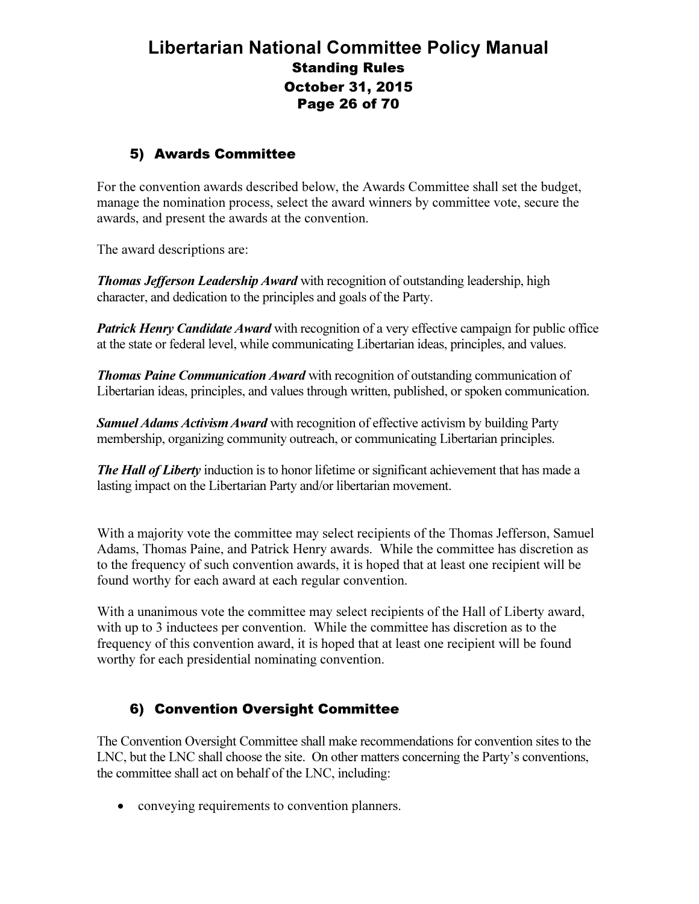### 5) Awards Committee

For the convention awards described below, the Awards Committee shall set the budget, manage the nomination process, select the award winners by committee vote, secure the awards, and present the awards at the convention.

The award descriptions are:

***Thomas Jefferson Leadership Award*** with recognition of outstanding leadership, high character, and dedication to the principles and goals of the Party.

***Patrick Henry Candidate Award*** with recognition of a very effective campaign for public office at the state or federal level, while communicating Libertarian ideas, principles, and values.

***Thomas Paine Communication Award*** with recognition of outstanding communication of Libertarian ideas, principles, and values through written, published, or spoken communication.

***Samuel Adams Activism Award*** with recognition of effective activism by building Party membership, organizing community outreach, or communicating Libertarian principles.

***The Hall of Liberty*** induction is to honor lifetime or significant achievement that has made a lasting impact on the Libertarian Party and/or libertarian movement.

With a majority vote the committee may select recipients of the Thomas Jefferson, Samuel Adams, Thomas Paine, and Patrick Henry awards. While the committee has discretion as to the frequency of such convention awards, it is hoped that at least one recipient will be found worthy for each award at each regular convention.

With a unanimous vote the committee may select recipients of the Hall of Liberty award, with up to 3 inductees per convention. While the committee has discretion as to the frequency of this convention award, it is hoped that at least one recipient will be found worthy for each presidential nominating convention.

### 6) Convention Oversight Committee

The Convention Oversight Committee shall make recommendations for convention sites to the LNC, but the LNC shall choose the site. On other matters concerning the Party's conventions, the committee shall act on behalf of the LNC, including:

- conveying requirements to convention planners.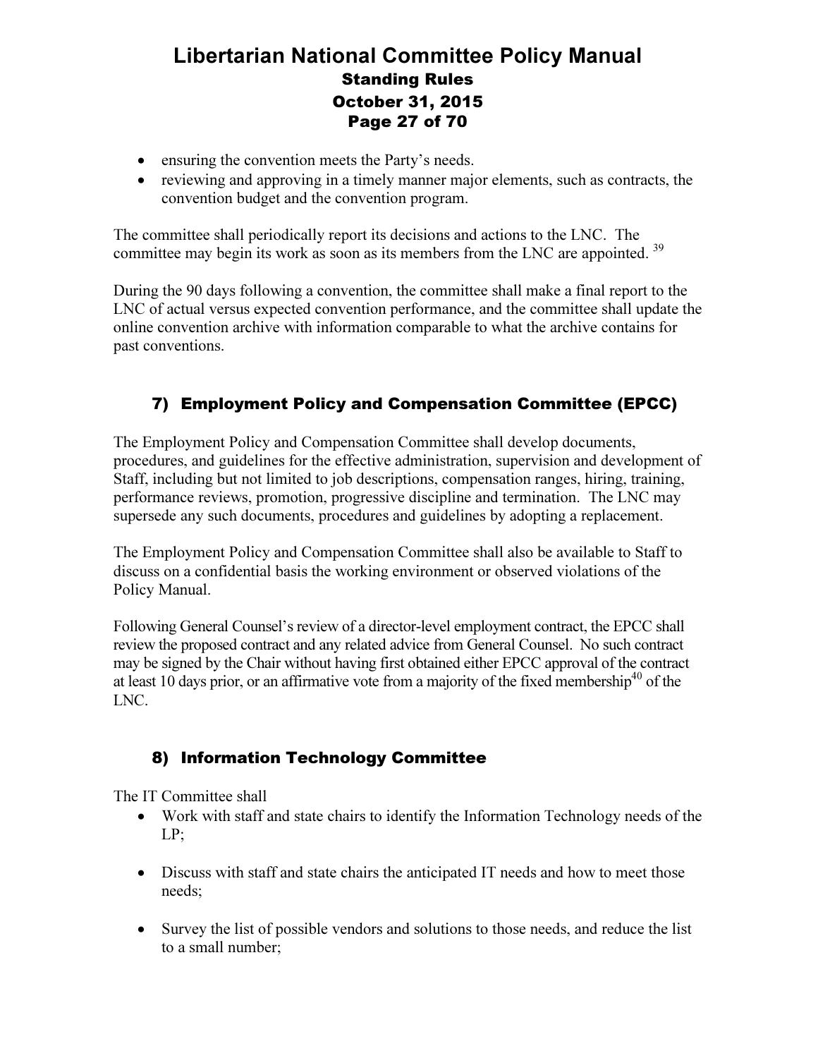- ensuring the convention meets the Party's needs.
- reviewing and approving in a timely manner major elements, such as contracts, the convention budget and the convention program.

The committee shall periodically report its decisions and actions to the LNC. The committee may begin its work as soon as its members from the LNC are appointed. [39]

During the 90 days following a convention, the committee shall make a final report to the LNC of actual versus expected convention performance, and the committee shall update the online convention archive with information comparable to what the archive contains for past conventions.

## 7) Employment Policy and Compensation Committee (EPCC)

The Employment Policy and Compensation Committee shall develop documents, procedures, and guidelines for the effective administration, supervision and development of Staff, including but not limited to job descriptions, compensation ranges, hiring, training, performance reviews, promotion, progressive discipline and termination. The LNC may supersede any such documents, procedures and guidelines by adopting a replacement.

The Employment Policy and Compensation Committee shall also be available to Staff to discuss on a confidential basis the working environment or observed violations of the Policy Manual.

Following General Counsel's review of a director-level employment contract, the EPCC shall review the proposed contract and any related advice from General Counsel. No such contract may be signed by the Chair without having first obtained either EPCC approval of the contract at least 10 days prior, or an affirmative vote from a majority of the fixed membership[40] of the LNC.

## 8) Information Technology Committee

The IT Committee shall

- Work with staff and state chairs to identify the Information Technology needs of the LP;
- Discuss with staff and state chairs the anticipated IT needs and how to meet those needs;
- Survey the list of possible vendors and solutions to those needs, and reduce the list to a small number;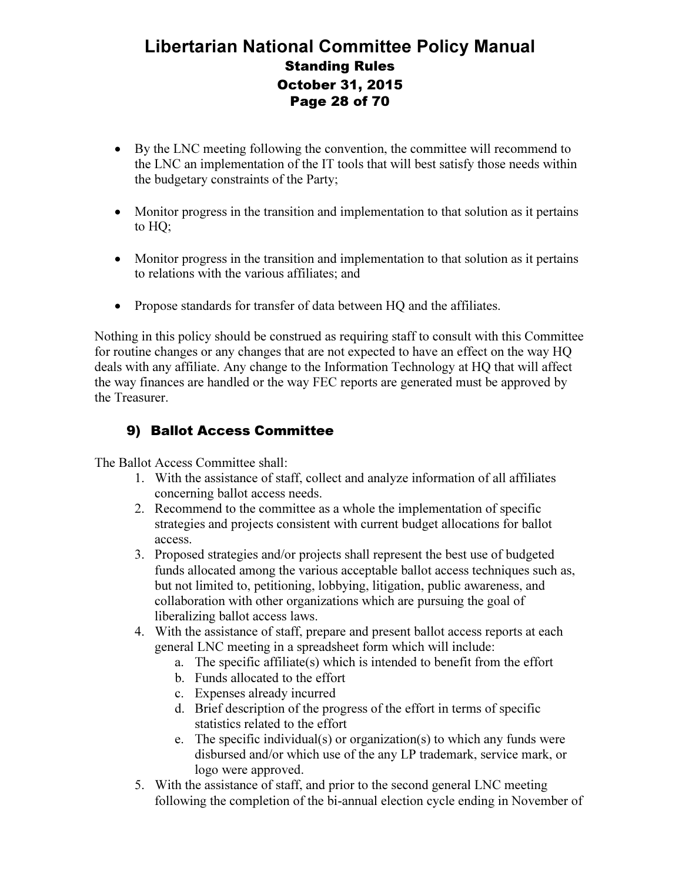- By the LNC meeting following the convention, the committee will recommend to the LNC an implementation of the IT tools that will best satisfy those needs within the budgetary constraints of the Party;
- Monitor progress in the transition and implementation to that solution as it pertains to HQ;
- Monitor progress in the transition and implementation to that solution as it pertains to relations with the various affiliates; and
- Propose standards for transfer of data between HQ and the affiliates.

Nothing in this policy should be construed as requiring staff to consult with this Committee for routine changes or any changes that are not expected to have an effect on the way HQ deals with any affiliate. Any change to the Information Technology at HQ that will affect the way finances are handled or the way FEC reports are generated must be approved by the Treasurer.

### 9) Ballot Access Committee

The Ballot Access Committee shall:

1. With the assistance of staff, collect and analyze information of all affiliates concerning ballot access needs.
2. Recommend to the committee as a whole the implementation of specific strategies and projects consistent with current budget allocations for ballot access.
3. Proposed strategies and/or projects shall represent the best use of budgeted funds allocated among the various acceptable ballot access techniques such as, but not limited to, petitioning, lobbying, litigation, public awareness, and collaboration with other organizations which are pursuing the goal of liberalizing ballot access laws.
4. With the assistance of staff, prepare and present ballot access reports at each general LNC meeting in a spreadsheet form which will include:
    a. The specific affiliate(s) which is intended to benefit from the effort
    b. Funds allocated to the effort
    c. Expenses already incurred
    d. Brief description of the progress of the effort in terms of specific statistics related to the effort
    e. The specific individual(s) or organization(s) to which any funds were disbursed and/or which use of the any LP trademark, service mark, or logo were approved.
5. With the assistance of staff, and prior to the second general LNC meeting following the completion of the bi-annual election cycle ending in November of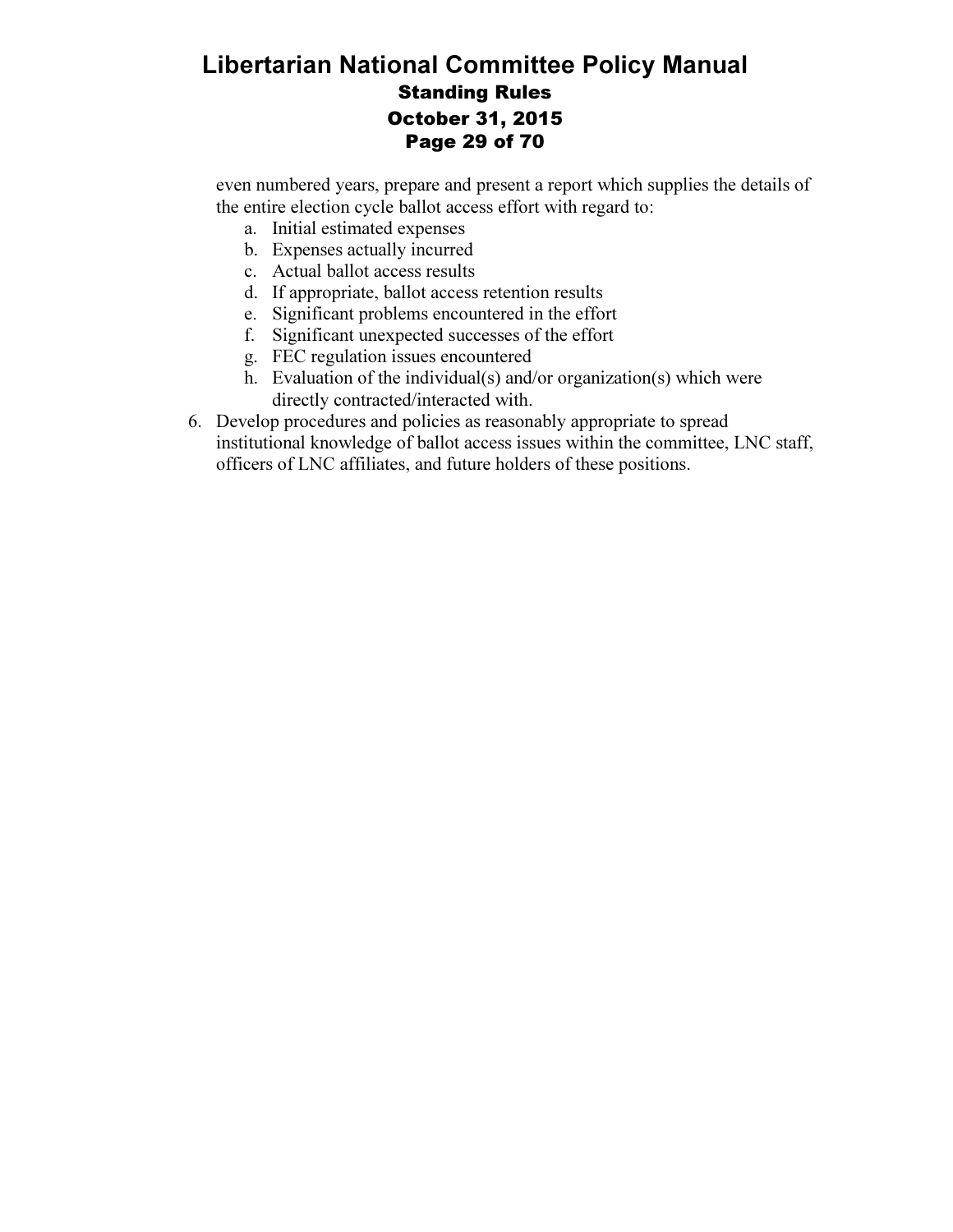even numbered years, prepare and present a report which supplies the details of the entire election cycle ballot access effort with regard to:

   a. Initial estimated expenses
   b. Expenses actually incurred
   c. Actual ballot access results
   d. If appropriate, ballot access retention results
   e. Significant problems encountered in the effort
   f. Significant unexpected successes of the effort
   g. FEC regulation issues encountered
   h. Evaluation of the individual(s) and/or organization(s) which were directly contracted/interacted with.

6. Develop procedures and policies as reasonably appropriate to spread institutional knowledge of ballot access issues within the committee, LNC staff, officers of LNC affiliates, and future holders of these positions.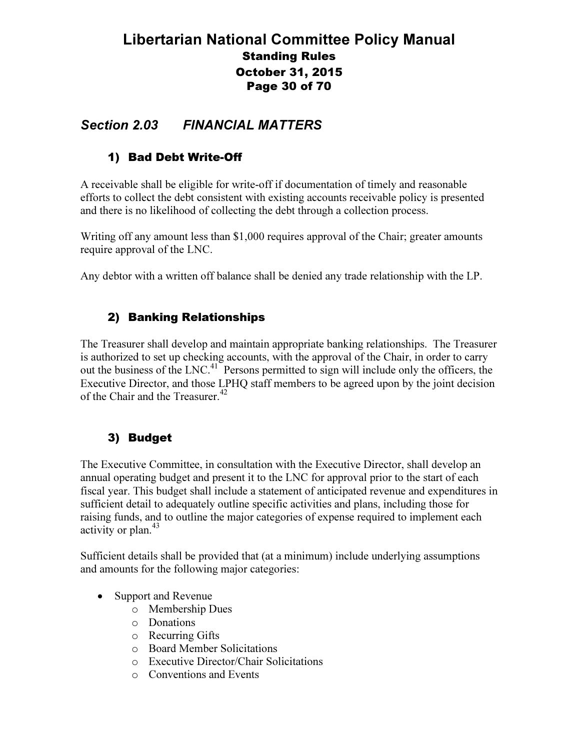## *Section 2.03 FINANCIAL MATTERS*

### 1) Bad Debt Write-Off

A receivable shall be eligible for write-off if documentation of timely and reasonable efforts to collect the debt consistent with existing accounts receivable policy is presented and there is no likelihood of collecting the debt through a collection process.

Writing off any amount less than $1,000 requires approval of the Chair; greater amounts require approval of the LNC.

Any debtor with a written off balance shall be denied any trade relationship with the LP.

### 2) Banking Relationships

The Treasurer shall develop and maintain appropriate banking relationships. The Treasurer is authorized to set up checking accounts, with the approval of the Chair, in order to carry out the business of the LNC.[41] Persons permitted to sign will include only the officers, the Executive Director, and those LPHQ staff members to be agreed upon by the joint decision of the Chair and the Treasurer.[42]

### 3) Budget

The Executive Committee, in consultation with the Executive Director, shall develop an annual operating budget and present it to the LNC for approval prior to the start of each fiscal year. This budget shall include a statement of anticipated revenue and expenditures in sufficient detail to adequately outline specific activities and plans, including those for raising funds, and to outline the major categories of expense required to implement each activity or plan.[43]

Sufficient details shall be provided that (at a minimum) include underlying assumptions and amounts for the following major categories:

- Support and Revenue
  - Membership Dues
  - Donations
  - Recurring Gifts
  - Board Member Solicitations
  - Executive Director/Chair Solicitations
  - Conventions and Events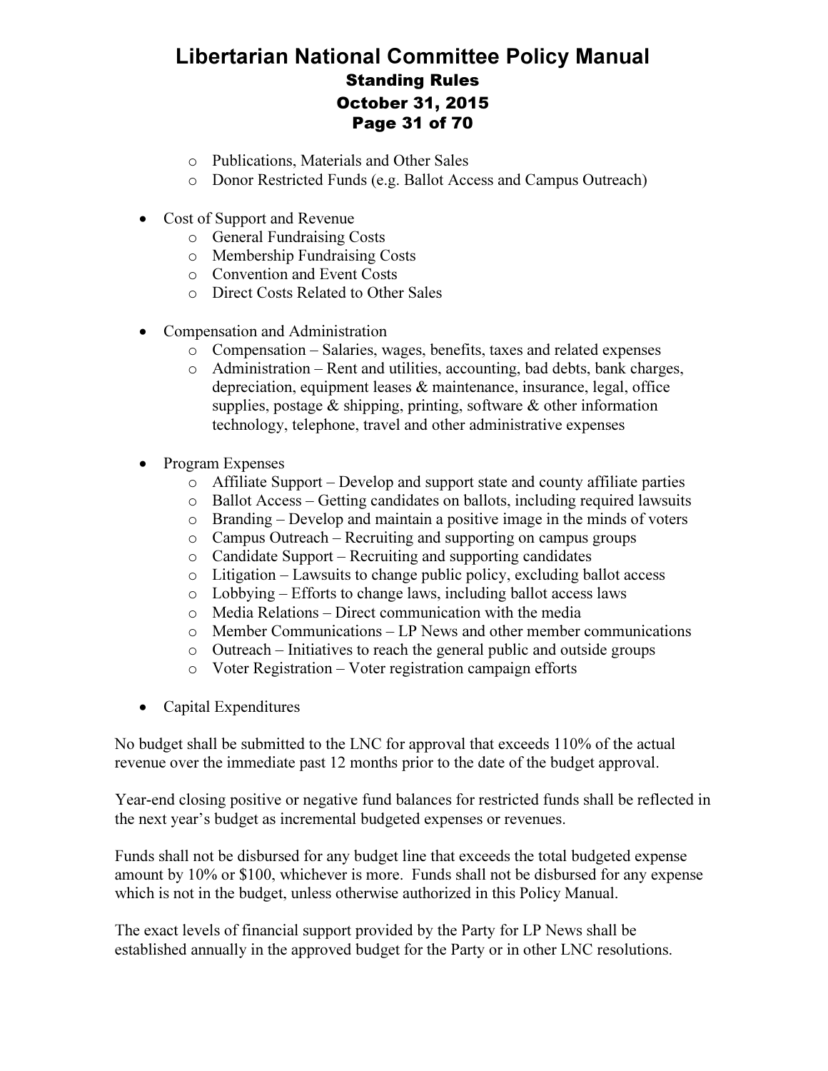- Publications, Materials and Other Sales
  - Donor Restricted Funds (e.g. Ballot Access and Campus Outreach)

- Cost of Support and Revenue
  - General Fundraising Costs
  - Membership Fundraising Costs
  - Convention and Event Costs
  - Direct Costs Related to Other Sales

- Compensation and Administration
  - Compensation – Salaries, wages, benefits, taxes and related expenses
  - Administration – Rent and utilities, accounting, bad debts, bank charges, depreciation, equipment leases & maintenance, insurance, legal, office supplies, postage & shipping, printing, software & other information technology, telephone, travel and other administrative expenses

- Program Expenses
  - Affiliate Support – Develop and support state and county affiliate parties
  - Ballot Access – Getting candidates on ballots, including required lawsuits
  - Branding – Develop and maintain a positive image in the minds of voters
  - Campus Outreach – Recruiting and supporting on campus groups
  - Candidate Support – Recruiting and supporting candidates
  - Litigation – Lawsuits to change public policy, excluding ballot access
  - Lobbying – Efforts to change laws, including ballot access laws
  - Media Relations – Direct communication with the media
  - Member Communications – LP News and other member communications
  - Outreach – Initiatives to reach the general public and outside groups
  - Voter Registration – Voter registration campaign efforts

- Capital Expenditures

No budget shall be submitted to the LNC for approval that exceeds 110% of the actual revenue over the immediate past 12 months prior to the date of the budget approval.

Year-end closing positive or negative fund balances for restricted funds shall be reflected in the next year's budget as incremental budgeted expenses or revenues.

Funds shall not be disbursed for any budget line that exceeds the total budgeted expense amount by 10% or $100, whichever is more. Funds shall not be disbursed for any expense which is not in the budget, unless otherwise authorized in this Policy Manual.

The exact levels of financial support provided by the Party for LP News shall be established annually in the approved budget for the Party or in other LNC resolutions.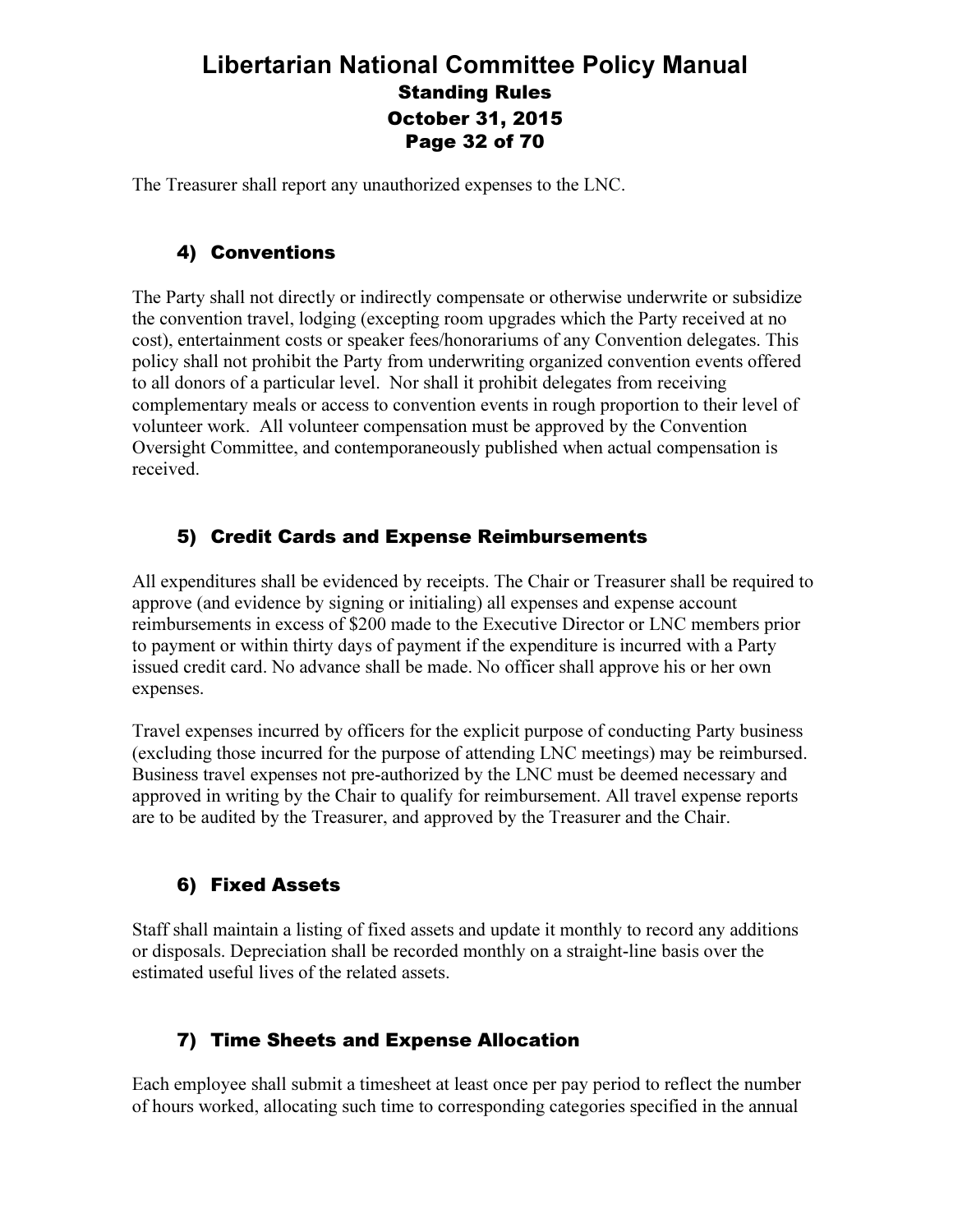The Treasurer shall report any unauthorized expenses to the LNC.

### 4) Conventions

The Party shall not directly or indirectly compensate or otherwise underwrite or subsidize the convention travel, lodging (excepting room upgrades which the Party received at no cost), entertainment costs or speaker fees/honorariums of any Convention delegates. This policy shall not prohibit the Party from underwriting organized convention events offered to all donors of a particular level. Nor shall it prohibit delegates from receiving complementary meals or access to convention events in rough proportion to their level of volunteer work. All volunteer compensation must be approved by the Convention Oversight Committee, and contemporaneously published when actual compensation is received.

### 5) Credit Cards and Expense Reimbursements

All expenditures shall be evidenced by receipts. The Chair or Treasurer shall be required to approve (and evidence by signing or initialing) all expenses and expense account reimbursements in excess of $200 made to the Executive Director or LNC members prior to payment or within thirty days of payment if the expenditure is incurred with a Party issued credit card. No advance shall be made. No officer shall approve his or her own expenses.

Travel expenses incurred by officers for the explicit purpose of conducting Party business (excluding those incurred for the purpose of attending LNC meetings) may be reimbursed. Business travel expenses not pre-authorized by the LNC must be deemed necessary and approved in writing by the Chair to qualify for reimbursement. All travel expense reports are to be audited by the Treasurer, and approved by the Treasurer and the Chair.

### 6) Fixed Assets

Staff shall maintain a listing of fixed assets and update it monthly to record any additions or disposals. Depreciation shall be recorded monthly on a straight-line basis over the estimated useful lives of the related assets.

### 7) Time Sheets and Expense Allocation

Each employee shall submit a timesheet at least once per pay period to reflect the number of hours worked, allocating such time to corresponding categories specified in the annual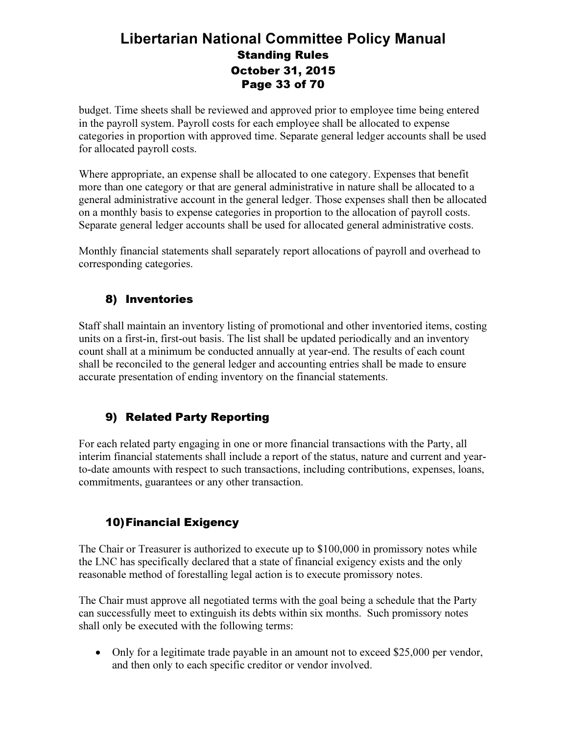budget. Time sheets shall be reviewed and approved prior to employee time being entered in the payroll system. Payroll costs for each employee shall be allocated to expense categories in proportion with approved time. Separate general ledger accounts shall be used for allocated payroll costs.

Where appropriate, an expense shall be allocated to one category. Expenses that benefit more than one category or that are general administrative in nature shall be allocated to a general administrative account in the general ledger. Those expenses shall then be allocated on a monthly basis to expense categories in proportion to the allocation of payroll costs. Separate general ledger accounts shall be used for allocated general administrative costs.

Monthly financial statements shall separately report allocations of payroll and overhead to corresponding categories.

### 8) Inventories

Staff shall maintain an inventory listing of promotional and other inventoried items, costing units on a first-in, first-out basis. The list shall be updated periodically and an inventory count shall at a minimum be conducted annually at year-end. The results of each count shall be reconciled to the general ledger and accounting entries shall be made to ensure accurate presentation of ending inventory on the financial statements.

### 9) Related Party Reporting

For each related party engaging in one or more financial transactions with the Party, all interim financial statements shall include a report of the status, nature and current and year-to-date amounts with respect to such transactions, including contributions, expenses, loans, commitments, guarantees or any other transaction.

### 10) Financial Exigency

The Chair or Treasurer is authorized to execute up to $100,000 in promissory notes while the LNC has specifically declared that a state of financial exigency exists and the only reasonable method of forestalling legal action is to execute promissory notes.

The Chair must approve all negotiated terms with the goal being a schedule that the Party can successfully meet to extinguish its debts within six months. Such promissory notes shall only be executed with the following terms:

- Only for a legitimate trade payable in an amount not to exceed $25,000 per vendor, and then only to each specific creditor or vendor involved.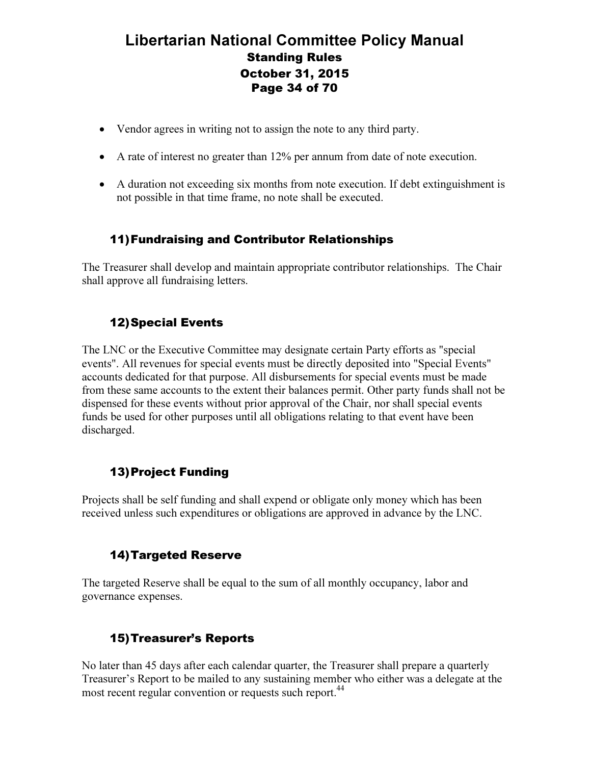- Vendor agrees in writing not to assign the note to any third party.
- A rate of interest no greater than 12% per annum from date of note execution.
- A duration not exceeding six months from note execution. If debt extinguishment is not possible in that time frame, no note shall be executed.

### 11) Fundraising and Contributor Relationships

The Treasurer shall develop and maintain appropriate contributor relationships. The Chair shall approve all fundraising letters.

### 12) Special Events

The LNC or the Executive Committee may designate certain Party efforts as "special events". All revenues for special events must be directly deposited into "Special Events" accounts dedicated for that purpose. All disbursements for special events must be made from these same accounts to the extent their balances permit. Other party funds shall not be dispensed for these events without prior approval of the Chair, nor shall special events funds be used for other purposes until all obligations relating to that event have been discharged.

### 13) Project Funding

Projects shall be self funding and shall expend or obligate only money which has been received unless such expenditures or obligations are approved in advance by the LNC.

### 14) Targeted Reserve

The targeted Reserve shall be equal to the sum of all monthly occupancy, labor and governance expenses.

### 15) Treasurer's Reports

No later than 45 days after each calendar quarter, the Treasurer shall prepare a quarterly Treasurer's Report to be mailed to any sustaining member who either was a delegate at the most recent regular convention or requests such report.[44]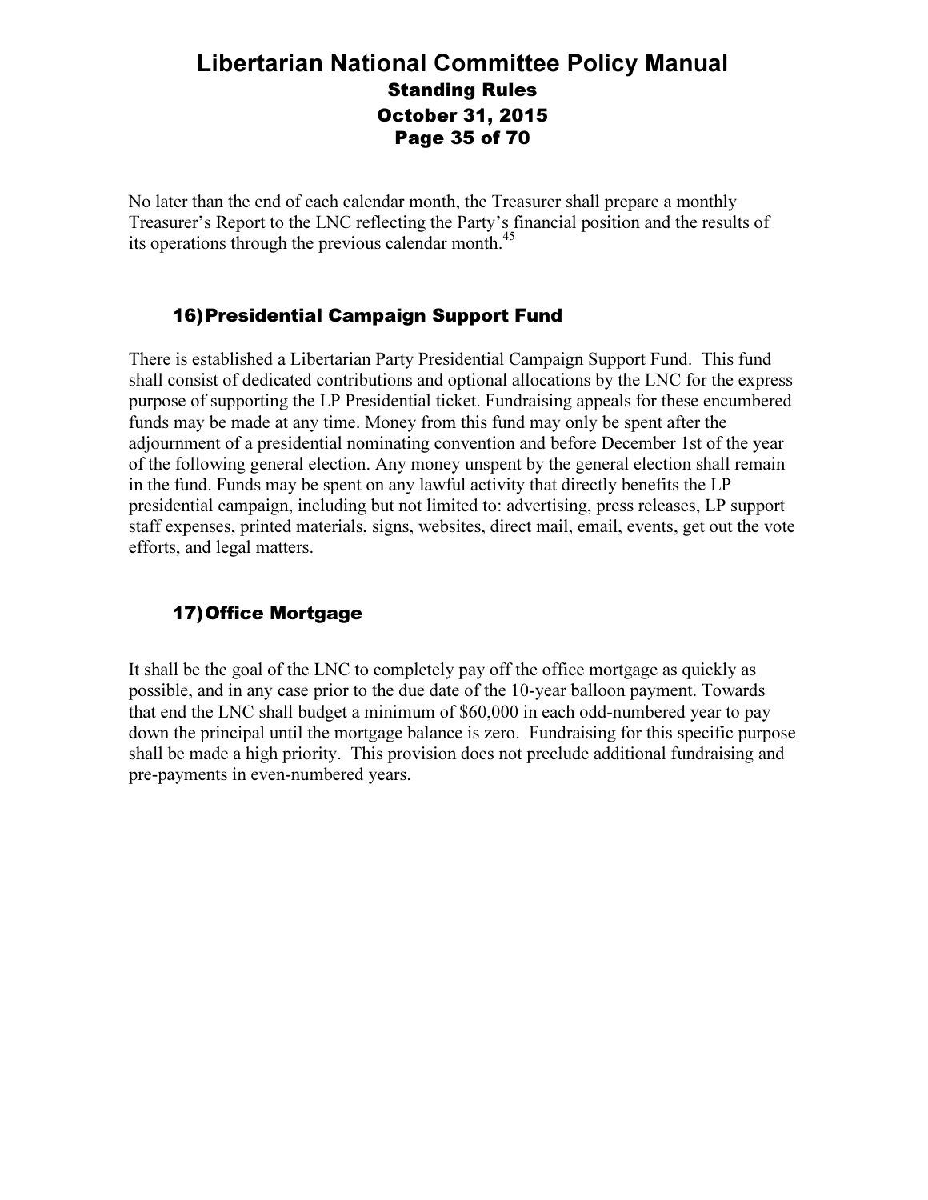No later than the end of each calendar month, the Treasurer shall prepare a monthly Treasurer's Report to the LNC reflecting the Party's financial position and the results of its operations through the previous calendar month.[45]

### 16) Presidential Campaign Support Fund

There is established a Libertarian Party Presidential Campaign Support Fund. This fund shall consist of dedicated contributions and optional allocations by the LNC for the express purpose of supporting the LP Presidential ticket. Fundraising appeals for these encumbered funds may be made at any time. Money from this fund may only be spent after the adjournment of a presidential nominating convention and before December 1st of the year of the following general election. Any money unspent by the general election shall remain in the fund. Funds may be spent on any lawful activity that directly benefits the LP presidential campaign, including but not limited to: advertising, press releases, LP support staff expenses, printed materials, signs, websites, direct mail, email, events, get out the vote efforts, and legal matters.

### 17) Office Mortgage

It shall be the goal of the LNC to completely pay off the office mortgage as quickly as possible, and in any case prior to the due date of the 10-year balloon payment. Towards that end the LNC shall budget a minimum of $60,000 in each odd-numbered year to pay down the principal until the mortgage balance is zero. Fundraising for this specific purpose shall be made a high priority. This provision does not preclude additional fundraising and pre-payments in even-numbered years.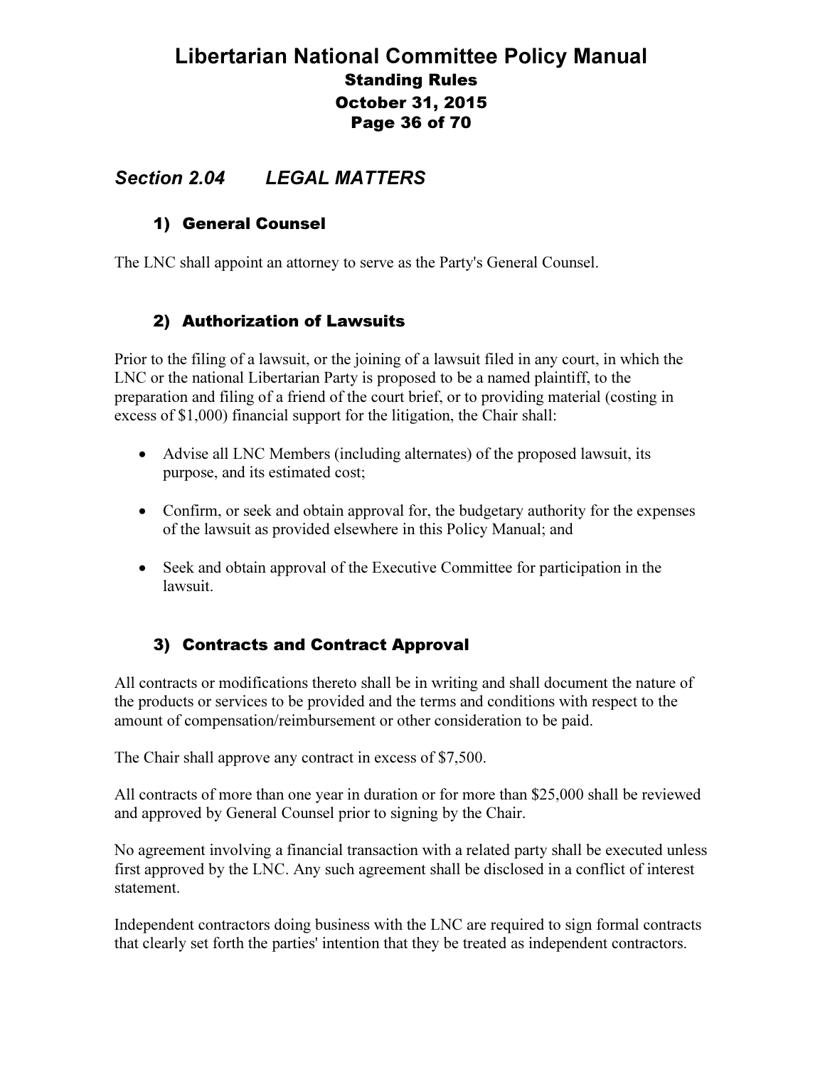## *Section 2.04 LEGAL MATTERS*

### 1) General Counsel

The LNC shall appoint an attorney to serve as the Party's General Counsel.

### 2) Authorization of Lawsuits

Prior to the filing of a lawsuit, or the joining of a lawsuit filed in any court, in which the LNC or the national Libertarian Party is proposed to be a named plaintiff, to the preparation and filing of a friend of the court brief, or to providing material (costing in excess of $1,000) financial support for the litigation, the Chair shall:

- Advise all LNC Members (including alternates) of the proposed lawsuit, its purpose, and its estimated cost;
- Confirm, or seek and obtain approval for, the budgetary authority for the expenses of the lawsuit as provided elsewhere in this Policy Manual; and
- Seek and obtain approval of the Executive Committee for participation in the lawsuit.

### 3) Contracts and Contract Approval

All contracts or modifications thereto shall be in writing and shall document the nature of the products or services to be provided and the terms and conditions with respect to the amount of compensation/reimbursement or other consideration to be paid.

The Chair shall approve any contract in excess of $7,500.

All contracts of more than one year in duration or for more than $25,000 shall be reviewed and approved by General Counsel prior to signing by the Chair.

No agreement involving a financial transaction with a related party shall be executed unless first approved by the LNC. Any such agreement shall be disclosed in a conflict of interest statement.

Independent contractors doing business with the LNC are required to sign formal contracts that clearly set forth the parties' intention that they be treated as independent contractors.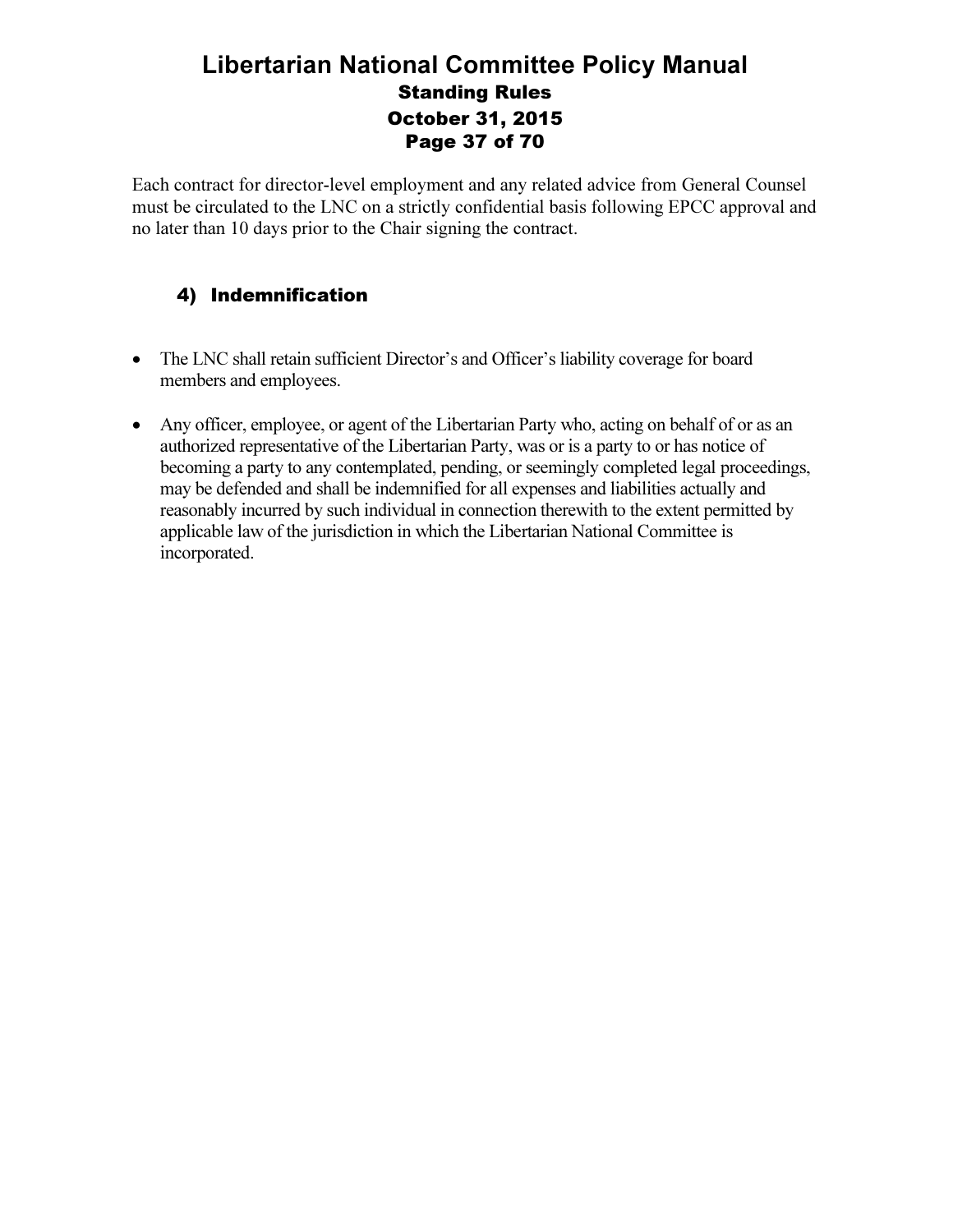Each contract for director-level employment and any related advice from General Counsel must be circulated to the LNC on a strictly confidential basis following EPCC approval and no later than 10 days prior to the Chair signing the contract.

### 4) Indemnification

- The LNC shall retain sufficient Director's and Officer's liability coverage for board members and employees.

- Any officer, employee, or agent of the Libertarian Party who, acting on behalf of or as an authorized representative of the Libertarian Party, was or is a party to or has notice of becoming a party to any contemplated, pending, or seemingly completed legal proceedings, may be defended and shall be indemnified for all expenses and liabilities actually and reasonably incurred by such individual in connection therewith to the extent permitted by applicable law of the jurisdiction in which the Libertarian National Committee is incorporated.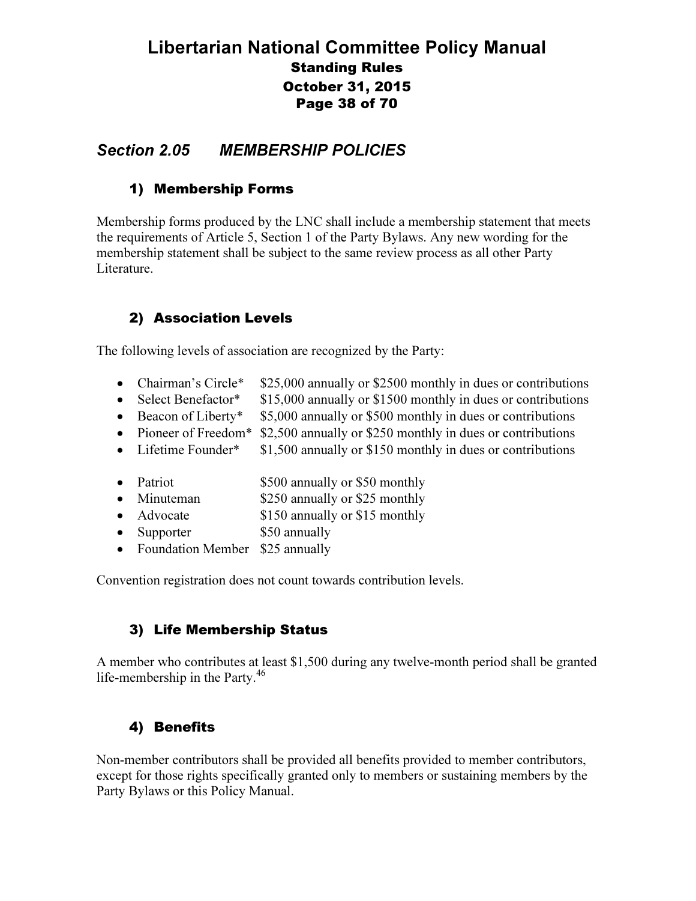## Section 2.05 MEMBERSHIP POLICIES

### 1) Membership Forms

Membership forms produced by the LNC shall include a membership statement that meets the requirements of Article 5, Section 1 of the Party Bylaws. Any new wording for the membership statement shall be subject to the same review process as all other Party Literature.

### 2) Association Levels

The following levels of association are recognized by the Party:

- Chairman's Circle* $25,000 annually or $2500 monthly in dues or contributions
- Select Benefactor* $15,000 annually or $1500 monthly in dues or contributions
- Beacon of Liberty* $5,000 annually or $500 monthly in dues or contributions
- Pioneer of Freedom* $2,500 annually or $250 monthly in dues or contributions
- Lifetime Founder* $1,500 annually or $150 monthly in dues or contributions

- Patriot $500 annually or $50 monthly
- Minuteman $250 annually or $25 monthly
- Advocate $150 annually or $15 monthly
- Supporter $50 annually
- Foundation Member $25 annually

Convention registration does not count towards contribution levels.

### 3) Life Membership Status

A member who contributes at least $1,500 during any twelve-month period shall be granted life-membership in the Party.[46]

### 4) Benefits

Non-member contributors shall be provided all benefits provided to member contributors, except for those rights specifically granted only to members or sustaining members by the Party Bylaws or this Policy Manual.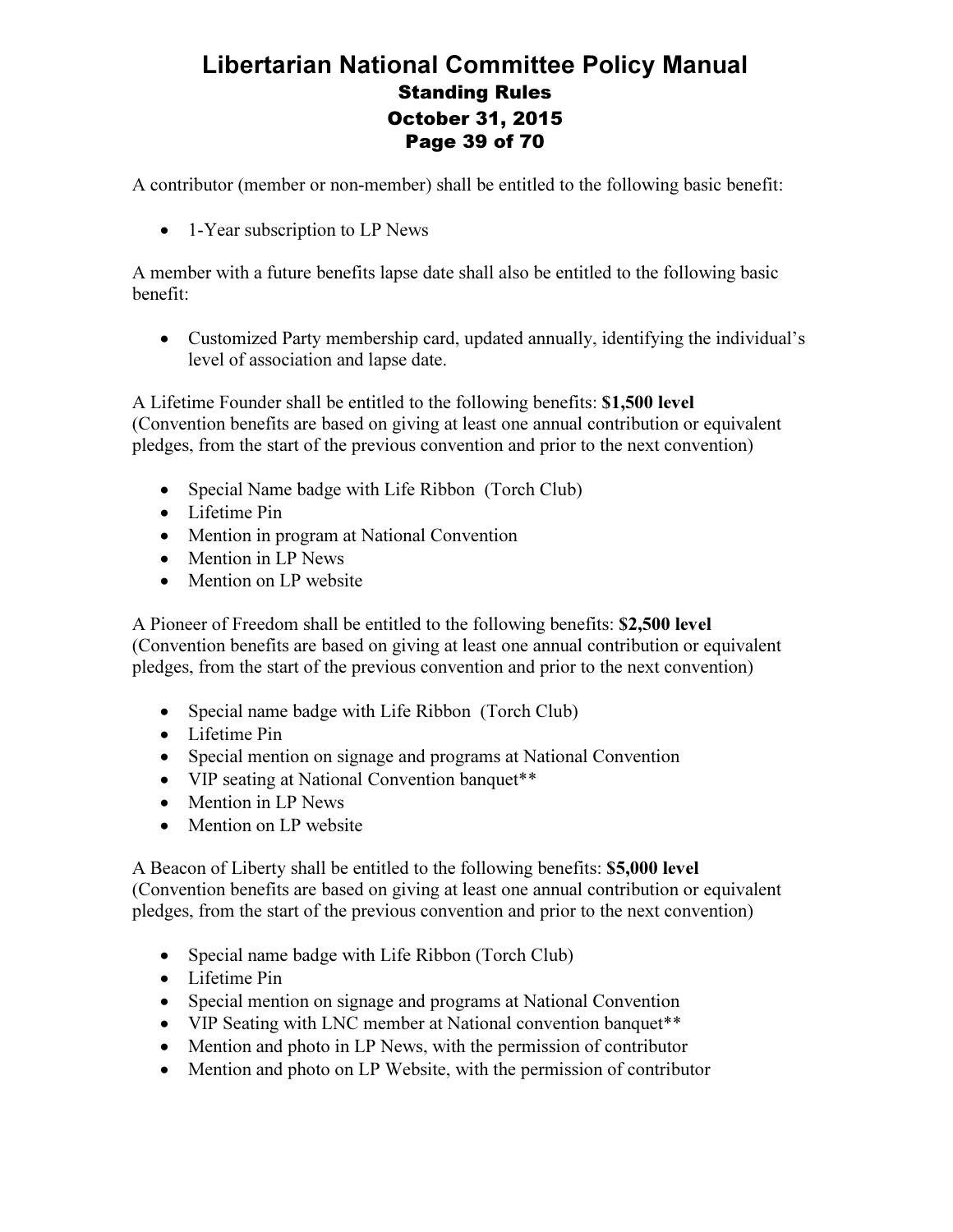A contributor (member or non-member) shall be entitled to the following basic benefit:

- 1-Year subscription to LP News

A member with a future benefits lapse date shall also be entitled to the following basic benefit:

- Customized Party membership card, updated annually, identifying the individual's level of association and lapse date.

A Lifetime Founder shall be entitled to the following benefits: **$1,500 level** (Convention benefits are based on giving at least one annual contribution or equivalent pledges, from the start of the previous convention and prior to the next convention)

- Special Name badge with Life Ribbon (Torch Club)
- Lifetime Pin
- Mention in program at National Convention
- Mention in LP News
- Mention on LP website

A Pioneer of Freedom shall be entitled to the following benefits: **$2,500 level** (Convention benefits are based on giving at least one annual contribution or equivalent pledges, from the start of the previous convention and prior to the next convention)

- Special name badge with Life Ribbon (Torch Club)
- Lifetime Pin
- Special mention on signage and programs at National Convention
- VIP seating at National Convention banquet**
- Mention in LP News
- Mention on LP website

A Beacon of Liberty shall be entitled to the following benefits: **$5,000 level** (Convention benefits are based on giving at least one annual contribution or equivalent pledges, from the start of the previous convention and prior to the next convention)

- Special name badge with Life Ribbon (Torch Club)
- Lifetime Pin
- Special mention on signage and programs at National Convention
- VIP Seating with LNC member at National convention banquet**
- Mention and photo in LP News, with the permission of contributor
- Mention and photo on LP Website, with the permission of contributor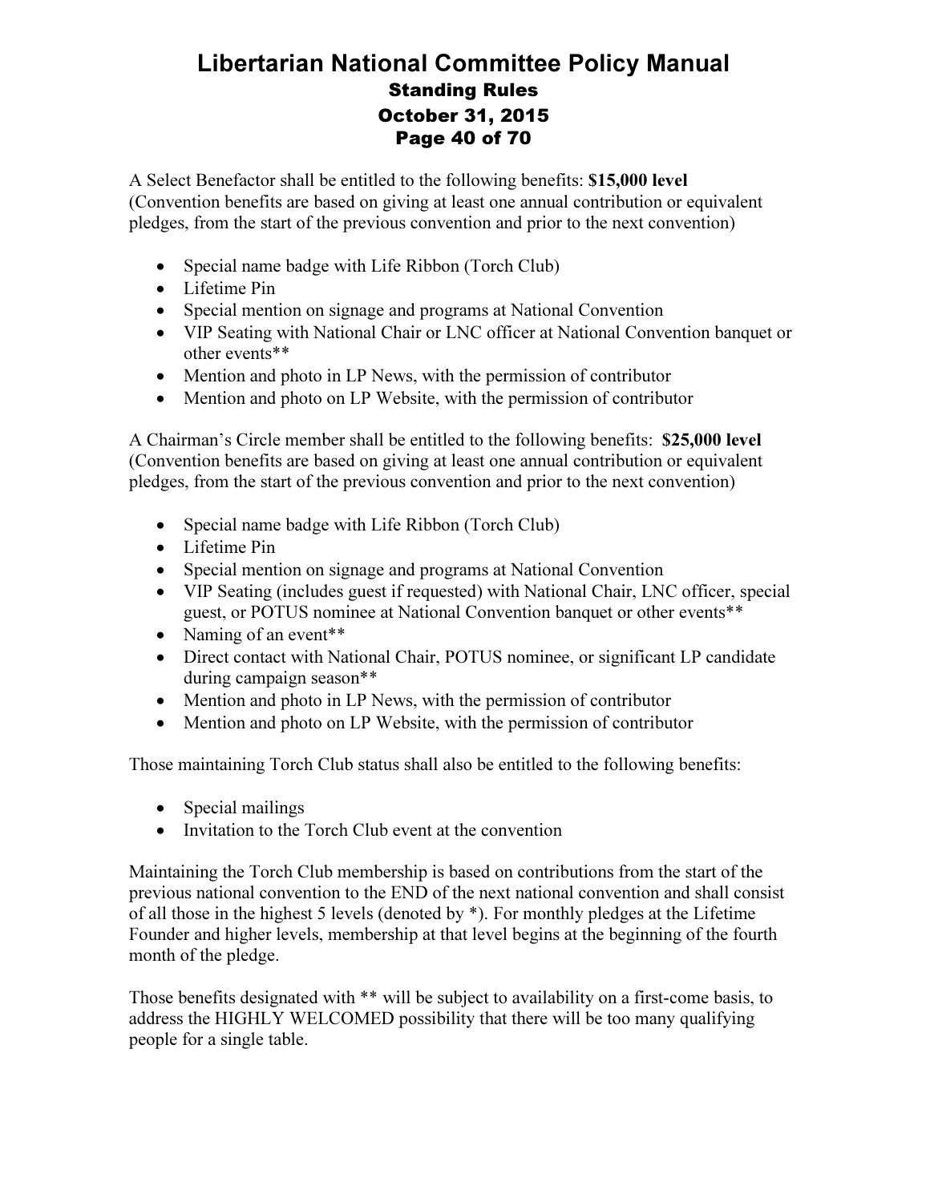A Select Benefactor shall be entitled to the following benefits: **$15,000 level** (Convention benefits are based on giving at least one annual contribution or equivalent pledges, from the start of the previous convention and prior to the next convention)

- Special name badge with Life Ribbon (Torch Club)
- Lifetime Pin
- Special mention on signage and programs at National Convention
- VIP Seating with National Chair or LNC officer at National Convention banquet or other events**
- Mention and photo in LP News, with the permission of contributor
- Mention and photo on LP Website, with the permission of contributor

A Chairman's Circle member shall be entitled to the following benefits: **$25,000 level** (Convention benefits are based on giving at least one annual contribution or equivalent pledges, from the start of the previous convention and prior to the next convention)

- Special name badge with Life Ribbon (Torch Club)
- Lifetime Pin
- Special mention on signage and programs at National Convention
- VIP Seating (includes guest if requested) with National Chair, LNC officer, special guest, or POTUS nominee at National Convention banquet or other events**
- Naming of an event**
- Direct contact with National Chair, POTUS nominee, or significant LP candidate during campaign season**
- Mention and photo in LP News, with the permission of contributor
- Mention and photo on LP Website, with the permission of contributor

Those maintaining Torch Club status shall also be entitled to the following benefits:

- Special mailings
- Invitation to the Torch Club event at the convention

Maintaining the Torch Club membership is based on contributions from the start of the previous national convention to the END of the next national convention and shall consist of all those in the highest 5 levels (denoted by *). For monthly pledges at the Lifetime Founder and higher levels, membership at that level begins at the beginning of the fourth month of the pledge.

Those benefits designated with ** will be subject to availability on a first-come basis, to address the HIGHLY WELCOMED possibility that there will be too many qualifying people for a single table.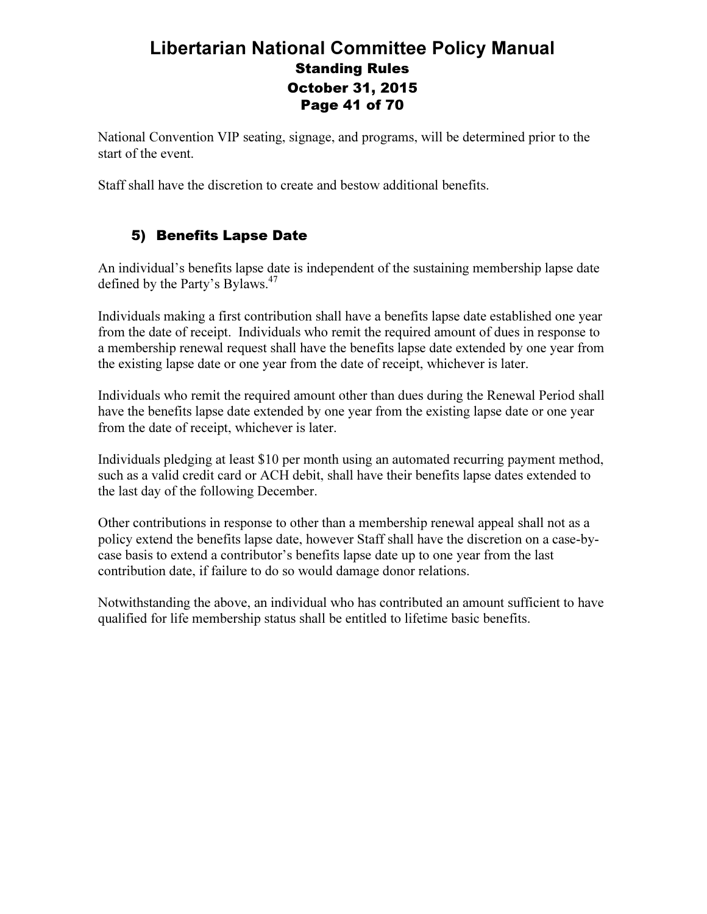National Convention VIP seating, signage, and programs, will be determined prior to the start of the event.

Staff shall have the discretion to create and bestow additional benefits.

### 5) Benefits Lapse Date

An individual's benefits lapse date is independent of the sustaining membership lapse date defined by the Party's Bylaws.[47]

Individuals making a first contribution shall have a benefits lapse date established one year from the date of receipt. Individuals who remit the required amount of dues in response to a membership renewal request shall have the benefits lapse date extended by one year from the existing lapse date or one year from the date of receipt, whichever is later.

Individuals who remit the required amount other than dues during the Renewal Period shall have the benefits lapse date extended by one year from the existing lapse date or one year from the date of receipt, whichever is later.

Individuals pledging at least $10 per month using an automated recurring payment method, such as a valid credit card or ACH debit, shall have their benefits lapse dates extended to the last day of the following December.

Other contributions in response to other than a membership renewal appeal shall not as a policy extend the benefits lapse date, however Staff shall have the discretion on a case-by-case basis to extend a contributor's benefits lapse date up to one year from the last contribution date, if failure to do so would damage donor relations.

Notwithstanding the above, an individual who has contributed an amount sufficient to have qualified for life membership status shall be entitled to lifetime basic benefits.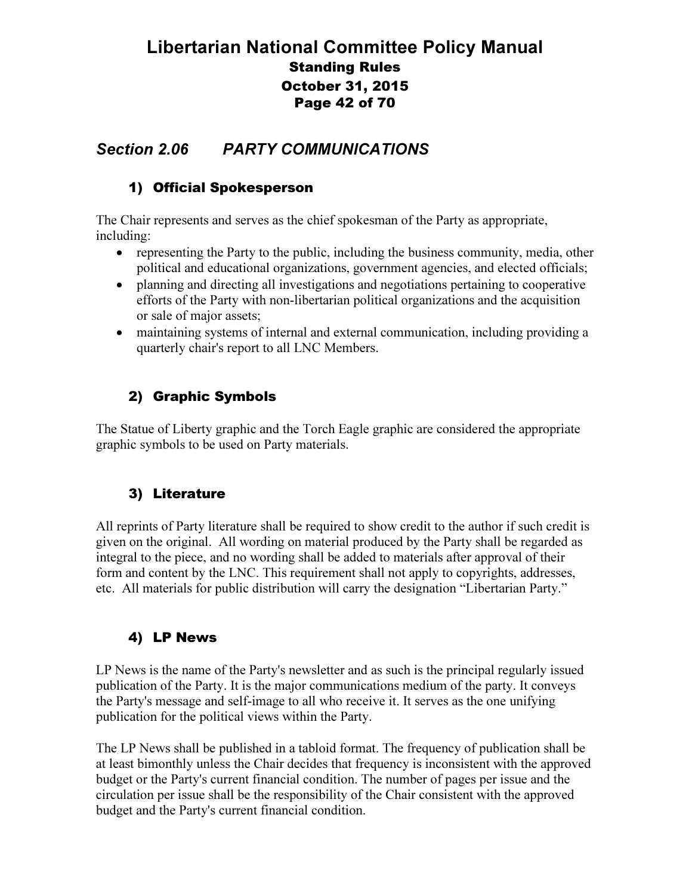## *Section 2.06 PARTY COMMUNICATIONS*

### 1) Official Spokesperson

The Chair represents and serves as the chief spokesman of the Party as appropriate, including:

- representing the Party to the public, including the business community, media, other political and educational organizations, government agencies, and elected officials;
- planning and directing all investigations and negotiations pertaining to cooperative efforts of the Party with non-libertarian political organizations and the acquisition or sale of major assets;
- maintaining systems of internal and external communication, including providing a quarterly chair's report to all LNC Members.

### 2) Graphic Symbols

The Statue of Liberty graphic and the Torch Eagle graphic are considered the appropriate graphic symbols to be used on Party materials.

### 3) Literature

All reprints of Party literature shall be required to show credit to the author if such credit is given on the original. All wording on material produced by the Party shall be regarded as integral to the piece, and no wording shall be added to materials after approval of their form and content by the LNC. This requirement shall not apply to copyrights, addresses, etc. All materials for public distribution will carry the designation "Libertarian Party."

### 4) LP News

LP News is the name of the Party's newsletter and as such is the principal regularly issued publication of the Party. It is the major communications medium of the party. It conveys the Party's message and self-image to all who receive it. It serves as the one unifying publication for the political views within the Party.

The LP News shall be published in a tabloid format. The frequency of publication shall be at least bimonthly unless the Chair decides that frequency is inconsistent with the approved budget or the Party's current financial condition. The number of pages per issue and the circulation per issue shall be the responsibility of the Chair consistent with the approved budget and the Party's current financial condition.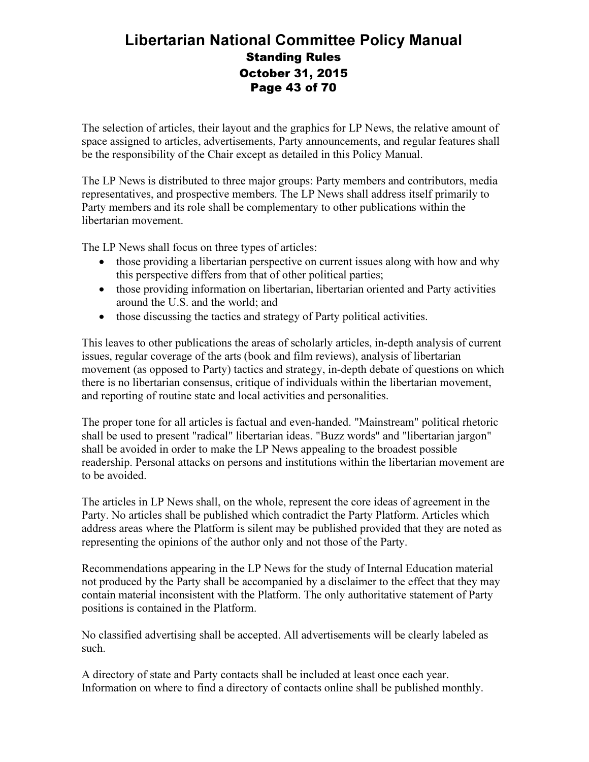The selection of articles, their layout and the graphics for LP News, the relative amount of space assigned to articles, advertisements, Party announcements, and regular features shall be the responsibility of the Chair except as detailed in this Policy Manual.

The LP News is distributed to three major groups: Party members and contributors, media representatives, and prospective members. The LP News shall address itself primarily to Party members and its role shall be complementary to other publications within the libertarian movement.

The LP News shall focus on three types of articles:

- those providing a libertarian perspective on current issues along with how and why this perspective differs from that of other political parties;
- those providing information on libertarian, libertarian oriented and Party activities around the U.S. and the world; and
- those discussing the tactics and strategy of Party political activities.

This leaves to other publications the areas of scholarly articles, in-depth analysis of current issues, regular coverage of the arts (book and film reviews), analysis of libertarian movement (as opposed to Party) tactics and strategy, in-depth debate of questions on which there is no libertarian consensus, critique of individuals within the libertarian movement, and reporting of routine state and local activities and personalities.

The proper tone for all articles is factual and even-handed. "Mainstream" political rhetoric shall be used to present "radical" libertarian ideas. "Buzz words" and "libertarian jargon" shall be avoided in order to make the LP News appealing to the broadest possible readership. Personal attacks on persons and institutions within the libertarian movement are to be avoided.

The articles in LP News shall, on the whole, represent the core ideas of agreement in the Party. No articles shall be published which contradict the Party Platform. Articles which address areas where the Platform is silent may be published provided that they are noted as representing the opinions of the author only and not those of the Party.

Recommendations appearing in the LP News for the study of Internal Education material not produced by the Party shall be accompanied by a disclaimer to the effect that they may contain material inconsistent with the Platform. The only authoritative statement of Party positions is contained in the Platform.

No classified advertising shall be accepted. All advertisements will be clearly labeled as such.

A directory of state and Party contacts shall be included at least once each year. Information on where to find a directory of contacts online shall be published monthly.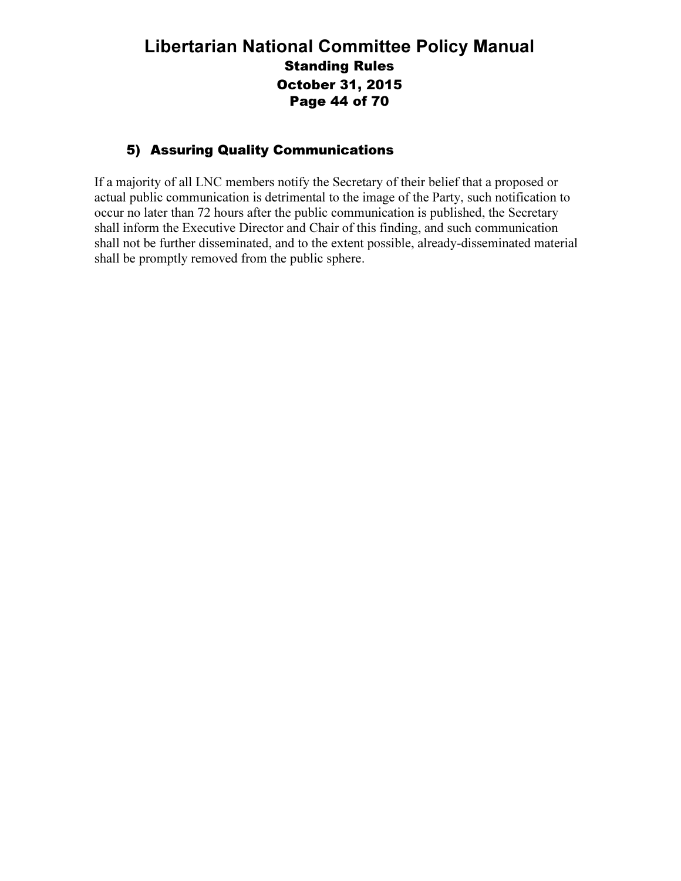### 5) Assuring Quality Communications

If a majority of all LNC members notify the Secretary of their belief that a proposed or actual public communication is detrimental to the image of the Party, such notification to occur no later than 72 hours after the public communication is published, the Secretary shall inform the Executive Director and Chair of this finding, and such communication shall not be further disseminated, and to the extent possible, already-disseminated material shall be promptly removed from the public sphere.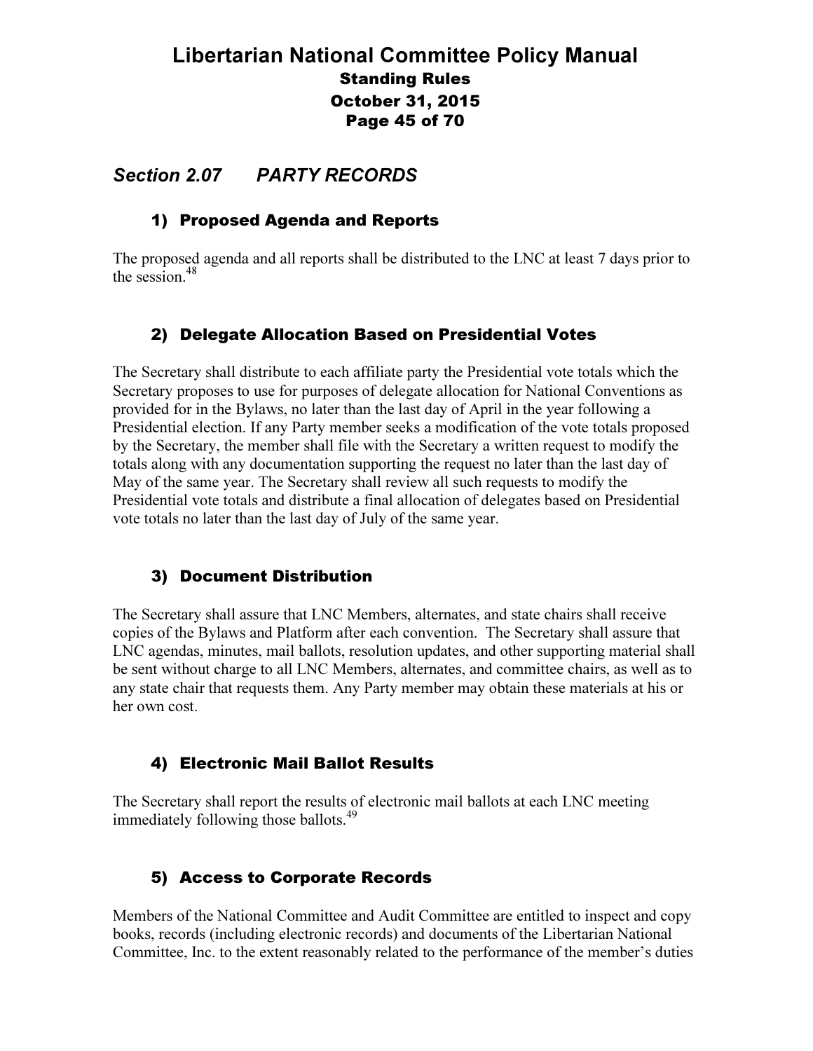## *Section 2.07 PARTY RECORDS*

### 1) Proposed Agenda and Reports

The proposed agenda and all reports shall be distributed to the LNC at least 7 days prior to the session.[48]

### 2) Delegate Allocation Based on Presidential Votes

The Secretary shall distribute to each affiliate party the Presidential vote totals which the Secretary proposes to use for purposes of delegate allocation for National Conventions as provided for in the Bylaws, no later than the last day of April in the year following a Presidential election. If any Party member seeks a modification of the vote totals proposed by the Secretary, the member shall file with the Secretary a written request to modify the totals along with any documentation supporting the request no later than the last day of May of the same year. The Secretary shall review all such requests to modify the Presidential vote totals and distribute a final allocation of delegates based on Presidential vote totals no later than the last day of July of the same year.

### 3) Document Distribution

The Secretary shall assure that LNC Members, alternates, and state chairs shall receive copies of the Bylaws and Platform after each convention. The Secretary shall assure that LNC agendas, minutes, mail ballots, resolution updates, and other supporting material shall be sent without charge to all LNC Members, alternates, and committee chairs, as well as to any state chair that requests them. Any Party member may obtain these materials at his or her own cost.

### 4) Electronic Mail Ballot Results

The Secretary shall report the results of electronic mail ballots at each LNC meeting immediately following those ballots.[49]

### 5) Access to Corporate Records

Members of the National Committee and Audit Committee are entitled to inspect and copy books, records (including electronic records) and documents of the Libertarian National Committee, Inc. to the extent reasonably related to the performance of the member's duties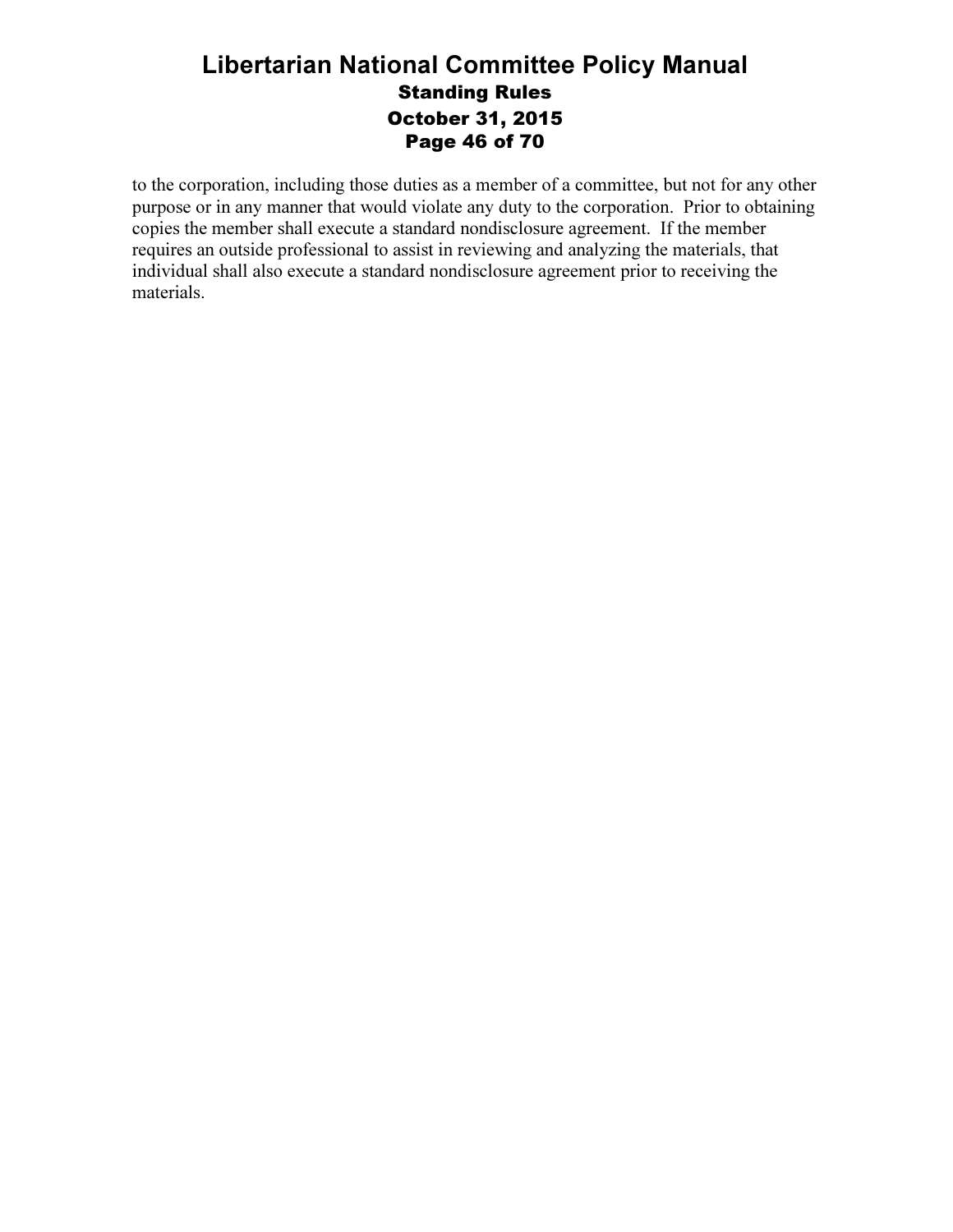to the corporation, including those duties as a member of a committee, but not for any other purpose or in any manner that would violate any duty to the corporation. Prior to obtaining copies the member shall execute a standard nondisclosure agreement. If the member requires an outside professional to assist in reviewing and analyzing the materials, that individual shall also execute a standard nondisclosure agreement prior to receiving the materials.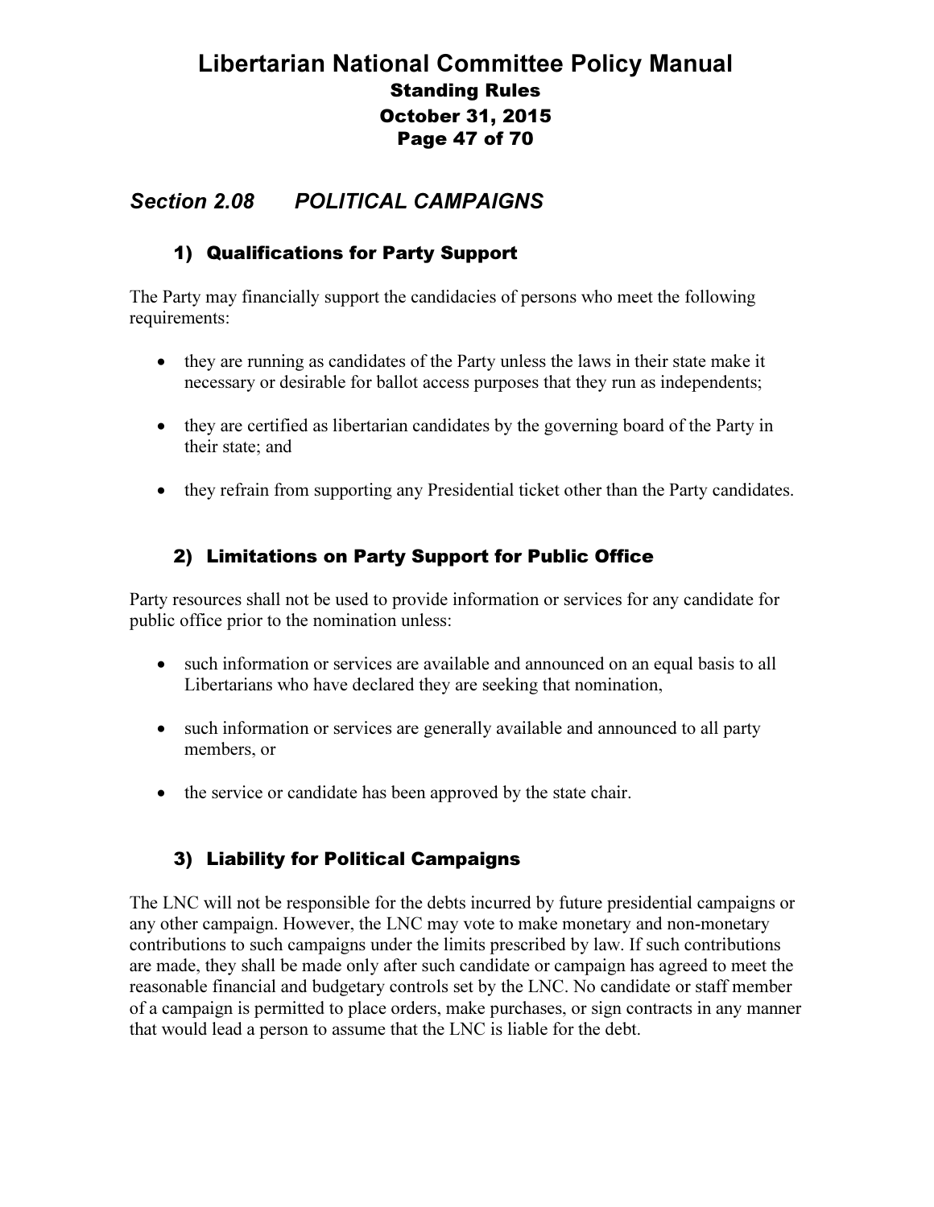## *Section 2.08 POLITICAL CAMPAIGNS*

### 1) Qualifications for Party Support

The Party may financially support the candidacies of persons who meet the following requirements:

- they are running as candidates of the Party unless the laws in their state make it necessary or desirable for ballot access purposes that they run as independents;
- they are certified as libertarian candidates by the governing board of the Party in their state; and
- they refrain from supporting any Presidential ticket other than the Party candidates.

### 2) Limitations on Party Support for Public Office

Party resources shall not be used to provide information or services for any candidate for public office prior to the nomination unless:

- such information or services are available and announced on an equal basis to all Libertarians who have declared they are seeking that nomination,
- such information or services are generally available and announced to all party members, or
- the service or candidate has been approved by the state chair.

### 3) Liability for Political Campaigns

The LNC will not be responsible for the debts incurred by future presidential campaigns or any other campaign. However, the LNC may vote to make monetary and non-monetary contributions to such campaigns under the limits prescribed by law. If such contributions are made, they shall be made only after such candidate or campaign has agreed to meet the reasonable financial and budgetary controls set by the LNC. No candidate or staff member of a campaign is permitted to place orders, make purchases, or sign contracts in any manner that would lead a person to assume that the LNC is liable for the debt.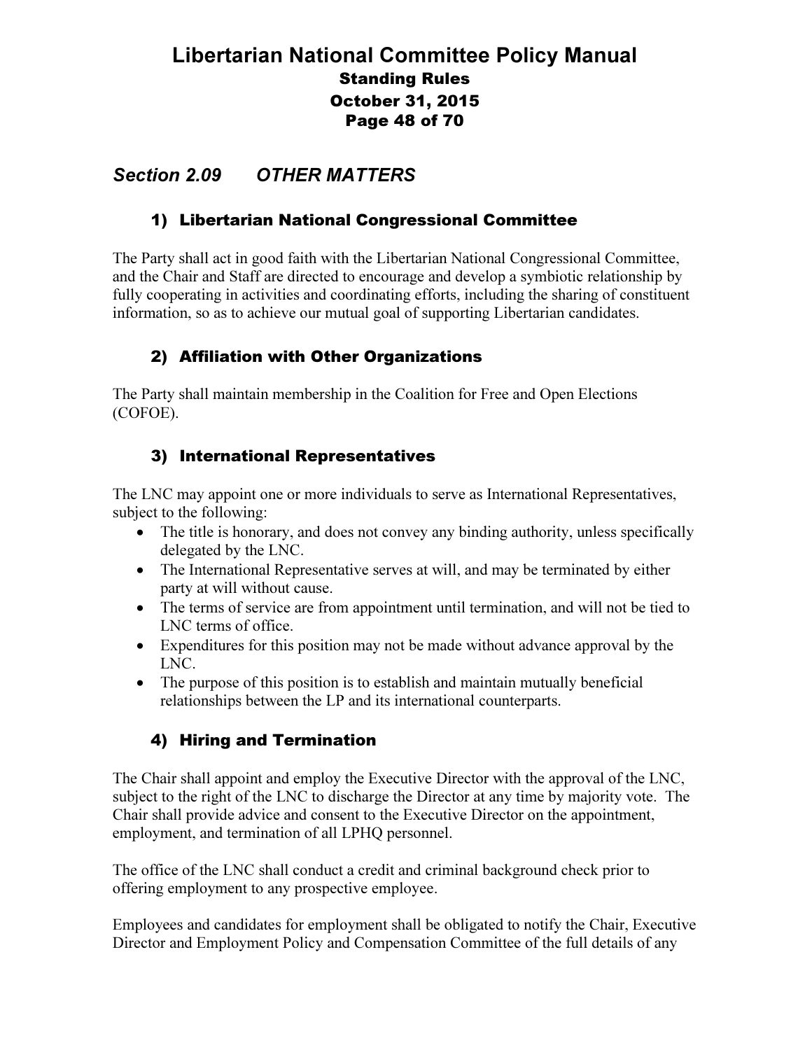## *Section 2.09 OTHER MATTERS*

### 1) Libertarian National Congressional Committee

The Party shall act in good faith with the Libertarian National Congressional Committee, and the Chair and Staff are directed to encourage and develop a symbiotic relationship by fully cooperating in activities and coordinating efforts, including the sharing of constituent information, so as to achieve our mutual goal of supporting Libertarian candidates.

### 2) Affiliation with Other Organizations

The Party shall maintain membership in the Coalition for Free and Open Elections (COFOE).

### 3) International Representatives

The LNC may appoint one or more individuals to serve as International Representatives, subject to the following:

- The title is honorary, and does not convey any binding authority, unless specifically delegated by the LNC.
- The International Representative serves at will, and may be terminated by either party at will without cause.
- The terms of service are from appointment until termination, and will not be tied to LNC terms of office.
- Expenditures for this position may not be made without advance approval by the LNC.
- The purpose of this position is to establish and maintain mutually beneficial relationships between the LP and its international counterparts.

### 4) Hiring and Termination

The Chair shall appoint and employ the Executive Director with the approval of the LNC, subject to the right of the LNC to discharge the Director at any time by majority vote. The Chair shall provide advice and consent to the Executive Director on the appointment, employment, and termination of all LPHQ personnel.

The office of the LNC shall conduct a credit and criminal background check prior to offering employment to any prospective employee.

Employees and candidates for employment shall be obligated to notify the Chair, Executive Director and Employment Policy and Compensation Committee of the full details of any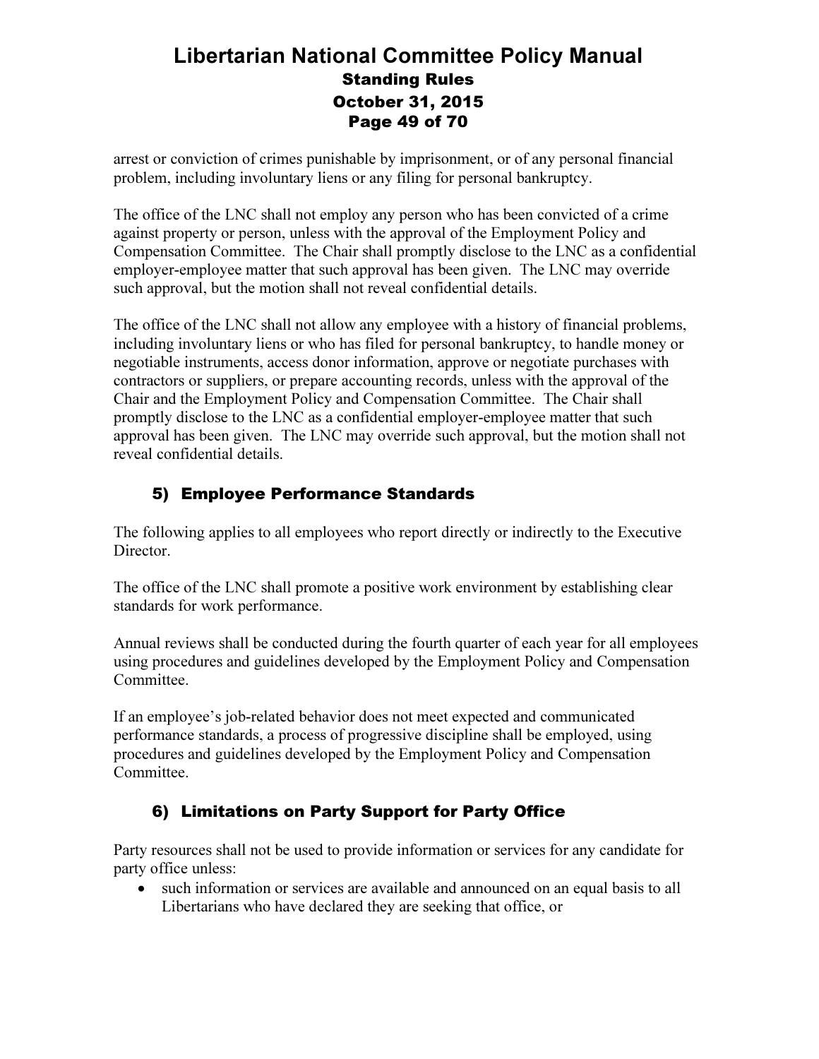arrest or conviction of crimes punishable by imprisonment, or of any personal financial problem, including involuntary liens or any filing for personal bankruptcy.

The office of the LNC shall not employ any person who has been convicted of a crime against property or person, unless with the approval of the Employment Policy and Compensation Committee. The Chair shall promptly disclose to the LNC as a confidential employer-employee matter that such approval has been given. The LNC may override such approval, but the motion shall not reveal confidential details.

The office of the LNC shall not allow any employee with a history of financial problems, including involuntary liens or who has filed for personal bankruptcy, to handle money or negotiable instruments, access donor information, approve or negotiate purchases with contractors or suppliers, or prepare accounting records, unless with the approval of the Chair and the Employment Policy and Compensation Committee. The Chair shall promptly disclose to the LNC as a confidential employer-employee matter that such approval has been given. The LNC may override such approval, but the motion shall not reveal confidential details.

### 5) Employee Performance Standards

The following applies to all employees who report directly or indirectly to the Executive Director.

The office of the LNC shall promote a positive work environment by establishing clear standards for work performance.

Annual reviews shall be conducted during the fourth quarter of each year for all employees using procedures and guidelines developed by the Employment Policy and Compensation Committee.

If an employee's job-related behavior does not meet expected and communicated performance standards, a process of progressive discipline shall be employed, using procedures and guidelines developed by the Employment Policy and Compensation Committee.

### 6) Limitations on Party Support for Party Office

Party resources shall not be used to provide information or services for any candidate for party office unless:

- such information or services are available and announced on an equal basis to all Libertarians who have declared they are seeking that office, or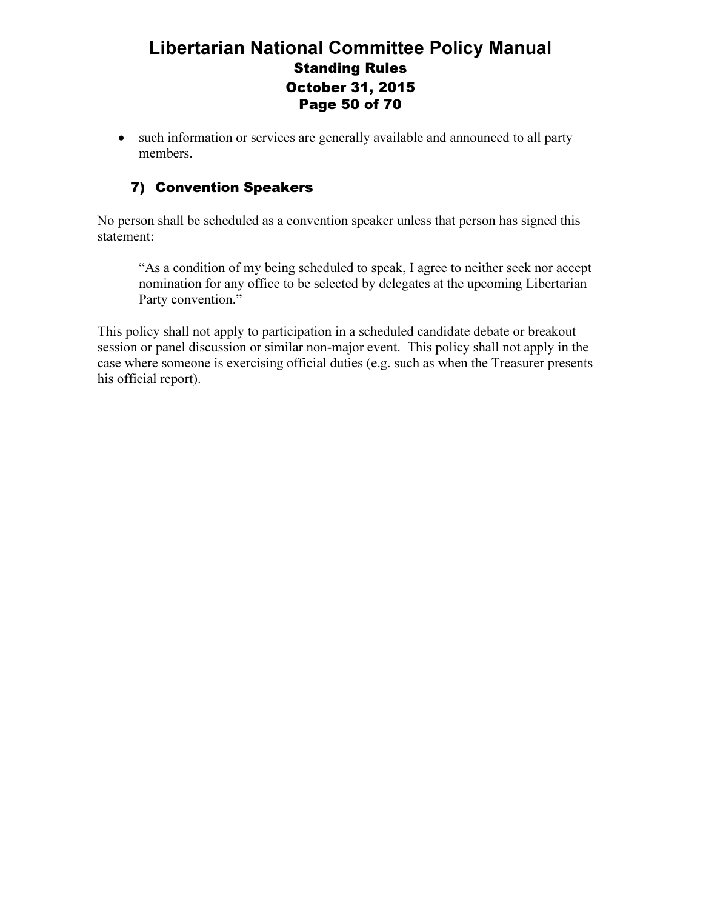- such information or services are generally available and announced to all party members.

### 7) Convention Speakers

No person shall be scheduled as a convention speaker unless that person has signed this statement:

> "As a condition of my being scheduled to speak, I agree to neither seek nor accept nomination for any office to be selected by delegates at the upcoming Libertarian Party convention."

This policy shall not apply to participation in a scheduled candidate debate or breakout session or panel discussion or similar non-major event. This policy shall not apply in the case where someone is exercising official duties (e.g. such as when the Treasurer presents his official report).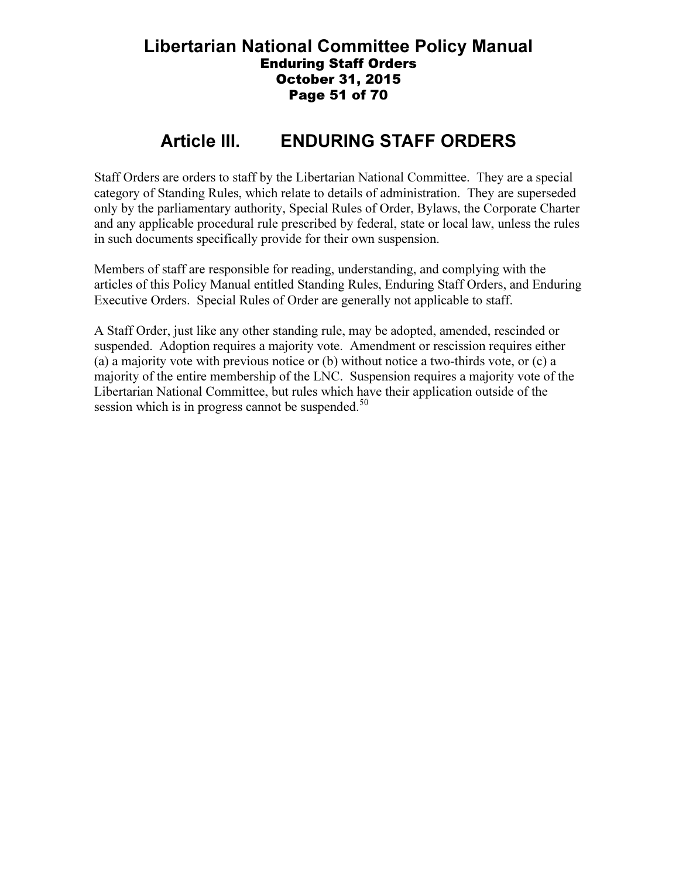# Article III. ENDURING STAFF ORDERS

Staff Orders are orders to staff by the Libertarian National Committee. They are a special category of Standing Rules, which relate to details of administration. They are superseded only by the parliamentary authority, Special Rules of Order, Bylaws, the Corporate Charter and any applicable procedural rule prescribed by federal, state or local law, unless the rules in such documents specifically provide for their own suspension.

Members of staff are responsible for reading, understanding, and complying with the articles of this Policy Manual entitled Standing Rules, Enduring Staff Orders, and Enduring Executive Orders. Special Rules of Order are generally not applicable to staff.

A Staff Order, just like any other standing rule, may be adopted, amended, rescinded or suspended. Adoption requires a majority vote. Amendment or rescission requires either (a) a majority vote with previous notice or (b) without notice a two-thirds vote, or (c) a majority of the entire membership of the LNC. Suspension requires a majority vote of the Libertarian National Committee, but rules which have their application outside of the session which is in progress cannot be suspended.[50]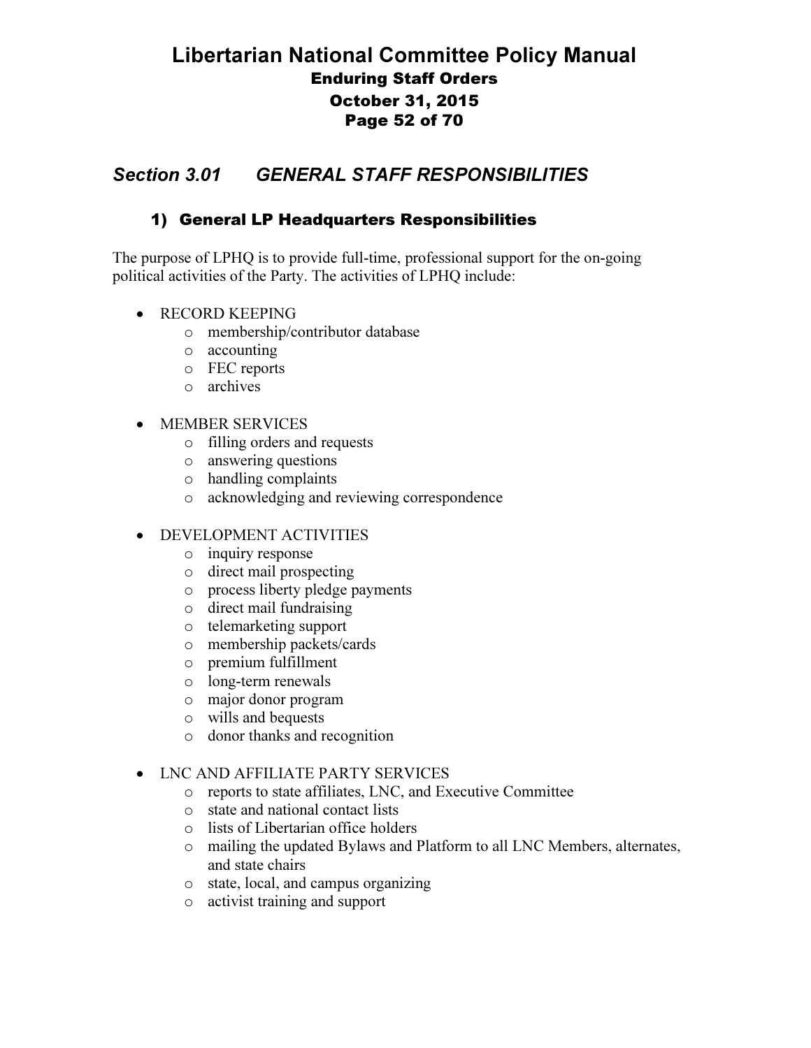## *Section 3.01 GENERAL STAFF RESPONSIBILITIES*

### 1) General LP Headquarters Responsibilities

The purpose of LPHQ is to provide full-time, professional support for the on-going political activities of the Party. The activities of LPHQ include:

- RECORD KEEPING
  - membership/contributor database
  - accounting
  - FEC reports
  - archives
- MEMBER SERVICES
  - filling orders and requests
  - answering questions
  - handling complaints
  - acknowledging and reviewing correspondence
- DEVELOPMENT ACTIVITIES
  - inquiry response
  - direct mail prospecting
  - process liberty pledge payments
  - direct mail fundraising
  - telemarketing support
  - membership packets/cards
  - premium fulfillment
  - long-term renewals
  - major donor program
  - wills and bequests
  - donor thanks and recognition
- LNC AND AFFILIATE PARTY SERVICES
  - reports to state affiliates, LNC, and Executive Committee
  - state and national contact lists
  - lists of Libertarian office holders
  - mailing the updated Bylaws and Platform to all LNC Members, alternates, and state chairs
  - state, local, and campus organizing
  - activist training and support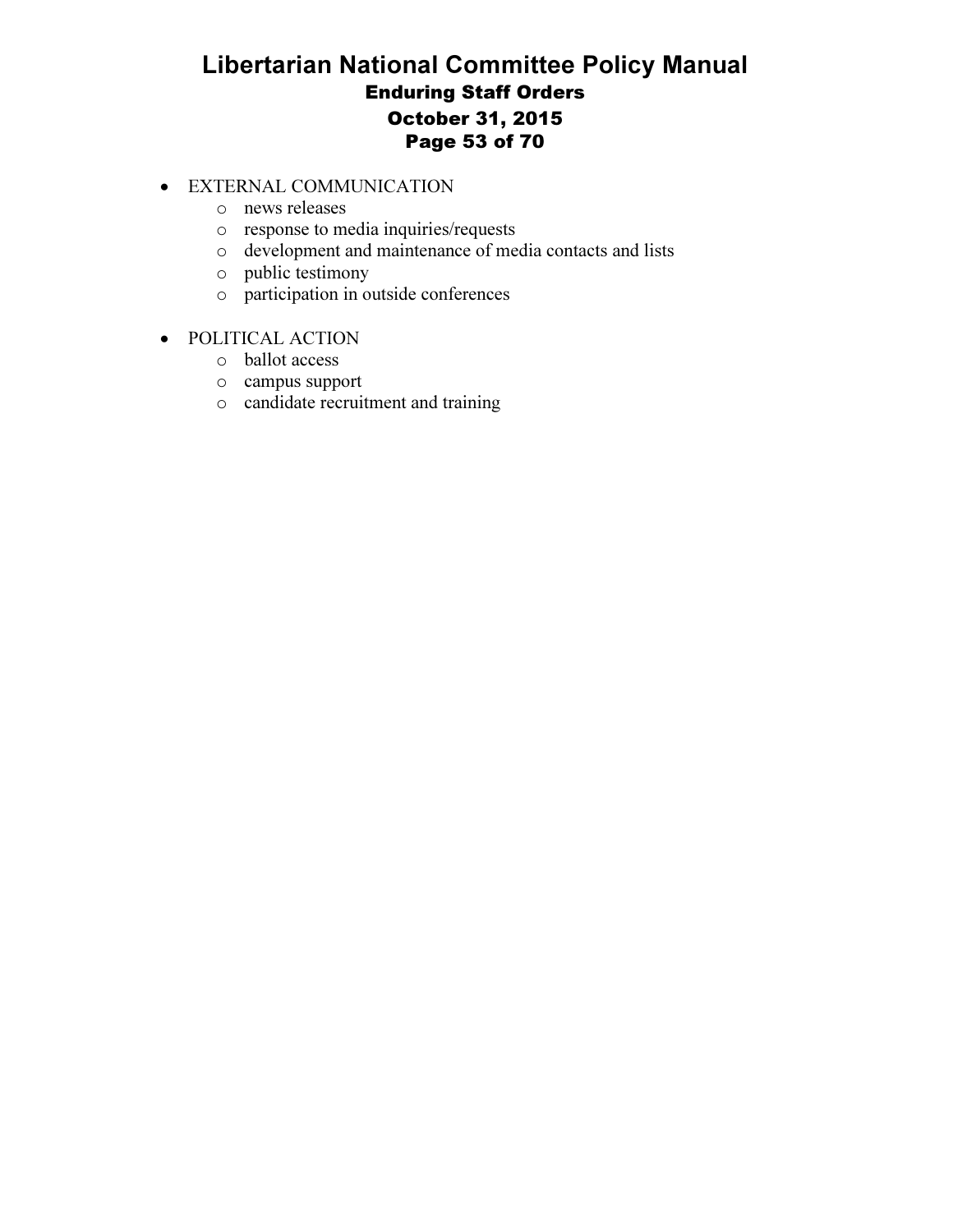- EXTERNAL COMMUNICATION
  - news releases
  - response to media inquiries/requests
  - development and maintenance of media contacts and lists
  - public testimony
  - participation in outside conferences

- POLITICAL ACTION
  - ballot access
  - campus support
  - candidate recruitment and training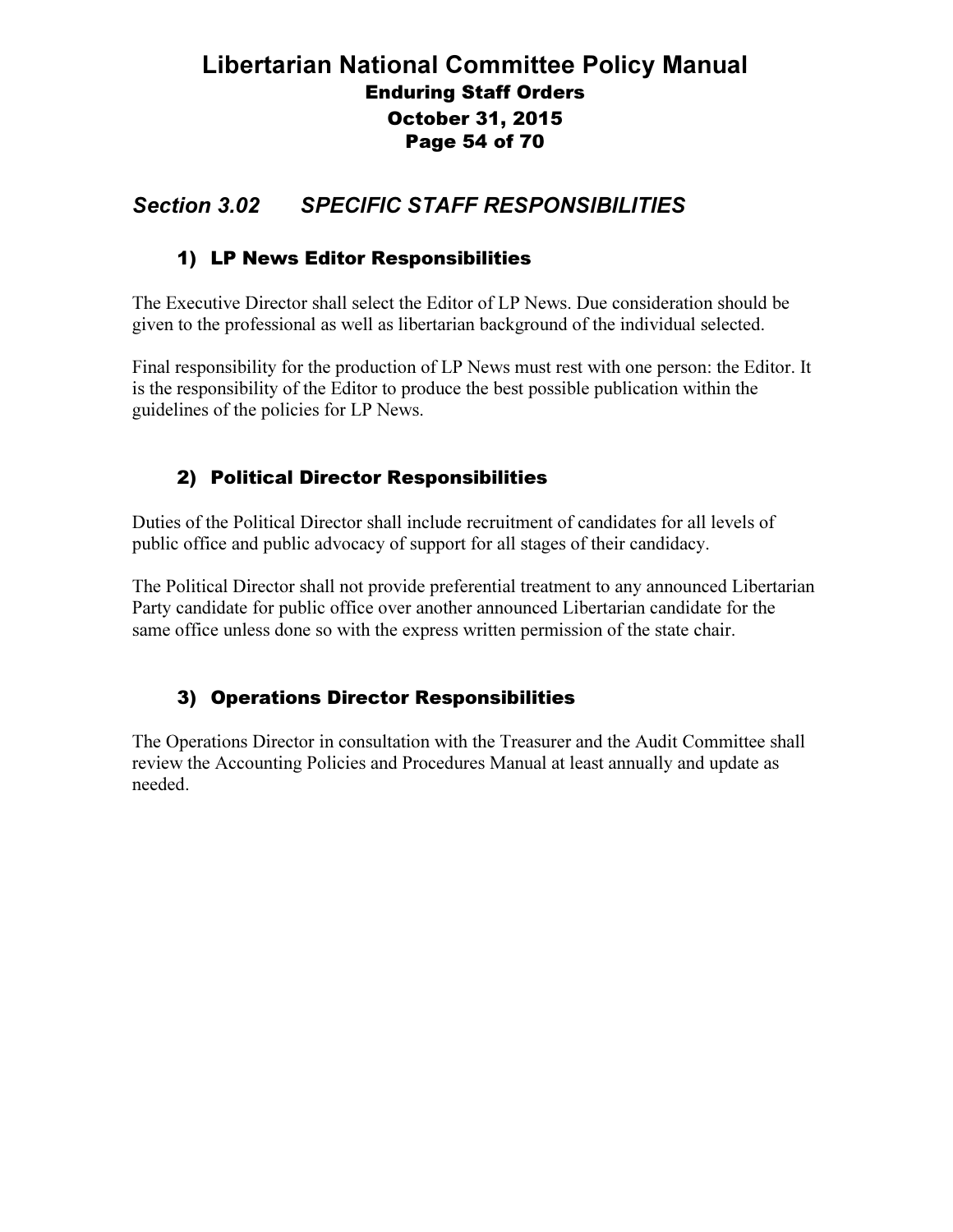## *Section 3.02 SPECIFIC STAFF RESPONSIBILITIES*

### 1) LP News Editor Responsibilities

The Executive Director shall select the Editor of LP News. Due consideration should be given to the professional as well as libertarian background of the individual selected.

Final responsibility for the production of LP News must rest with one person: the Editor. It is the responsibility of the Editor to produce the best possible publication within the guidelines of the policies for LP News.

### 2) Political Director Responsibilities

Duties of the Political Director shall include recruitment of candidates for all levels of public office and public advocacy of support for all stages of their candidacy.

The Political Director shall not provide preferential treatment to any announced Libertarian Party candidate for public office over another announced Libertarian candidate for the same office unless done so with the express written permission of the state chair.

### 3) Operations Director Responsibilities

The Operations Director in consultation with the Treasurer and the Audit Committee shall review the Accounting Policies and Procedures Manual at least annually and update as needed.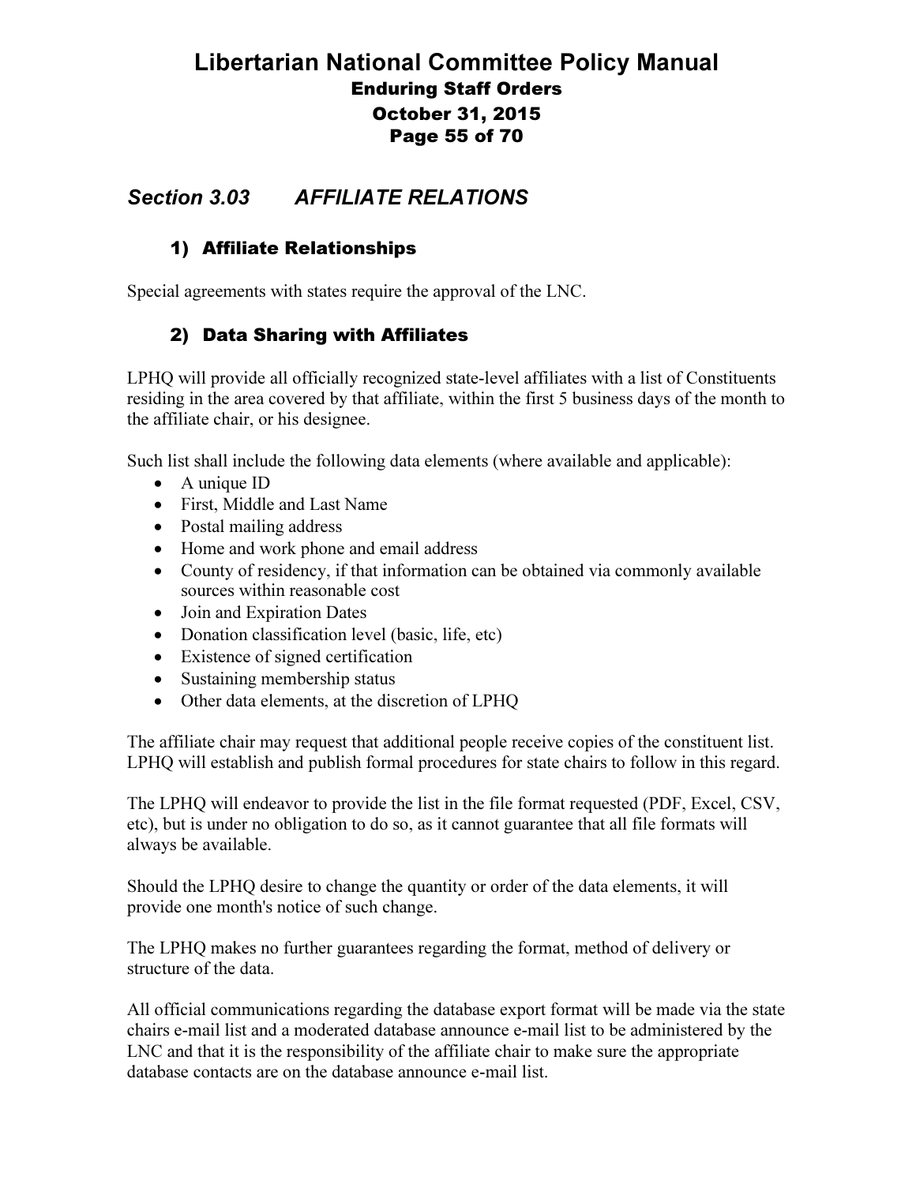## *Section 3.03 AFFILIATE RELATIONS*

### 1) Affiliate Relationships

Special agreements with states require the approval of the LNC.

### 2) Data Sharing with Affiliates

LPHQ will provide all officially recognized state-level affiliates with a list of Constituents residing in the area covered by that affiliate, within the first 5 business days of the month to the affiliate chair, or his designee.

Such list shall include the following data elements (where available and applicable):

- A unique ID
- First, Middle and Last Name
- Postal mailing address
- Home and work phone and email address
- County of residency, if that information can be obtained via commonly available sources within reasonable cost
- Join and Expiration Dates
- Donation classification level (basic, life, etc)
- Existence of signed certification
- Sustaining membership status
- Other data elements, at the discretion of LPHQ

The affiliate chair may request that additional people receive copies of the constituent list. LPHQ will establish and publish formal procedures for state chairs to follow in this regard.

The LPHQ will endeavor to provide the list in the file format requested (PDF, Excel, CSV, etc), but is under no obligation to do so, as it cannot guarantee that all file formats will always be available.

Should the LPHQ desire to change the quantity or order of the data elements, it will provide one month's notice of such change.

The LPHQ makes no further guarantees regarding the format, method of delivery or structure of the data.

All official communications regarding the database export format will be made via the state chairs e-mail list and a moderated database announce e-mail list to be administered by the LNC and that it is the responsibility of the affiliate chair to make sure the appropriate database contacts are on the database announce e-mail list.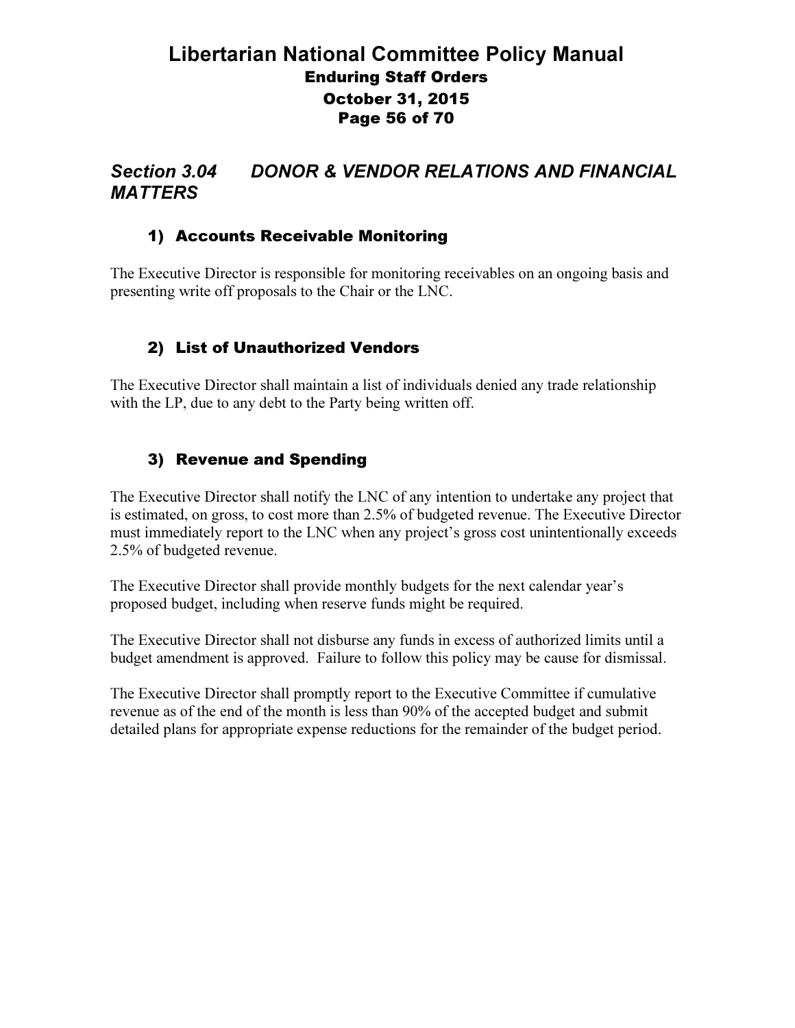## *Section 3.04 DONOR & VENDOR RELATIONS AND FINANCIAL MATTERS*

### 1) Accounts Receivable Monitoring

The Executive Director is responsible for monitoring receivables on an ongoing basis and presenting write off proposals to the Chair or the LNC.

### 2) List of Unauthorized Vendors

The Executive Director shall maintain a list of individuals denied any trade relationship with the LP, due to any debt to the Party being written off.

### 3) Revenue and Spending

The Executive Director shall notify the LNC of any intention to undertake any project that is estimated, on gross, to cost more than 2.5% of budgeted revenue. The Executive Director must immediately report to the LNC when any project's gross cost unintentionally exceeds 2.5% of budgeted revenue.

The Executive Director shall provide monthly budgets for the next calendar year's proposed budget, including when reserve funds might be required.

The Executive Director shall not disburse any funds in excess of authorized limits until a budget amendment is approved. Failure to follow this policy may be cause for dismissal.

The Executive Director shall promptly report to the Executive Committee if cumulative revenue as of the end of the month is less than 90% of the accepted budget and submit detailed plans for appropriate expense reductions for the remainder of the budget period.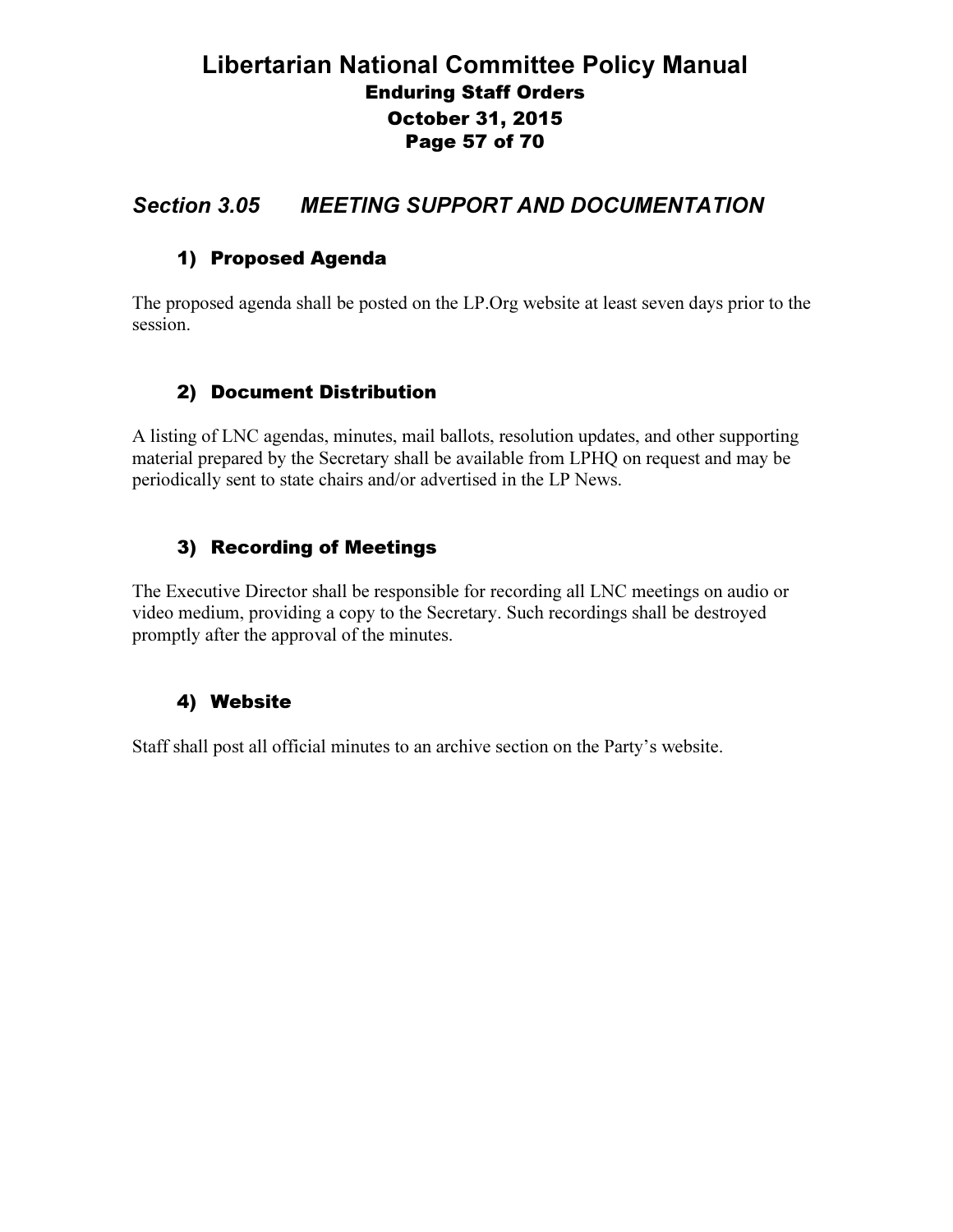## *Section 3.05 MEETING SUPPORT AND DOCUMENTATION*

### 1) Proposed Agenda

The proposed agenda shall be posted on the LP.Org website at least seven days prior to the session.

### 2) Document Distribution

A listing of LNC agendas, minutes, mail ballots, resolution updates, and other supporting material prepared by the Secretary shall be available from LPHQ on request and may be periodically sent to state chairs and/or advertised in the LP News.

### 3) Recording of Meetings

The Executive Director shall be responsible for recording all LNC meetings on audio or video medium, providing a copy to the Secretary. Such recordings shall be destroyed promptly after the approval of the minutes.

### 4) Website

Staff shall post all official minutes to an archive section on the Party's website.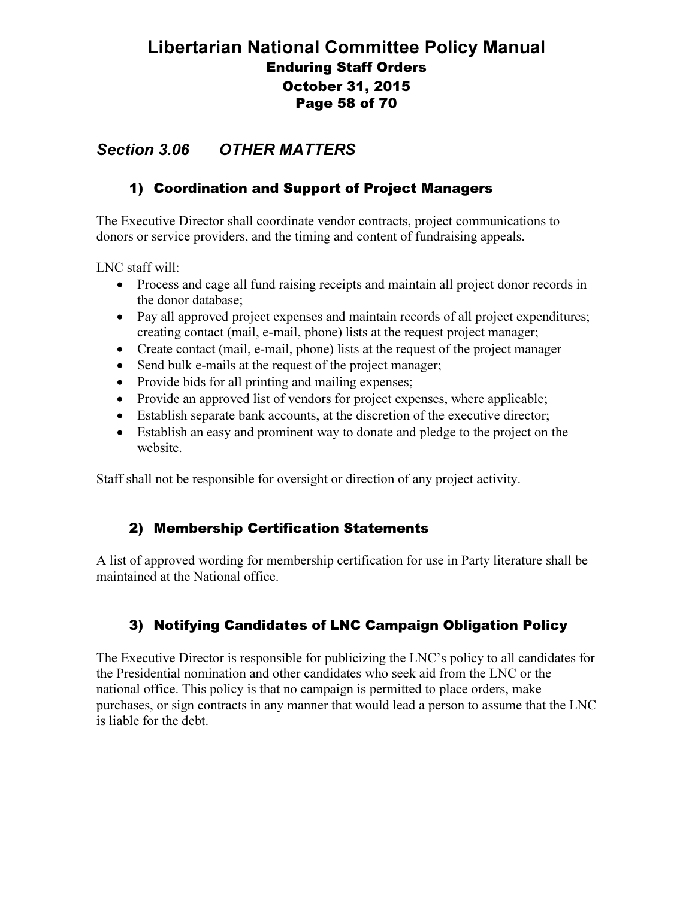## *Section 3.06 OTHER MATTERS*

### 1) Coordination and Support of Project Managers

The Executive Director shall coordinate vendor contracts, project communications to donors or service providers, and the timing and content of fundraising appeals.

LNC staff will:

- Process and cage all fund raising receipts and maintain all project donor records in the donor database;
- Pay all approved project expenses and maintain records of all project expenditures; creating contact (mail, e-mail, phone) lists at the request project manager;
- Create contact (mail, e-mail, phone) lists at the request of the project manager
- Send bulk e-mails at the request of the project manager;
- Provide bids for all printing and mailing expenses;
- Provide an approved list of vendors for project expenses, where applicable;
- Establish separate bank accounts, at the discretion of the executive director;
- Establish an easy and prominent way to donate and pledge to the project on the website.

Staff shall not be responsible for oversight or direction of any project activity.

### 2) Membership Certification Statements

A list of approved wording for membership certification for use in Party literature shall be maintained at the National office.

### 3) Notifying Candidates of LNC Campaign Obligation Policy

The Executive Director is responsible for publicizing the LNC's policy to all candidates for the Presidential nomination and other candidates who seek aid from the LNC or the national office. This policy is that no campaign is permitted to place orders, make purchases, or sign contracts in any manner that would lead a person to assume that the LNC is liable for the debt.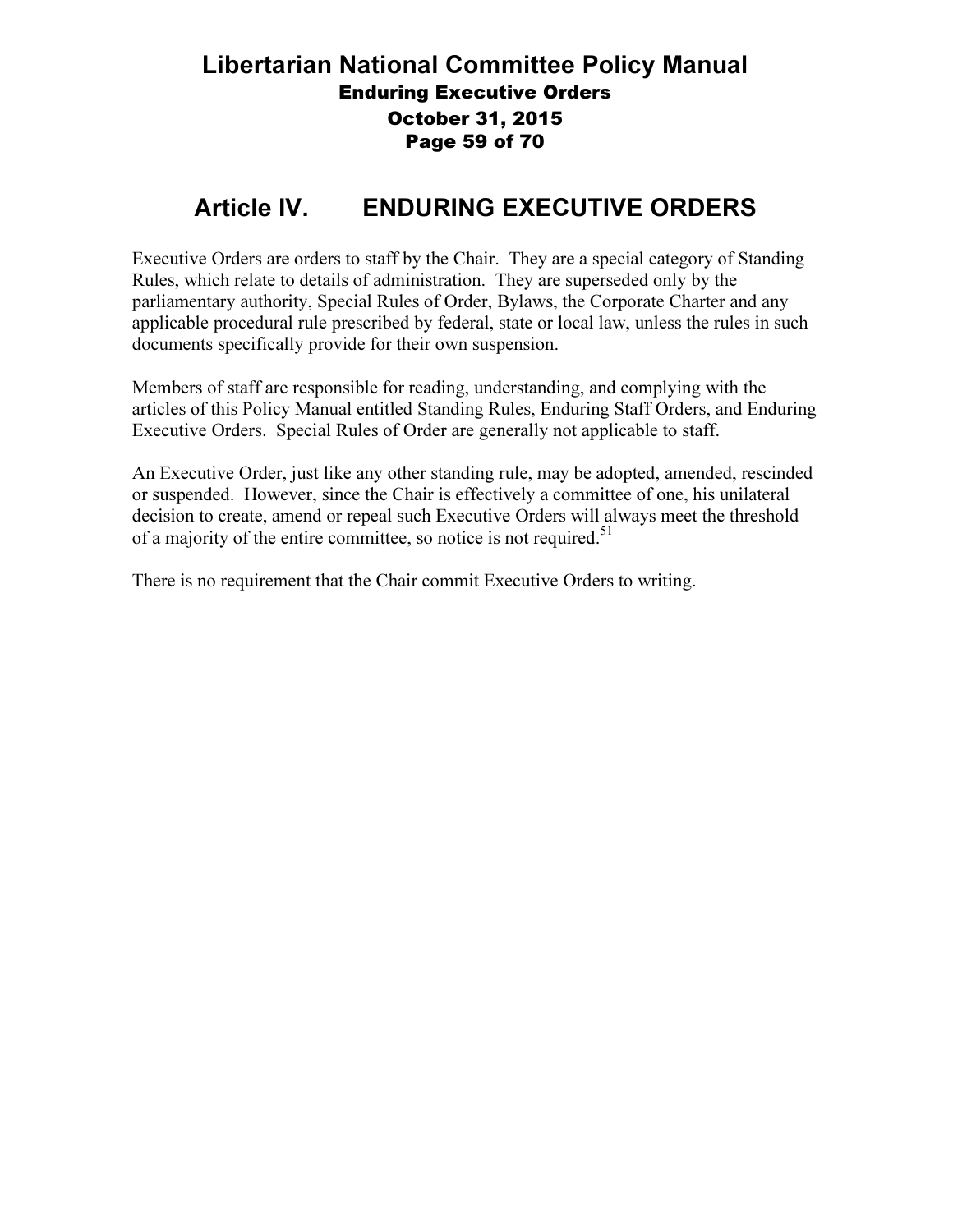# Article IV. ENDURING EXECUTIVE ORDERS

Executive Orders are orders to staff by the Chair. They are a special category of Standing Rules, which relate to details of administration. They are superseded only by the parliamentary authority, Special Rules of Order, Bylaws, the Corporate Charter and any applicable procedural rule prescribed by federal, state or local law, unless the rules in such documents specifically provide for their own suspension.

Members of staff are responsible for reading, understanding, and complying with the articles of this Policy Manual entitled Standing Rules, Enduring Staff Orders, and Enduring Executive Orders. Special Rules of Order are generally not applicable to staff.

An Executive Order, just like any other standing rule, may be adopted, amended, rescinded or suspended. However, since the Chair is effectively a committee of one, his unilateral decision to create, amend or repeal such Executive Orders will always meet the threshold of a majority of the entire committee, so notice is not required.[51]

There is no requirement that the Chair commit Executive Orders to writing.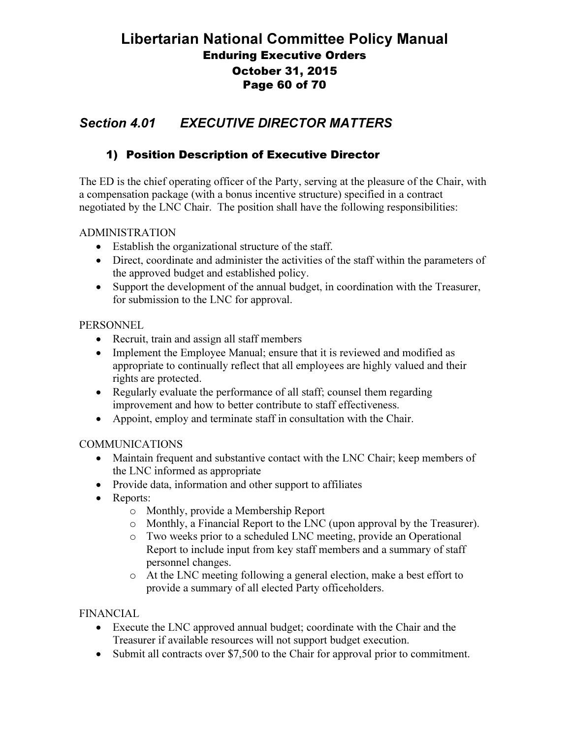## Section 4.01 EXECUTIVE DIRECTOR MATTERS

### 1) Position Description of Executive Director

The ED is the chief operating officer of the Party, serving at the pleasure of the Chair, with a compensation package (with a bonus incentive structure) specified in a contract negotiated by the LNC Chair. The position shall have the following responsibilities:

ADMINISTRATION

- Establish the organizational structure of the staff.
- Direct, coordinate and administer the activities of the staff within the parameters of the approved budget and established policy.
- Support the development of the annual budget, in coordination with the Treasurer, for submission to the LNC for approval.

PERSONNEL

- Recruit, train and assign all staff members
- Implement the Employee Manual; ensure that it is reviewed and modified as appropriate to continually reflect that all employees are highly valued and their rights are protected.
- Regularly evaluate the performance of all staff; counsel them regarding improvement and how to better contribute to staff effectiveness.
- Appoint, employ and terminate staff in consultation with the Chair.

COMMUNICATIONS

- Maintain frequent and substantive contact with the LNC Chair; keep members of the LNC informed as appropriate
- Provide data, information and other support to affiliates
- Reports:
  - Monthly, provide a Membership Report
  - Monthly, a Financial Report to the LNC (upon approval by the Treasurer).
  - Two weeks prior to a scheduled LNC meeting, provide an Operational Report to include input from key staff members and a summary of staff personnel changes.
  - At the LNC meeting following a general election, make a best effort to provide a summary of all elected Party officeholders.

FINANCIAL

- Execute the LNC approved annual budget; coordinate with the Chair and the Treasurer if available resources will not support budget execution.
- Submit all contracts over $7,500 to the Chair for approval prior to commitment.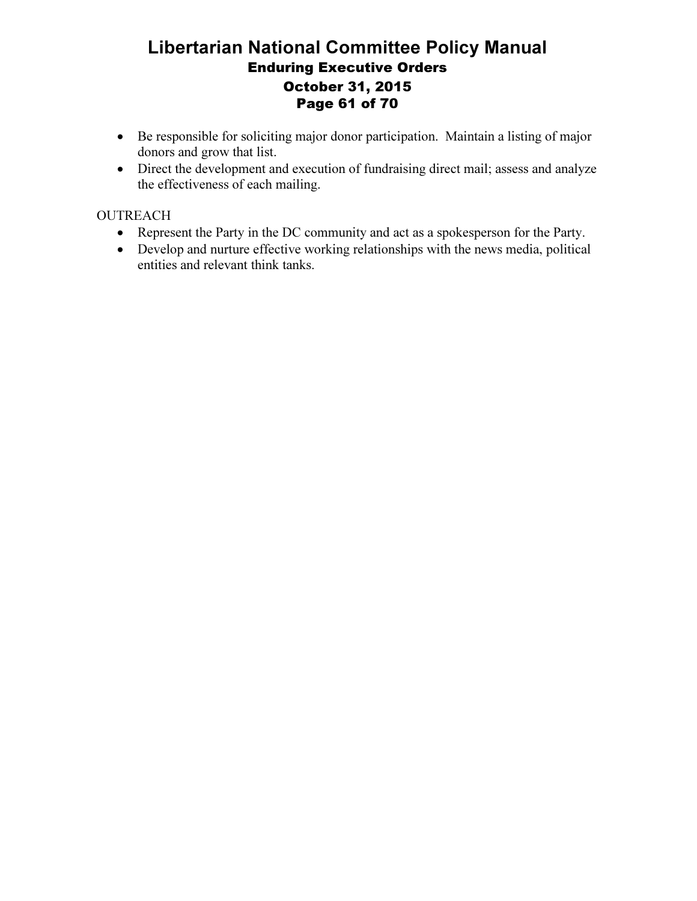- Be responsible for soliciting major donor participation.  Maintain a listing of major donors and grow that list.
- Direct the development and execution of fundraising direct mail; assess and analyze the effectiveness of each mailing.

OUTREACH

- Represent the Party in the DC community and act as a spokesperson for the Party.
- Develop and nurture effective working relationships with the news media, political entities and relevant think tanks.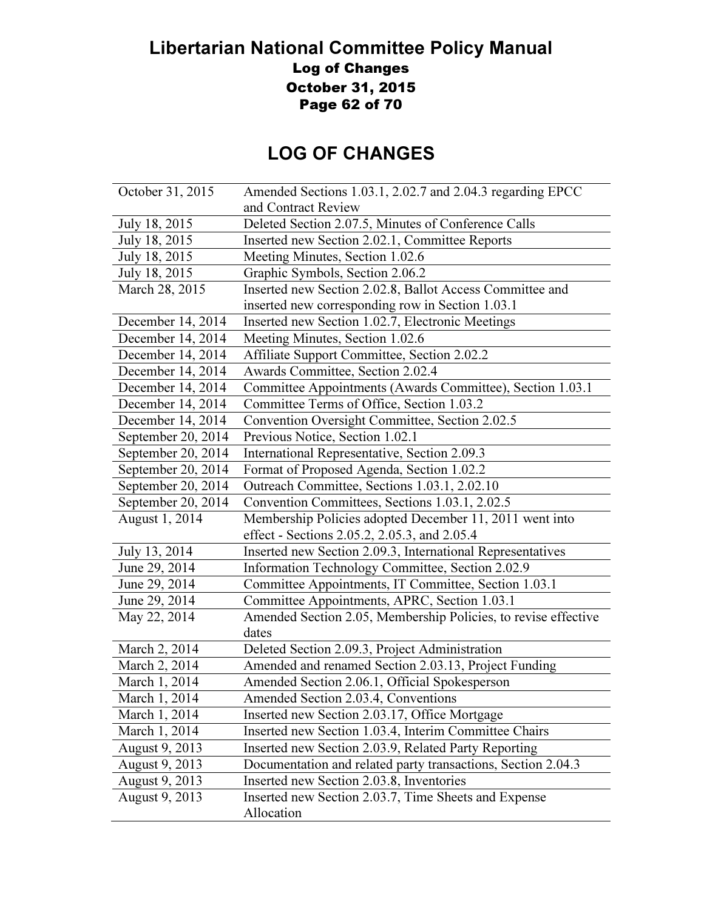# LOG OF CHANGES

| | |
|---|---|
| October 31, 2015 | Amended Sections 1.03.1, 2.02.7 and 2.04.3 regarding EPCC and Contract Review |
| July 18, 2015 | Deleted Section 2.07.5, Minutes of Conference Calls |
| July 18, 2015 | Inserted new Section 2.02.1, Committee Reports |
| July 18, 2015 | Meeting Minutes, Section 1.02.6 |
| July 18, 2015 | Graphic Symbols, Section 2.06.2 |
| March 28, 2015 | Inserted new Section 2.02.8, Ballot Access Committee and inserted new corresponding row in Section 1.03.1 |
| December 14, 2014 | Inserted new Section 1.02.7, Electronic Meetings |
| December 14, 2014 | Meeting Minutes, Section 1.02.6 |
| December 14, 2014 | Affiliate Support Committee, Section 2.02.2 |
| December 14, 2014 | Awards Committee, Section 2.02.4 |
| December 14, 2014 | Committee Appointments (Awards Committee), Section 1.03.1 |
| December 14, 2014 | Committee Terms of Office, Section 1.03.2 |
| December 14, 2014 | Convention Oversight Committee, Section 2.02.5 |
| September 20, 2014 | Previous Notice, Section 1.02.1 |
| September 20, 2014 | International Representative, Section 2.09.3 |
| September 20, 2014 | Format of Proposed Agenda, Section 1.02.2 |
| September 20, 2014 | Outreach Committee, Sections 1.03.1, 2.02.10 |
| September 20, 2014 | Convention Committees, Sections 1.03.1, 2.02.5 |
| August 1, 2014 | Membership Policies adopted December 11, 2011 went into effect - Sections 2.05.2, 2.05.3, and 2.05.4 |
| July 13, 2014 | Inserted new Section 2.09.3, International Representatives |
| June 29, 2014 | Information Technology Committee, Section 2.02.9 |
| June 29, 2014 | Committee Appointments, IT Committee, Section 1.03.1 |
| June 29, 2014 | Committee Appointments, APRC, Section 1.03.1 |
| May 22, 2014 | Amended Section 2.05, Membership Policies, to revise effective dates |
| March 2, 2014 | Deleted Section 2.09.3, Project Administration |
| March 2, 2014 | Amended and renamed Section 2.03.13, Project Funding |
| March 1, 2014 | Amended Section 2.06.1, Official Spokesperson |
| March 1, 2014 | Amended Section 2.03.4, Conventions |
| March 1, 2014 | Inserted new Section 2.03.17, Office Mortgage |
| March 1, 2014 | Inserted new Section 1.03.4, Interim Committee Chairs |
| August 9, 2013 | Inserted new Section 2.03.9, Related Party Reporting |
| August 9, 2013 | Documentation and related party transactions, Section 2.04.3 |
| August 9, 2013 | Inserted new Section 2.03.8, Inventories |
| August 9, 2013 | Inserted new Section 2.03.7, Time Sheets and Expense Allocation |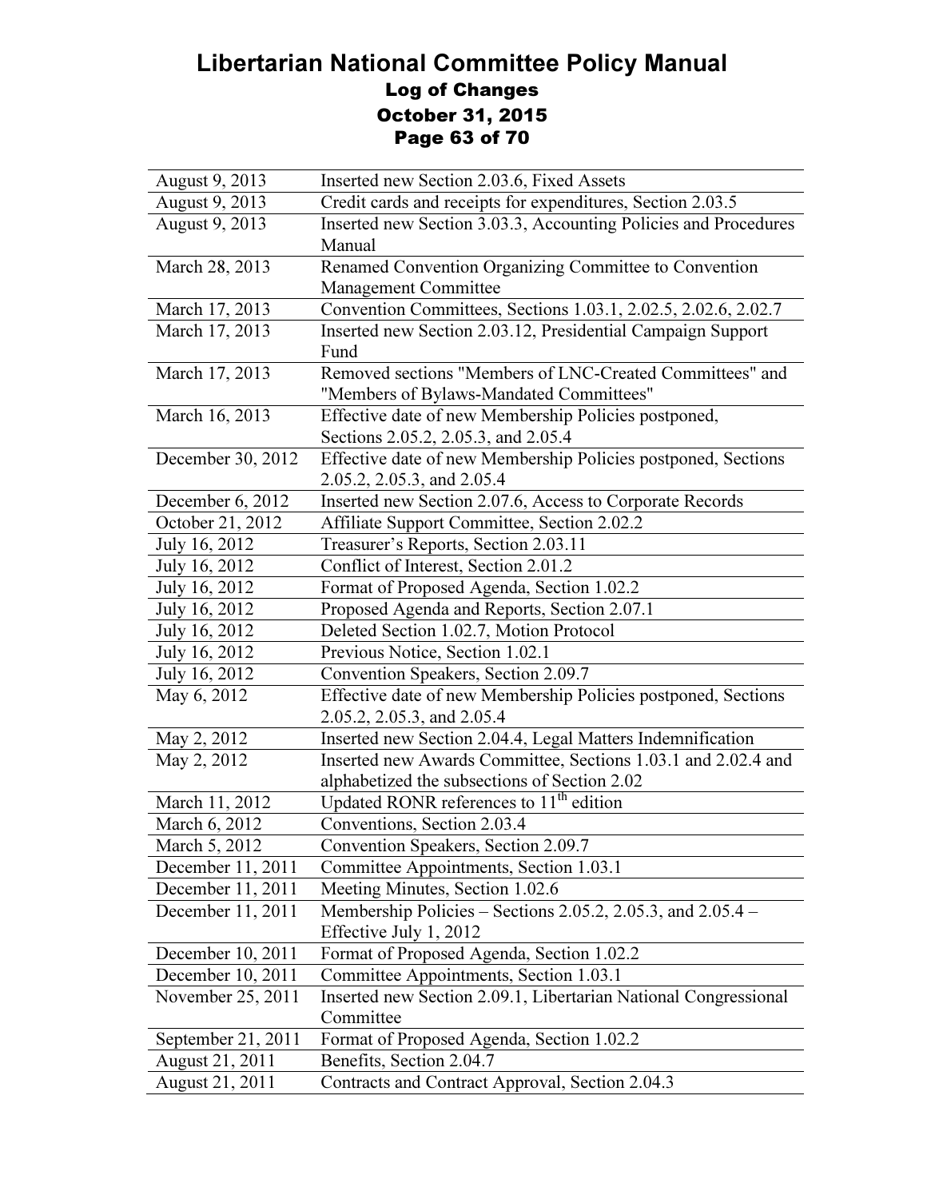| | |
|---|---|
| August 9, 2013 | Inserted new Section 2.03.6, Fixed Assets |
| August 9, 2013 | Credit cards and receipts for expenditures, Section 2.03.5 |
| August 9, 2013 | Inserted new Section 3.03.3, Accounting Policies and Procedures Manual |
| March 28, 2013 | Renamed Convention Organizing Committee to Convention Management Committee |
| March 17, 2013 | Convention Committees, Sections 1.03.1, 2.02.5, 2.02.6, 2.02.7 |
| March 17, 2013 | Inserted new Section 2.03.12, Presidential Campaign Support Fund |
| March 17, 2013 | Removed sections "Members of LNC-Created Committees" and "Members of Bylaws-Mandated Committees" |
| March 16, 2013 | Effective date of new Membership Policies postponed, Sections 2.05.2, 2.05.3, and 2.05.4 |
| December 30, 2012 | Effective date of new Membership Policies postponed, Sections 2.05.2, 2.05.3, and 2.05.4 |
| December 6, 2012 | Inserted new Section 2.07.6, Access to Corporate Records |
| October 21, 2012 | Affiliate Support Committee, Section 2.02.2 |
| July 16, 2012 | Treasurer's Reports, Section 2.03.11 |
| July 16, 2012 | Conflict of Interest, Section 2.01.2 |
| July 16, 2012 | Format of Proposed Agenda, Section 1.02.2 |
| July 16, 2012 | Proposed Agenda and Reports, Section 2.07.1 |
| July 16, 2012 | Deleted Section 1.02.7, Motion Protocol |
| July 16, 2012 | Previous Notice, Section 1.02.1 |
| July 16, 2012 | Convention Speakers, Section 2.09.7 |
| May 6, 2012 | Effective date of new Membership Policies postponed, Sections 2.05.2, 2.05.3, and 2.05.4 |
| May 2, 2012 | Inserted new Section 2.04.4, Legal Matters Indemnification |
| May 2, 2012 | Inserted new Awards Committee, Sections 1.03.1 and 2.02.4 and alphabetized the subsections of Section 2.02 |
| March 11, 2012 | Updated RONR references to 11th edition |
| March 6, 2012 | Conventions, Section 2.03.4 |
| March 5, 2012 | Convention Speakers, Section 2.09.7 |
| December 11, 2011 | Committee Appointments, Section 1.03.1 |
| December 11, 2011 | Meeting Minutes, Section 1.02.6 |
| December 11, 2011 | Membership Policies – Sections 2.05.2, 2.05.3, and 2.05.4 – Effective July 1, 2012 |
| December 10, 2011 | Format of Proposed Agenda, Section 1.02.2 |
| December 10, 2011 | Committee Appointments, Section 1.03.1 |
| November 25, 2011 | Inserted new Section 2.09.1, Libertarian National Congressional Committee |
| September 21, 2011 | Format of Proposed Agenda, Section 1.02.2 |
| August 21, 2011 | Benefits, Section 2.04.7 |
| August 21, 2011 | Contracts and Contract Approval, Section 2.04.3 |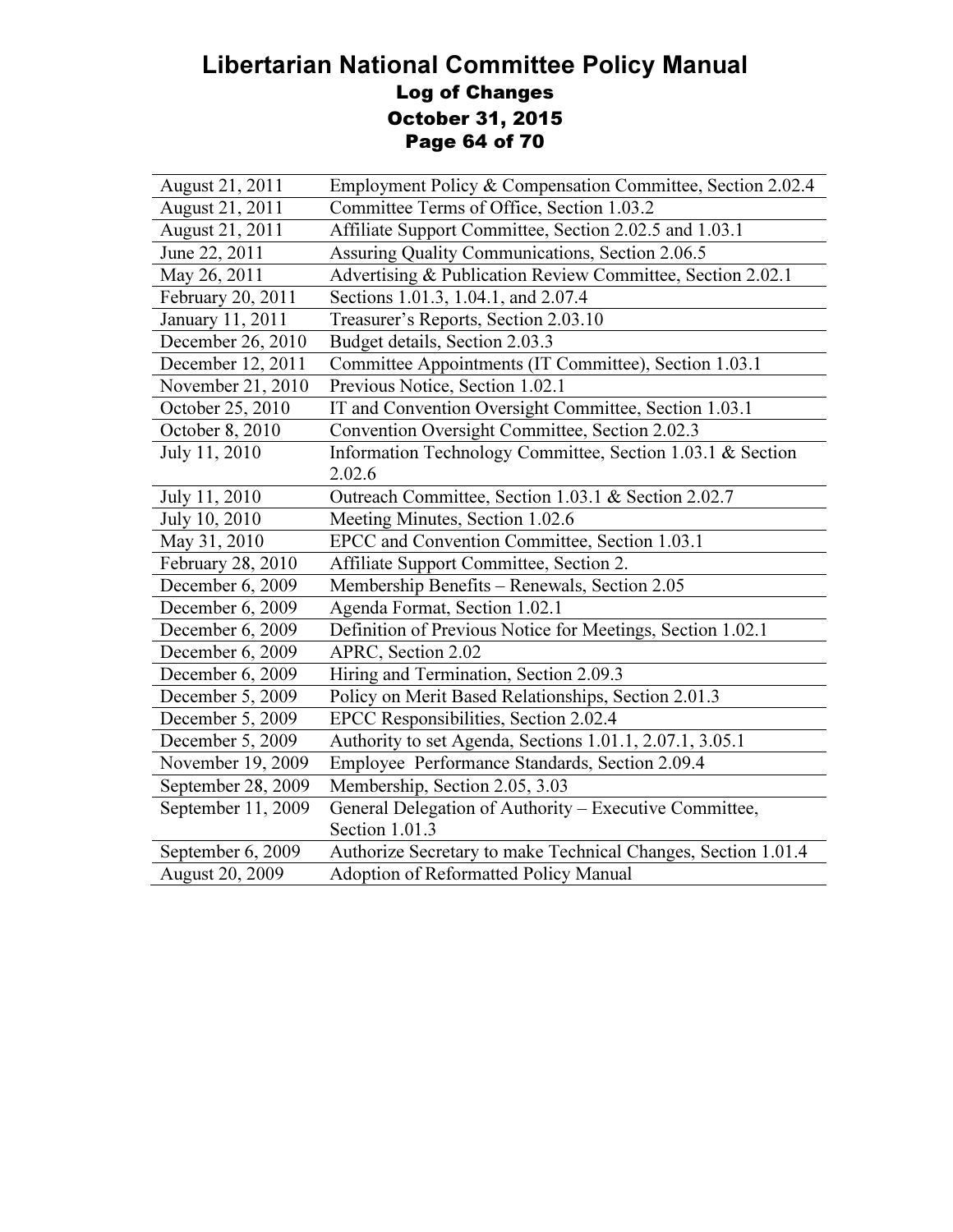# Libertarian National Committee Policy Manual

## Log of Changes

| | |
|---|---|
| August 21, 2011 | Employment Policy & Compensation Committee, Section 2.02.4 |
| August 21, 2011 | Committee Terms of Office, Section 1.03.2 |
| August 21, 2011 | Affiliate Support Committee, Section 2.02.5 and 1.03.1 |
| June 22, 2011 | Assuring Quality Communications, Section 2.06.5 |
| May 26, 2011 | Advertising & Publication Review Committee, Section 2.02.1 |
| February 20, 2011 | Sections 1.01.3, 1.04.1, and 2.07.4 |
| January 11, 2011 | Treasurer's Reports, Section 2.03.10 |
| December 26, 2010 | Budget details, Section 2.03.3 |
| December 12, 2011 | Committee Appointments (IT Committee), Section 1.03.1 |
| November 21, 2010 | Previous Notice, Section 1.02.1 |
| October 25, 2010 | IT and Convention Oversight Committee, Section 1.03.1 |
| October 8, 2010 | Convention Oversight Committee, Section 2.02.3 |
| July 11, 2010 | Information Technology Committee, Section 1.03.1 & Section 2.02.6 |
| July 11, 2010 | Outreach Committee, Section 1.03.1 & Section 2.02.7 |
| July 10, 2010 | Meeting Minutes, Section 1.02.6 |
| May 31, 2010 | EPCC and Convention Committee, Section 1.03.1 |
| February 28, 2010 | Affiliate Support Committee, Section 2. |
| December 6, 2009 | Membership Benefits – Renewals, Section 2.05 |
| December 6, 2009 | Agenda Format, Section 1.02.1 |
| December 6, 2009 | Definition of Previous Notice for Meetings, Section 1.02.1 |
| December 6, 2009 | APRC, Section 2.02 |
| December 6, 2009 | Hiring and Termination, Section 2.09.3 |
| December 5, 2009 | Policy on Merit Based Relationships, Section 2.01.3 |
| December 5, 2009 | EPCC Responsibilities, Section 2.02.4 |
| December 5, 2009 | Authority to set Agenda, Sections 1.01.1, 2.07.1, 3.05.1 |
| November 19, 2009 | Employee Performance Standards, Section 2.09.4 |
| September 28, 2009 | Membership, Section 2.05, 3.03 |
| September 11, 2009 | General Delegation of Authority – Executive Committee, Section 1.01.3 |
| September 6, 2009 | Authorize Secretary to make Technical Changes, Section 1.01.4 |
| August 20, 2009 | Adoption of Reformatted Policy Manual |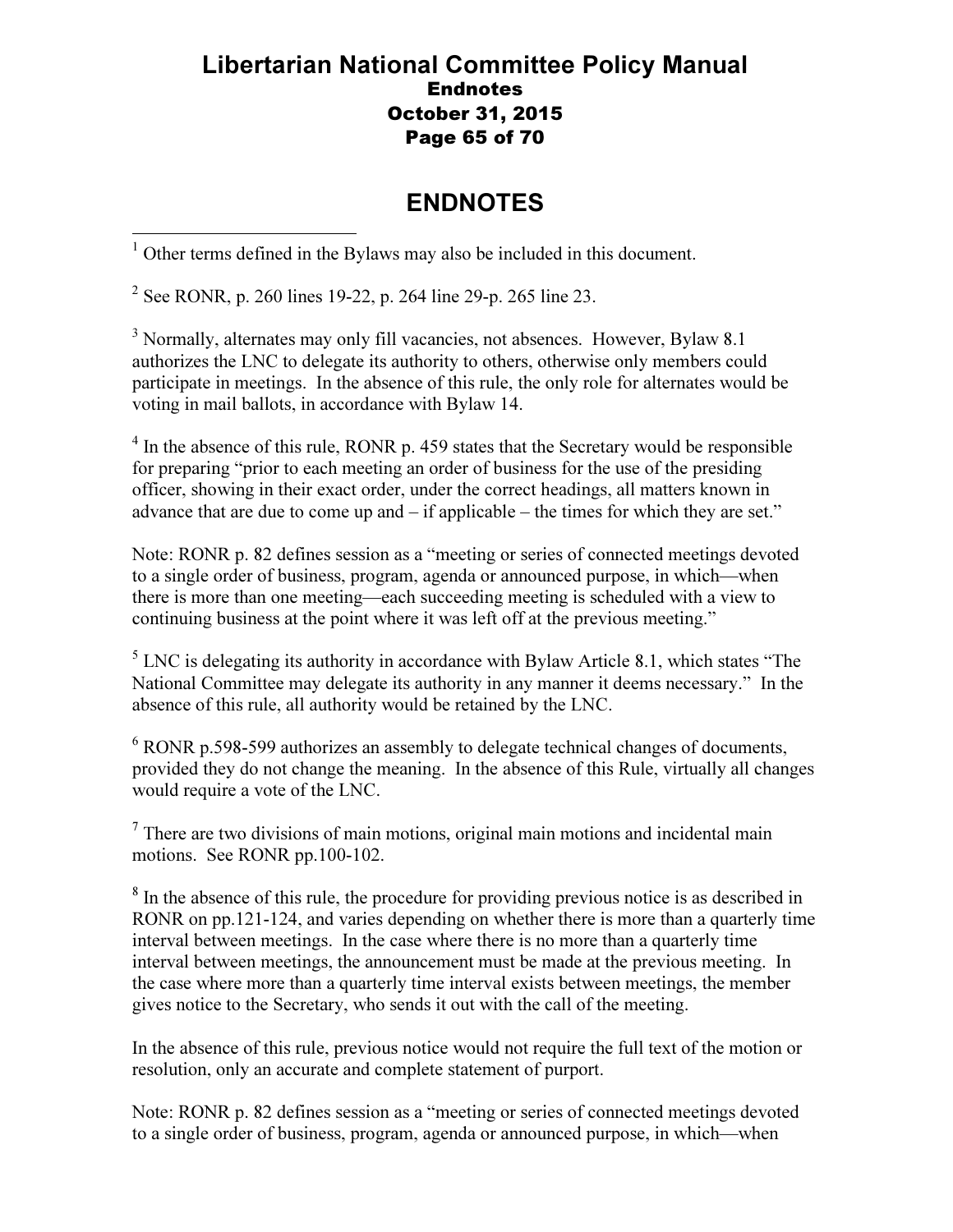# ENDNOTES

[1] Other terms defined in the Bylaws may also be included in this document.

[2] See RONR, p. 260 lines 19-22, p. 264 line 29-p. 265 line 23.

[3] Normally, alternates may only fill vacancies, not absences. However, Bylaw 8.1 authorizes the LNC to delegate its authority to others, otherwise only members could participate in meetings. In the absence of this rule, the only role for alternates would be voting in mail ballots, in accordance with Bylaw 14.

[4] In the absence of this rule, RONR p. 459 states that the Secretary would be responsible for preparing "prior to each meeting an order of business for the use of the presiding officer, showing in their exact order, under the correct headings, all matters known in advance that are due to come up and – if applicable – the times for which they are set."

Note: RONR p. 82 defines session as a "meeting or series of connected meetings devoted to a single order of business, program, agenda or announced purpose, in which—when there is more than one meeting—each succeeding meeting is scheduled with a view to continuing business at the point where it was left off at the previous meeting."

[5] LNC is delegating its authority in accordance with Bylaw Article 8.1, which states "The National Committee may delegate its authority in any manner it deems necessary." In the absence of this rule, all authority would be retained by the LNC.

[6] RONR p.598-599 authorizes an assembly to delegate technical changes of documents, provided they do not change the meaning. In the absence of this Rule, virtually all changes would require a vote of the LNC.

[7] There are two divisions of main motions, original main motions and incidental main motions. See RONR pp.100-102.

[8] In the absence of this rule, the procedure for providing previous notice is as described in RONR on pp.121-124, and varies depending on whether there is more than a quarterly time interval between meetings. In the case where there is no more than a quarterly time interval between meetings, the announcement must be made at the previous meeting. In the case where more than a quarterly time interval exists between meetings, the member gives notice to the Secretary, who sends it out with the call of the meeting.

In the absence of this rule, previous notice would not require the full text of the motion or resolution, only an accurate and complete statement of purport.

Note: RONR p. 82 defines session as a "meeting or series of connected meetings devoted to a single order of business, program, agenda or announced purpose, in which—when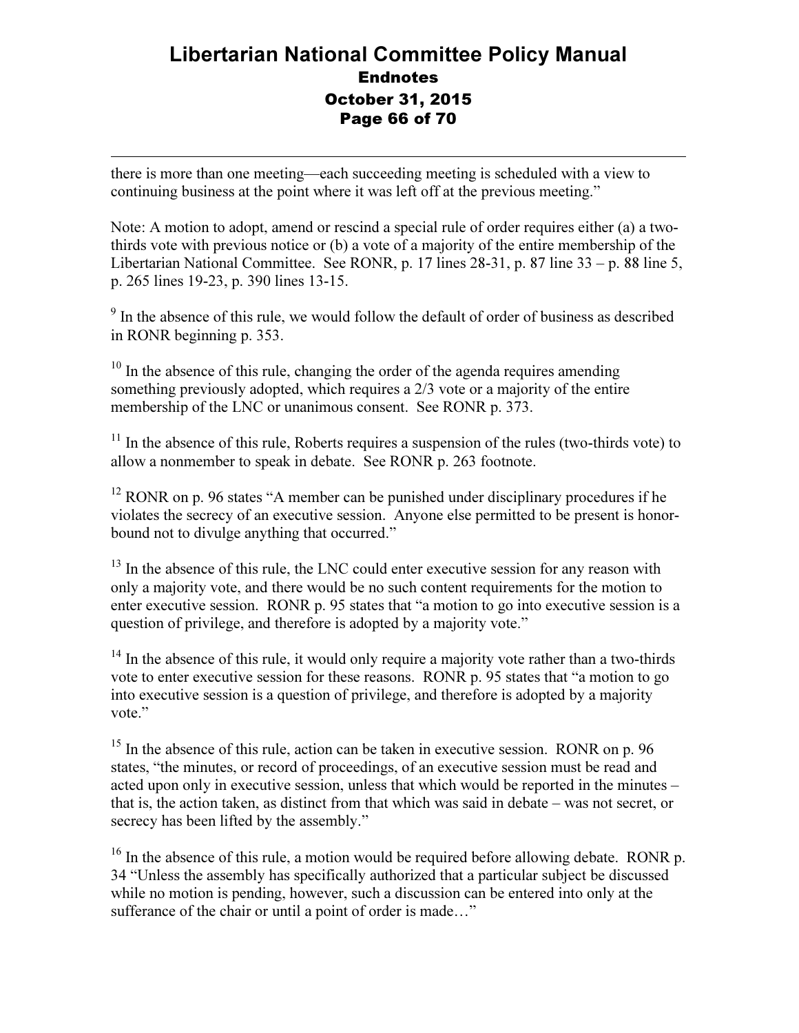there is more than one meeting—each succeeding meeting is scheduled with a view to continuing business at the point where it was left off at the previous meeting."

Note: A motion to adopt, amend or rescind a special rule of order requires either (a) a two-thirds vote with previous notice or (b) a vote of a majority of the entire membership of the Libertarian National Committee. See RONR, p. 17 lines 28-31, p. 87 line 33 – p. 88 line 5, p. 265 lines 19-23, p. 390 lines 13-15.

[9] In the absence of this rule, we would follow the default of order of business as described in RONR beginning p. 353.

[10] In the absence of this rule, changing the order of the agenda requires amending something previously adopted, which requires a 2/3 vote or a majority of the entire membership of the LNC or unanimous consent. See RONR p. 373.

[11] In the absence of this rule, Roberts requires a suspension of the rules (two-thirds vote) to allow a nonmember to speak in debate. See RONR p. 263 footnote.

[12] RONR on p. 96 states "A member can be punished under disciplinary procedures if he violates the secrecy of an executive session. Anyone else permitted to be present is honor-bound not to divulge anything that occurred."

[13] In the absence of this rule, the LNC could enter executive session for any reason with only a majority vote, and there would be no such content requirements for the motion to enter executive session. RONR p. 95 states that "a motion to go into executive session is a question of privilege, and therefore is adopted by a majority vote."

[14] In the absence of this rule, it would only require a majority vote rather than a two-thirds vote to enter executive session for these reasons. RONR p. 95 states that "a motion to go into executive session is a question of privilege, and therefore is adopted by a majority vote."

[15] In the absence of this rule, action can be taken in executive session. RONR on p. 96 states, "the minutes, or record of proceedings, of an executive session must be read and acted upon only in executive session, unless that which would be reported in the minutes – that is, the action taken, as distinct from that which was said in debate – was not secret, or secrecy has been lifted by the assembly."

[16] In the absence of this rule, a motion would be required before allowing debate. RONR p. 34 "Unless the assembly has specifically authorized that a particular subject be discussed while no motion is pending, however, such a discussion can be entered into only at the sufferance of the chair or until a point of order is made…"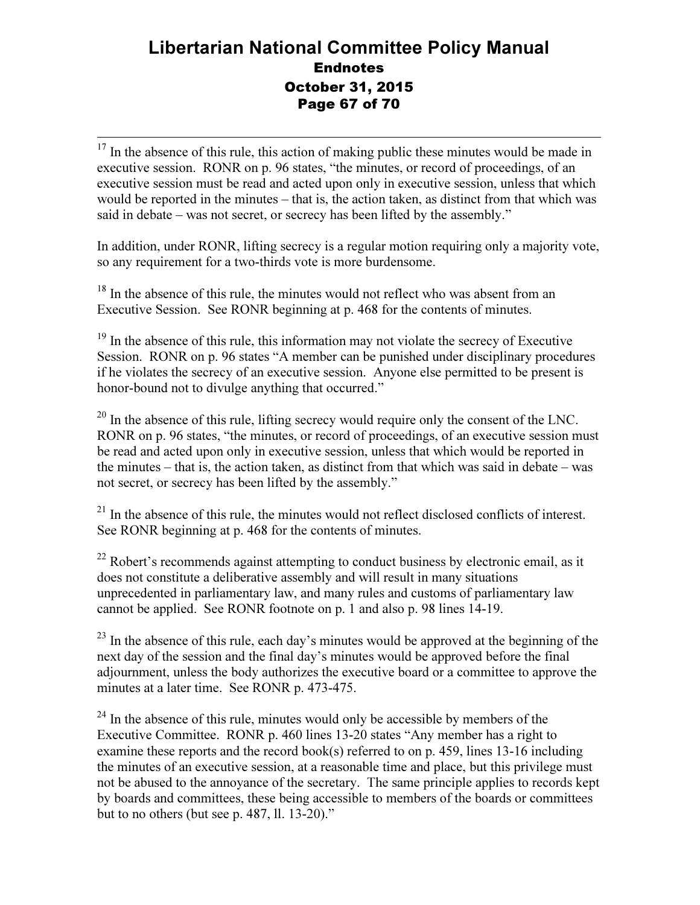[17] In the absence of this rule, this action of making public these minutes would be made in executive session. RONR on p. 96 states, "the minutes, or record of proceedings, of an executive session must be read and acted upon only in executive session, unless that which would be reported in the minutes – that is, the action taken, as distinct from that which was said in debate – was not secret, or secrecy has been lifted by the assembly."

In addition, under RONR, lifting secrecy is a regular motion requiring only a majority vote, so any requirement for a two-thirds vote is more burdensome.

[18] In the absence of this rule, the minutes would not reflect who was absent from an Executive Session. See RONR beginning at p. 468 for the contents of minutes.

[19] In the absence of this rule, this information may not violate the secrecy of Executive Session. RONR on p. 96 states "A member can be punished under disciplinary procedures if he violates the secrecy of an executive session. Anyone else permitted to be present is honor-bound not to divulge anything that occurred."

[20] In the absence of this rule, lifting secrecy would require only the consent of the LNC. RONR on p. 96 states, "the minutes, or record of proceedings, of an executive session must be read and acted upon only in executive session, unless that which would be reported in the minutes – that is, the action taken, as distinct from that which was said in debate – was not secret, or secrecy has been lifted by the assembly."

[21] In the absence of this rule, the minutes would not reflect disclosed conflicts of interest. See RONR beginning at p. 468 for the contents of minutes.

[22] Robert's recommends against attempting to conduct business by electronic email, as it does not constitute a deliberative assembly and will result in many situations unprecedented in parliamentary law, and many rules and customs of parliamentary law cannot be applied. See RONR footnote on p. 1 and also p. 98 lines 14-19.

[23] In the absence of this rule, each day's minutes would be approved at the beginning of the next day of the session and the final day's minutes would be approved before the final adjournment, unless the body authorizes the executive board or a committee to approve the minutes at a later time. See RONR p. 473-475.

[24] In the absence of this rule, minutes would only be accessible by members of the Executive Committee. RONR p. 460 lines 13-20 states "Any member has a right to examine these reports and the record book(s) referred to on p. 459, lines 13-16 including the minutes of an executive session, at a reasonable time and place, but this privilege must not be abused to the annoyance of the secretary. The same principle applies to records kept by boards and committees, these being accessible to members of the boards or committees but to no others (but see p. 487, ll. 13-20)."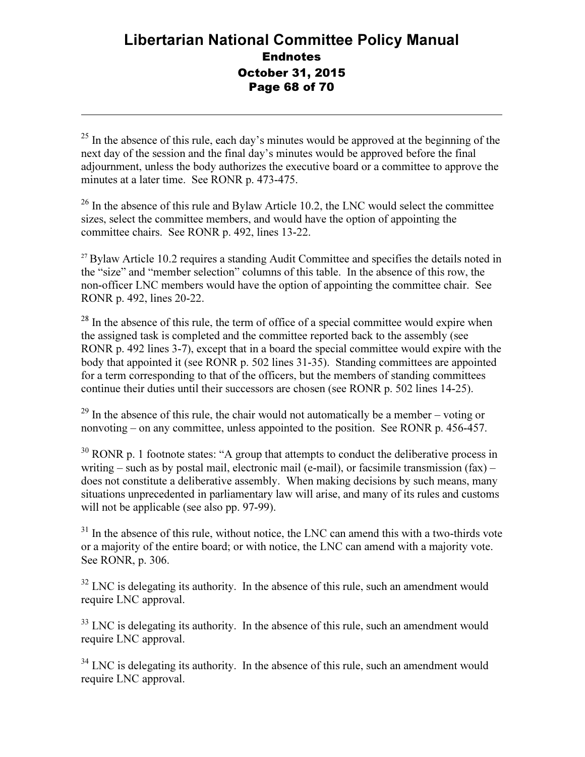[25] In the absence of this rule, each day's minutes would be approved at the beginning of the next day of the session and the final day's minutes would be approved before the final adjournment, unless the body authorizes the executive board or a committee to approve the minutes at a later time. See RONR p. 473-475.

[26] In the absence of this rule and Bylaw Article 10.2, the LNC would select the committee sizes, select the committee members, and would have the option of appointing the committee chairs. See RONR p. 492, lines 13-22.

[27] Bylaw Article 10.2 requires a standing Audit Committee and specifies the details noted in the "size" and "member selection" columns of this table. In the absence of this row, the non-officer LNC members would have the option of appointing the committee chair. See RONR p. 492, lines 20-22.

[28] In the absence of this rule, the term of office of a special committee would expire when the assigned task is completed and the committee reported back to the assembly (see RONR p. 492 lines 3-7), except that in a board the special committee would expire with the body that appointed it (see RONR p. 502 lines 31-35). Standing committees are appointed for a term corresponding to that of the officers, but the members of standing committees continue their duties until their successors are chosen (see RONR p. 502 lines 14-25).

[29] In the absence of this rule, the chair would not automatically be a member – voting or nonvoting – on any committee, unless appointed to the position. See RONR p. 456-457.

[30] RONR p. 1 footnote states: "A group that attempts to conduct the deliberative process in writing – such as by postal mail, electronic mail (e-mail), or facsimile transmission (fax) – does not constitute a deliberative assembly. When making decisions by such means, many situations unprecedented in parliamentary law will arise, and many of its rules and customs will not be applicable (see also pp. 97-99).

[31] In the absence of this rule, without notice, the LNC can amend this with a two-thirds vote or a majority of the entire board; or with notice, the LNC can amend with a majority vote. See RONR, p. 306.

[32] LNC is delegating its authority. In the absence of this rule, such an amendment would require LNC approval.

[33] LNC is delegating its authority. In the absence of this rule, such an amendment would require LNC approval.

[34] LNC is delegating its authority. In the absence of this rule, such an amendment would require LNC approval.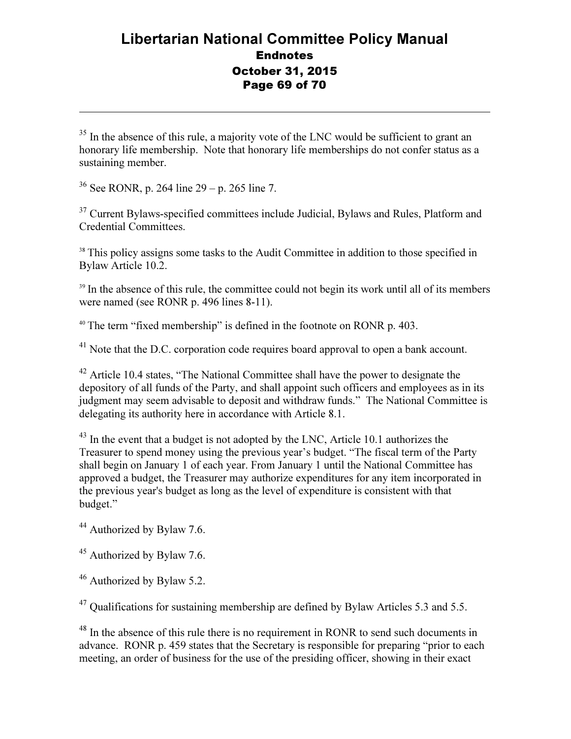[35] In the absence of this rule, a majority vote of the LNC would be sufficient to grant an honorary life membership. Note that honorary life memberships do not confer status as a sustaining member.

[36] See RONR, p. 264 line 29 – p. 265 line 7.

[37] Current Bylaws-specified committees include Judicial, Bylaws and Rules, Platform and Credential Committees.

[38] This policy assigns some tasks to the Audit Committee in addition to those specified in Bylaw Article 10.2.

[39] In the absence of this rule, the committee could not begin its work until all of its members were named (see RONR p. 496 lines 8-11).

[40] The term "fixed membership" is defined in the footnote on RONR p. 403.

[41] Note that the D.C. corporation code requires board approval to open a bank account.

[42] Article 10.4 states, "The National Committee shall have the power to designate the depository of all funds of the Party, and shall appoint such officers and employees as in its judgment may seem advisable to deposit and withdraw funds." The National Committee is delegating its authority here in accordance with Article 8.1.

[43] In the event that a budget is not adopted by the LNC, Article 10.1 authorizes the Treasurer to spend money using the previous year's budget. "The fiscal term of the Party shall begin on January 1 of each year. From January 1 until the National Committee has approved a budget, the Treasurer may authorize expenditures for any item incorporated in the previous year's budget as long as the level of expenditure is consistent with that budget."

[44] Authorized by Bylaw 7.6.

[45] Authorized by Bylaw 7.6.

[46] Authorized by Bylaw 5.2.

[47] Qualifications for sustaining membership are defined by Bylaw Articles 5.3 and 5.5.

[48] In the absence of this rule there is no requirement in RONR to send such documents in advance. RONR p. 459 states that the Secretary is responsible for preparing "prior to each meeting, an order of business for the use of the presiding officer, showing in their exact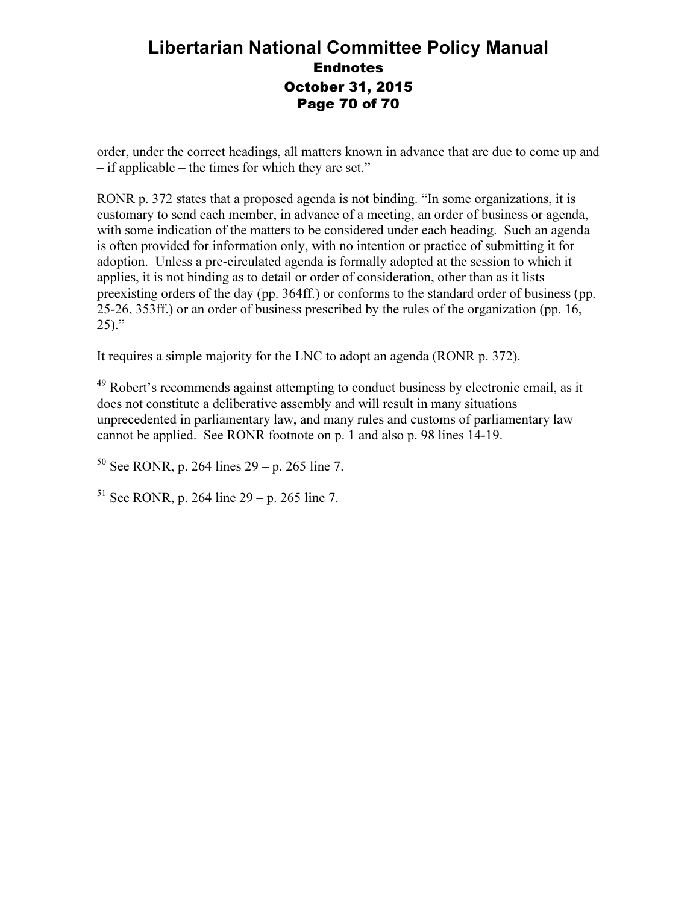order, under the correct headings, all matters known in advance that are due to come up and – if applicable – the times for which they are set."

RONR p. 372 states that a proposed agenda is not binding. "In some organizations, it is customary to send each member, in advance of a meeting, an order of business or agenda, with some indication of the matters to be considered under each heading. Such an agenda is often provided for information only, with no intention or practice of submitting it for adoption. Unless a pre-circulated agenda is formally adopted at the session to which it applies, it is not binding as to detail or order of consideration, other than as it lists preexisting orders of the day (pp. 364ff.) or conforms to the standard order of business (pp. 25-26, 353ff.) or an order of business prescribed by the rules of the organization (pp. 16, 25)."

It requires a simple majority for the LNC to adopt an agenda (RONR p. 372).

[49] Robert's recommends against attempting to conduct business by electronic email, as it does not constitute a deliberative assembly and will result in many situations unprecedented in parliamentary law, and many rules and customs of parliamentary law cannot be applied. See RONR footnote on p. 1 and also p. 98 lines 14-19.

[50] See RONR, p. 264 lines 29 – p. 265 line 7.

[51] See RONR, p. 264 line 29 – p. 265 line 7.